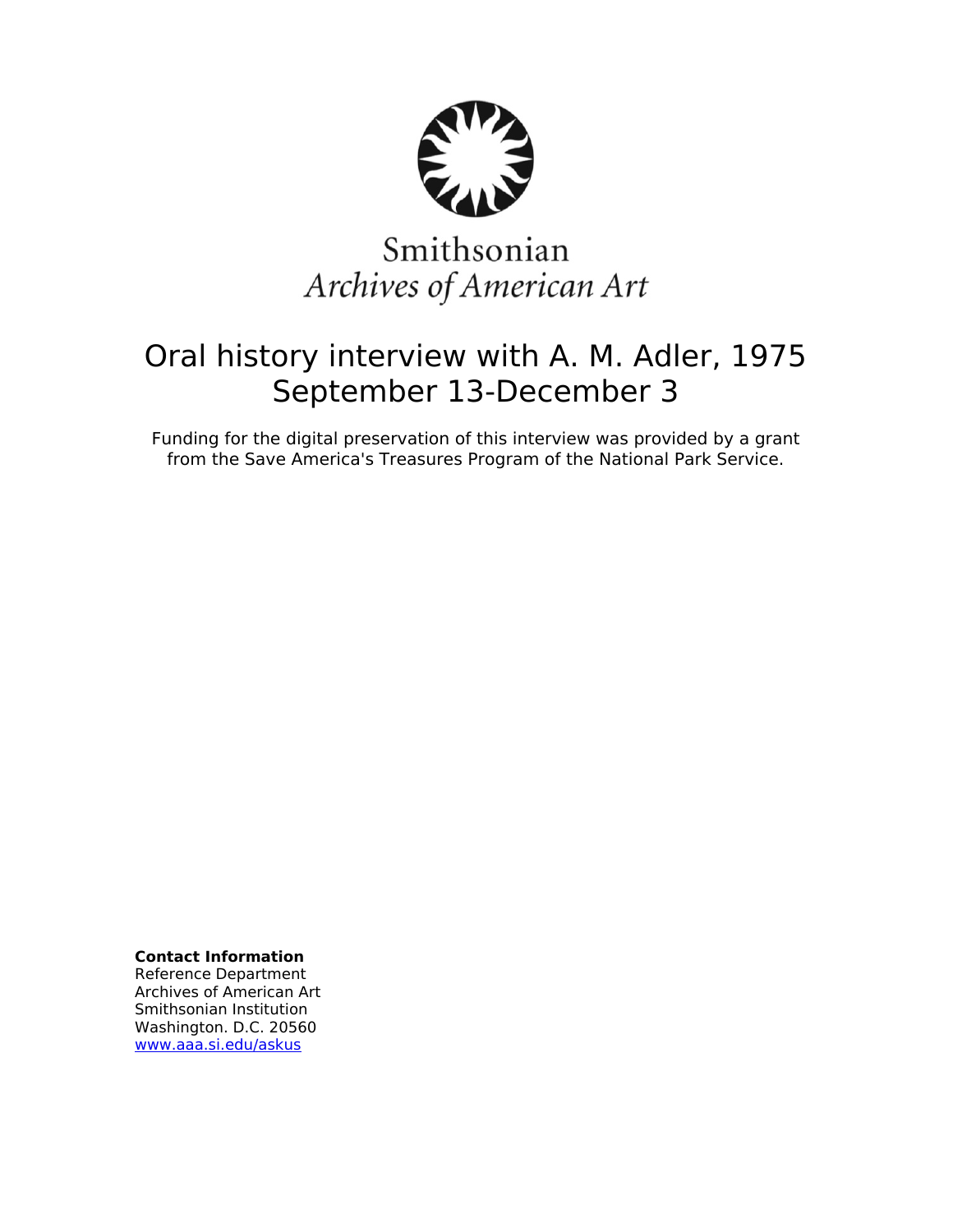Smithsonian
*Archives of American Art*

# Oral history interview with A. M. Adler, 1975 September 13-December 3

Funding for the digital preservation of this interview was provided by a grant from the Save America's Treasures Program of the National Park Service.

**Contact Information**
Reference Department
Archives of American Art
Smithsonian Institution
Washington. D.C. 20560
www.aaa.si.edu/askus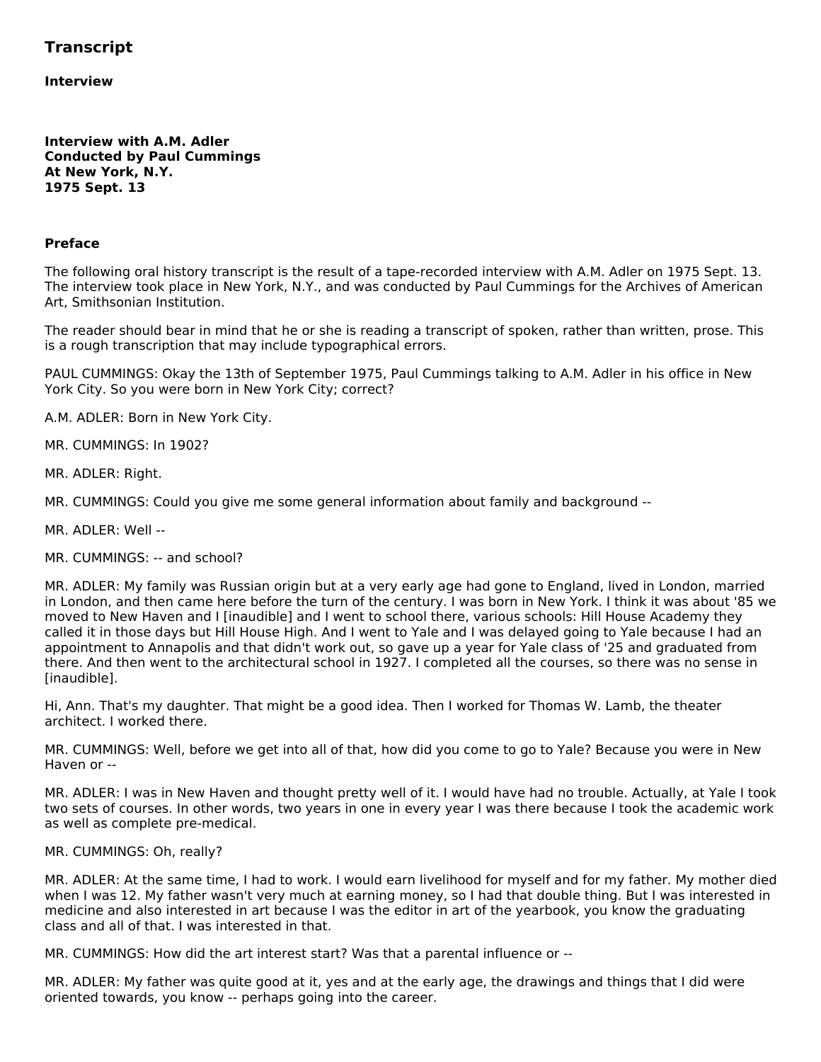## Transcript

### Interview

**Interview with A.M. Adler**
**Conducted by Paul Cummings**
**At New York, N.Y.**
**1975 Sept. 13**

### Preface

The following oral history transcript is the result of a tape-recorded interview with A.M. Adler on 1975 Sept. 13. The interview took place in New York, N.Y., and was conducted by Paul Cummings for the Archives of American Art, Smithsonian Institution.

The reader should bear in mind that he or she is reading a transcript of spoken, rather than written, prose. This is a rough transcription that may include typographical errors.

PAUL CUMMINGS: Okay the 13th of September 1975, Paul Cummings talking to A.M. Adler in his office in New York City. So you were born in New York City; correct?

A.M. ADLER: Born in New York City.

MR. CUMMINGS: In 1902?

MR. ADLER: Right.

MR. CUMMINGS: Could you give me some general information about family and background --

MR. ADLER: Well --

MR. CUMMINGS: -- and school?

MR. ADLER: My family was Russian origin but at a very early age had gone to England, lived in London, married in London, and then came here before the turn of the century. I was born in New York. I think it was about '85 we moved to New Haven and I [inaudible] and I went to school there, various schools: Hill House Academy they called it in those days but Hill House High. And I went to Yale and I was delayed going to Yale because I had an appointment to Annapolis and that didn't work out, so gave up a year for Yale class of '25 and graduated from there. And then went to the architectural school in 1927. I completed all the courses, so there was no sense in [inaudible].

Hi, Ann. That's my daughter. That might be a good idea. Then I worked for Thomas W. Lamb, the theater architect. I worked there.

MR. CUMMINGS: Well, before we get into all of that, how did you come to go to Yale? Because you were in New Haven or --

MR. ADLER: I was in New Haven and thought pretty well of it. I would have had no trouble. Actually, at Yale I took two sets of courses. In other words, two years in one in every year I was there because I took the academic work as well as complete pre-medical.

MR. CUMMINGS: Oh, really?

MR. ADLER: At the same time, I had to work. I would earn livelihood for myself and for my father. My mother died when I was 12. My father wasn't very much at earning money, so I had that double thing. But I was interested in medicine and also interested in art because I was the editor in art of the yearbook, you know the graduating class and all of that. I was interested in that.

MR. CUMMINGS: How did the art interest start? Was that a parental influence or --

MR. ADLER: My father was quite good at it, yes and at the early age, the drawings and things that I did were oriented towards, you know -- perhaps going into the career.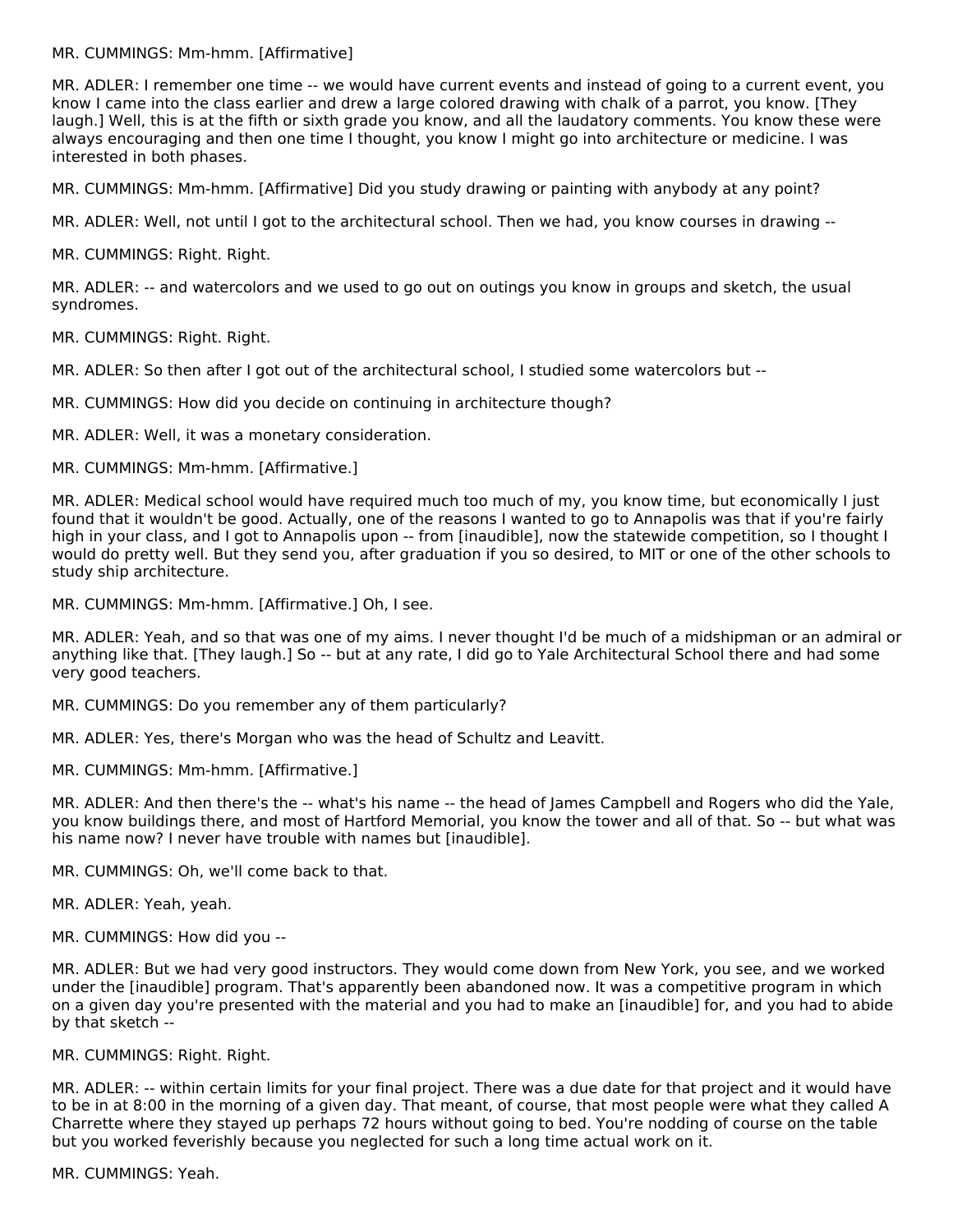MR. CUMMINGS: Mm-hmm. [Affirmative]

MR. ADLER: I remember one time -- we would have current events and instead of going to a current event, you know I came into the class earlier and drew a large colored drawing with chalk of a parrot, you know. [They laugh.] Well, this is at the fifth or sixth grade you know, and all the laudatory comments. You know these were always encouraging and then one time I thought, you know I might go into architecture or medicine. I was interested in both phases.

MR. CUMMINGS: Mm-hmm. [Affirmative] Did you study drawing or painting with anybody at any point?

MR. ADLER: Well, not until I got to the architectural school. Then we had, you know courses in drawing --

MR. CUMMINGS: Right. Right.

MR. ADLER: -- and watercolors and we used to go out on outings you know in groups and sketch, the usual syndromes.

MR. CUMMINGS: Right. Right.

MR. ADLER: So then after I got out of the architectural school, I studied some watercolors but --

MR. CUMMINGS: How did you decide on continuing in architecture though?

MR. ADLER: Well, it was a monetary consideration.

MR. CUMMINGS: Mm-hmm. [Affirmative.]

MR. ADLER: Medical school would have required much too much of my, you know time, but economically I just found that it wouldn't be good. Actually, one of the reasons I wanted to go to Annapolis was that if you're fairly high in your class, and I got to Annapolis upon -- from [inaudible], now the statewide competition, so I thought I would do pretty well. But they send you, after graduation if you so desired, to MIT or one of the other schools to study ship architecture.

MR. CUMMINGS: Mm-hmm. [Affirmative.] Oh, I see.

MR. ADLER: Yeah, and so that was one of my aims. I never thought I'd be much of a midshipman or an admiral or anything like that. [They laugh.] So -- but at any rate, I did go to Yale Architectural School there and had some very good teachers.

MR. CUMMINGS: Do you remember any of them particularly?

MR. ADLER: Yes, there's Morgan who was the head of Schultz and Leavitt.

MR. CUMMINGS: Mm-hmm. [Affirmative.]

MR. ADLER: And then there's the -- what's his name -- the head of James Campbell and Rogers who did the Yale, you know buildings there, and most of Hartford Memorial, you know the tower and all of that. So -- but what was his name now? I never have trouble with names but [inaudible].

MR. CUMMINGS: Oh, we'll come back to that.

MR. ADLER: Yeah, yeah.

MR. CUMMINGS: How did you --

MR. ADLER: But we had very good instructors. They would come down from New York, you see, and we worked under the [inaudible] program. That's apparently been abandoned now. It was a competitive program in which on a given day you're presented with the material and you had to make an [inaudible] for, and you had to abide by that sketch --

MR. CUMMINGS: Right. Right.

MR. ADLER: -- within certain limits for your final project. There was a due date for that project and it would have to be in at 8:00 in the morning of a given day. That meant, of course, that most people were what they called A Charrette where they stayed up perhaps 72 hours without going to bed. You're nodding of course on the table but you worked feverishly because you neglected for such a long time actual work on it.

MR. CUMMINGS: Yeah.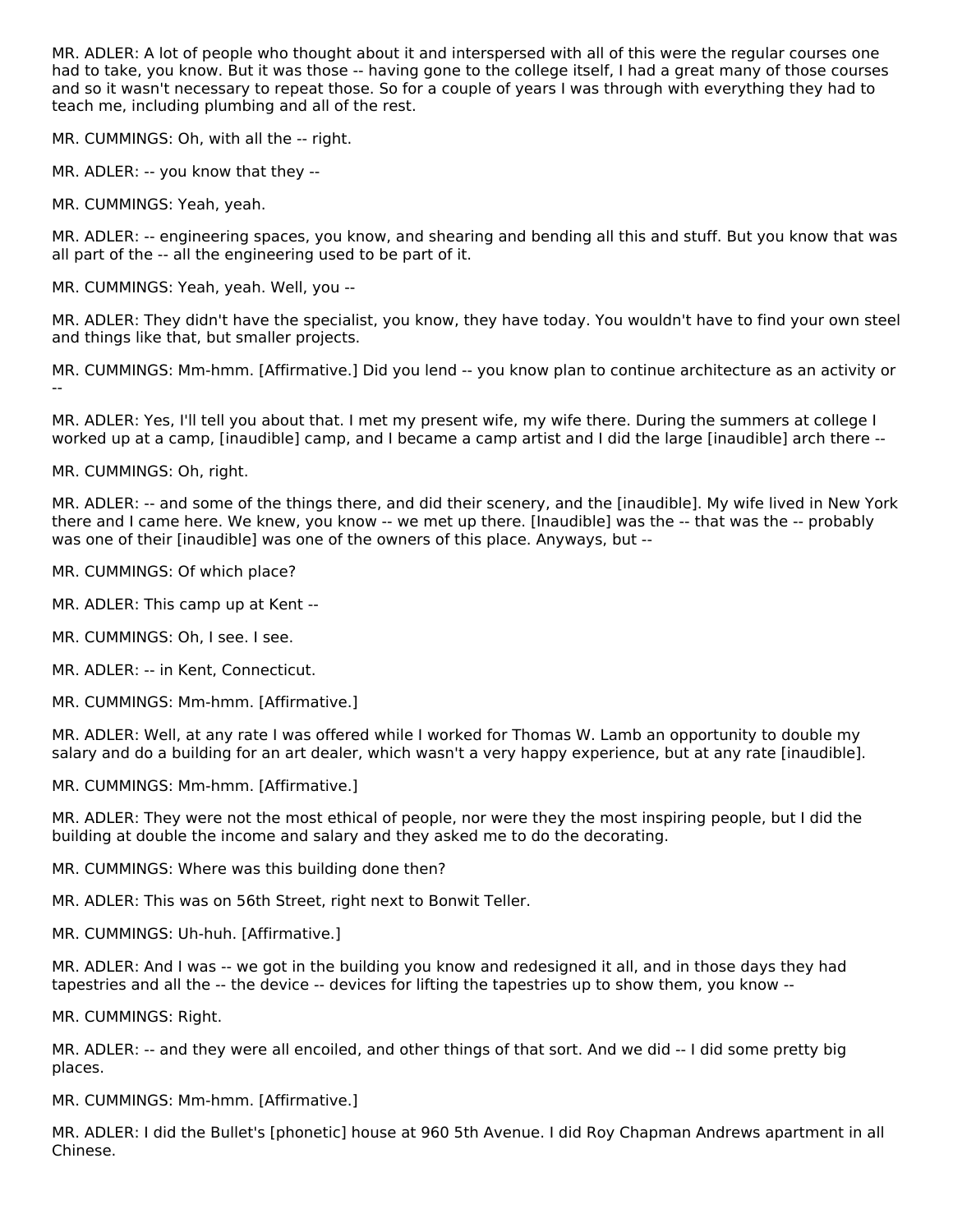MR. ADLER: A lot of people who thought about it and interspersed with all of this were the regular courses one had to take, you know. But it was those -- having gone to the college itself, I had a great many of those courses and so it wasn't necessary to repeat those. So for a couple of years I was through with everything they had to teach me, including plumbing and all of the rest.

MR. CUMMINGS: Oh, with all the -- right.

MR. ADLER: -- you know that they --

MR. CUMMINGS: Yeah, yeah.

MR. ADLER: -- engineering spaces, you know, and shearing and bending all this and stuff. But you know that was all part of the -- all the engineering used to be part of it.

MR. CUMMINGS: Yeah, yeah. Well, you --

MR. ADLER: They didn't have the specialist, you know, they have today. You wouldn't have to find your own steel and things like that, but smaller projects.

MR. CUMMINGS: Mm-hmm. [Affirmative.] Did you lend -- you know plan to continue architecture as an activity or --

MR. ADLER: Yes, I'll tell you about that. I met my present wife, my wife there. During the summers at college I worked up at a camp, [inaudible] camp, and I became a camp artist and I did the large [inaudible] arch there --

MR. CUMMINGS: Oh, right.

MR. ADLER: -- and some of the things there, and did their scenery, and the [inaudible]. My wife lived in New York there and I came here. We knew, you know -- we met up there. [Inaudible] was the -- that was the -- probably was one of their [inaudible] was one of the owners of this place. Anyways, but --

MR. CUMMINGS: Of which place?

MR. ADLER: This camp up at Kent --

MR. CUMMINGS: Oh, I see. I see.

MR. ADLER: -- in Kent, Connecticut.

MR. CUMMINGS: Mm-hmm. [Affirmative.]

MR. ADLER: Well, at any rate I was offered while I worked for Thomas W. Lamb an opportunity to double my salary and do a building for an art dealer, which wasn't a very happy experience, but at any rate [inaudible].

MR. CUMMINGS: Mm-hmm. [Affirmative.]

MR. ADLER: They were not the most ethical of people, nor were they the most inspiring people, but I did the building at double the income and salary and they asked me to do the decorating.

MR. CUMMINGS: Where was this building done then?

MR. ADLER: This was on 56th Street, right next to Bonwit Teller.

MR. CUMMINGS: Uh-huh. [Affirmative.]

MR. ADLER: And I was -- we got in the building you know and redesigned it all, and in those days they had tapestries and all the -- the device -- devices for lifting the tapestries up to show them, you know --

MR. CUMMINGS: Right.

MR. ADLER: -- and they were all encoiled, and other things of that sort. And we did -- I did some pretty big places.

MR. CUMMINGS: Mm-hmm. [Affirmative.]

MR. ADLER: I did the Bullet's [phonetic] house at 960 5th Avenue. I did Roy Chapman Andrews apartment in all Chinese.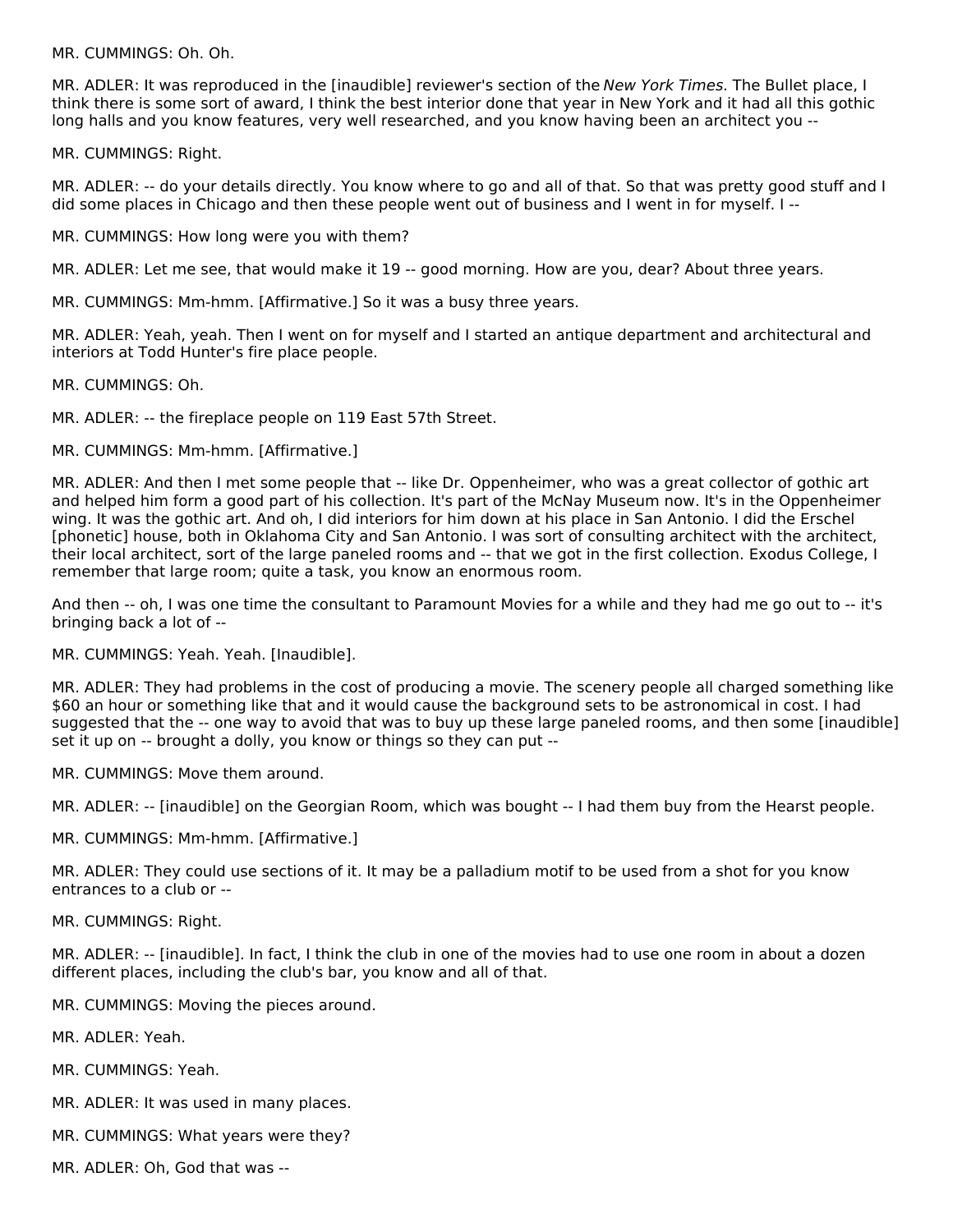MR. CUMMINGS: Oh. Oh.

MR. ADLER: It was reproduced in the [inaudible] reviewer's section of the *New York Times*. The Bullet place, I think there is some sort of award, I think the best interior done that year in New York and it had all this gothic long halls and you know features, very well researched, and you know having been an architect you --

MR. CUMMINGS: Right.

MR. ADLER: -- do your details directly. You know where to go and all of that. So that was pretty good stuff and I did some places in Chicago and then these people went out of business and I went in for myself. I --

MR. CUMMINGS: How long were you with them?

MR. ADLER: Let me see, that would make it 19 -- good morning. How are you, dear? About three years.

MR. CUMMINGS: Mm-hmm. [Affirmative.] So it was a busy three years.

MR. ADLER: Yeah, yeah. Then I went on for myself and I started an antique department and architectural and interiors at Todd Hunter's fire place people.

MR. CUMMINGS: Oh.

MR. ADLER: -- the fireplace people on 119 East 57th Street.

MR. CUMMINGS: Mm-hmm. [Affirmative.]

MR. ADLER: And then I met some people that -- like Dr. Oppenheimer, who was a great collector of gothic art and helped him form a good part of his collection. It's part of the McNay Museum now. It's in the Oppenheimer wing. It was the gothic art. And oh, I did interiors for him down at his place in San Antonio. I did the Erschel [phonetic] house, both in Oklahoma City and San Antonio. I was sort of consulting architect with the architect, their local architect, sort of the large paneled rooms and -- that we got in the first collection. Exodus College, I remember that large room; quite a task, you know an enormous room.

And then -- oh, I was one time the consultant to Paramount Movies for a while and they had me go out to -- it's bringing back a lot of --

MR. CUMMINGS: Yeah. Yeah. [Inaudible].

MR. ADLER: They had problems in the cost of producing a movie. The scenery people all charged something like $60 an hour or something like that and it would cause the background sets to be astronomical in cost. I had suggested that the -- one way to avoid that was to buy up these large paneled rooms, and then some [inaudible] set it up on -- brought a dolly, you know or things so they can put --

MR. CUMMINGS: Move them around.

MR. ADLER: -- [inaudible] on the Georgian Room, which was bought -- I had them buy from the Hearst people.

MR. CUMMINGS: Mm-hmm. [Affirmative.]

MR. ADLER: They could use sections of it. It may be a palladium motif to be used from a shot for you know entrances to a club or --

MR. CUMMINGS: Right.

MR. ADLER: -- [inaudible]. In fact, I think the club in one of the movies had to use one room in about a dozen different places, including the club's bar, you know and all of that.

MR. CUMMINGS: Moving the pieces around.

MR. ADLER: Yeah.

MR. CUMMINGS: Yeah.

MR. ADLER: It was used in many places.

MR. CUMMINGS: What years were they?

MR. ADLER: Oh, God that was --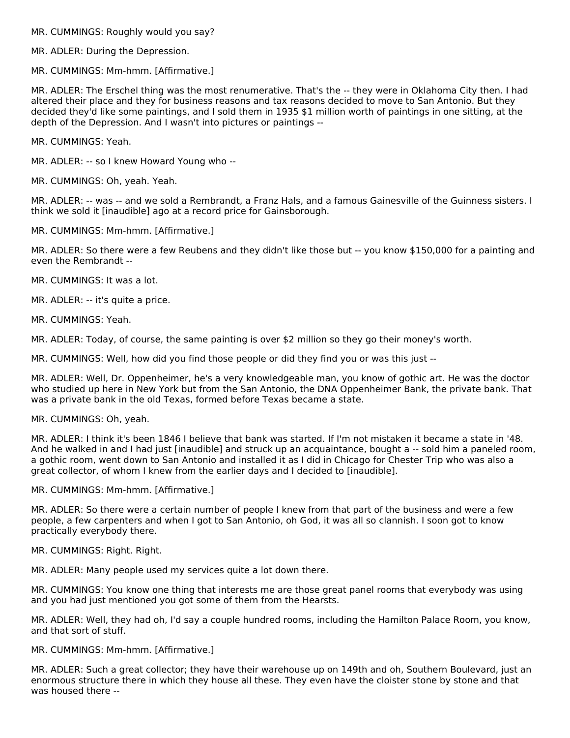MR. CUMMINGS: Roughly would you say?

MR. ADLER: During the Depression.

MR. CUMMINGS: Mm-hmm. [Affirmative.]

MR. ADLER: The Erschel thing was the most renumerative. That's the -- they were in Oklahoma City then. I had altered their place and they for business reasons and tax reasons decided to move to San Antonio. But they decided they'd like some paintings, and I sold them in 1935 $1 million worth of paintings in one sitting, at the depth of the Depression. And I wasn't into pictures or paintings --

MR. CUMMINGS: Yeah.

MR. ADLER: -- so I knew Howard Young who --

MR. CUMMINGS: Oh, yeah. Yeah.

MR. ADLER: -- was -- and we sold a Rembrandt, a Franz Hals, and a famous Gainesville of the Guinness sisters. I think we sold it [inaudible] ago at a record price for Gainsborough.

MR. CUMMINGS: Mm-hmm. [Affirmative.]

MR. ADLER: So there were a few Reubens and they didn't like those but -- you know $150,000 for a painting and even the Rembrandt --

MR. CUMMINGS: It was a lot.

MR. ADLER: -- it's quite a price.

MR. CUMMINGS: Yeah.

MR. ADLER: Today, of course, the same painting is over $2 million so they go their money's worth.

MR. CUMMINGS: Well, how did you find those people or did they find you or was this just --

MR. ADLER: Well, Dr. Oppenheimer, he's a very knowledgeable man, you know of gothic art. He was the doctor who studied up here in New York but from the San Antonio, the DNA Oppenheimer Bank, the private bank. That was a private bank in the old Texas, formed before Texas became a state.

MR. CUMMINGS: Oh, yeah.

MR. ADLER: I think it's been 1846 I believe that bank was started. If I'm not mistaken it became a state in '48. And he walked in and I had just [inaudible] and struck up an acquaintance, bought a -- sold him a paneled room, a gothic room, went down to San Antonio and installed it as I did in Chicago for Chester Trip who was also a great collector, of whom I knew from the earlier days and I decided to [inaudible].

MR. CUMMINGS: Mm-hmm. [Affirmative.]

MR. ADLER: So there were a certain number of people I knew from that part of the business and were a few people, a few carpenters and when I got to San Antonio, oh God, it was all so clannish. I soon got to know practically everybody there.

MR. CUMMINGS: Right. Right.

MR. ADLER: Many people used my services quite a lot down there.

MR. CUMMINGS: You know one thing that interests me are those great panel rooms that everybody was using and you had just mentioned you got some of them from the Hearsts.

MR. ADLER: Well, they had oh, I'd say a couple hundred rooms, including the Hamilton Palace Room, you know, and that sort of stuff.

MR. CUMMINGS: Mm-hmm. [Affirmative.]

MR. ADLER: Such a great collector; they have their warehouse up on 149th and oh, Southern Boulevard, just an enormous structure there in which they house all these. They even have the cloister stone by stone and that was housed there --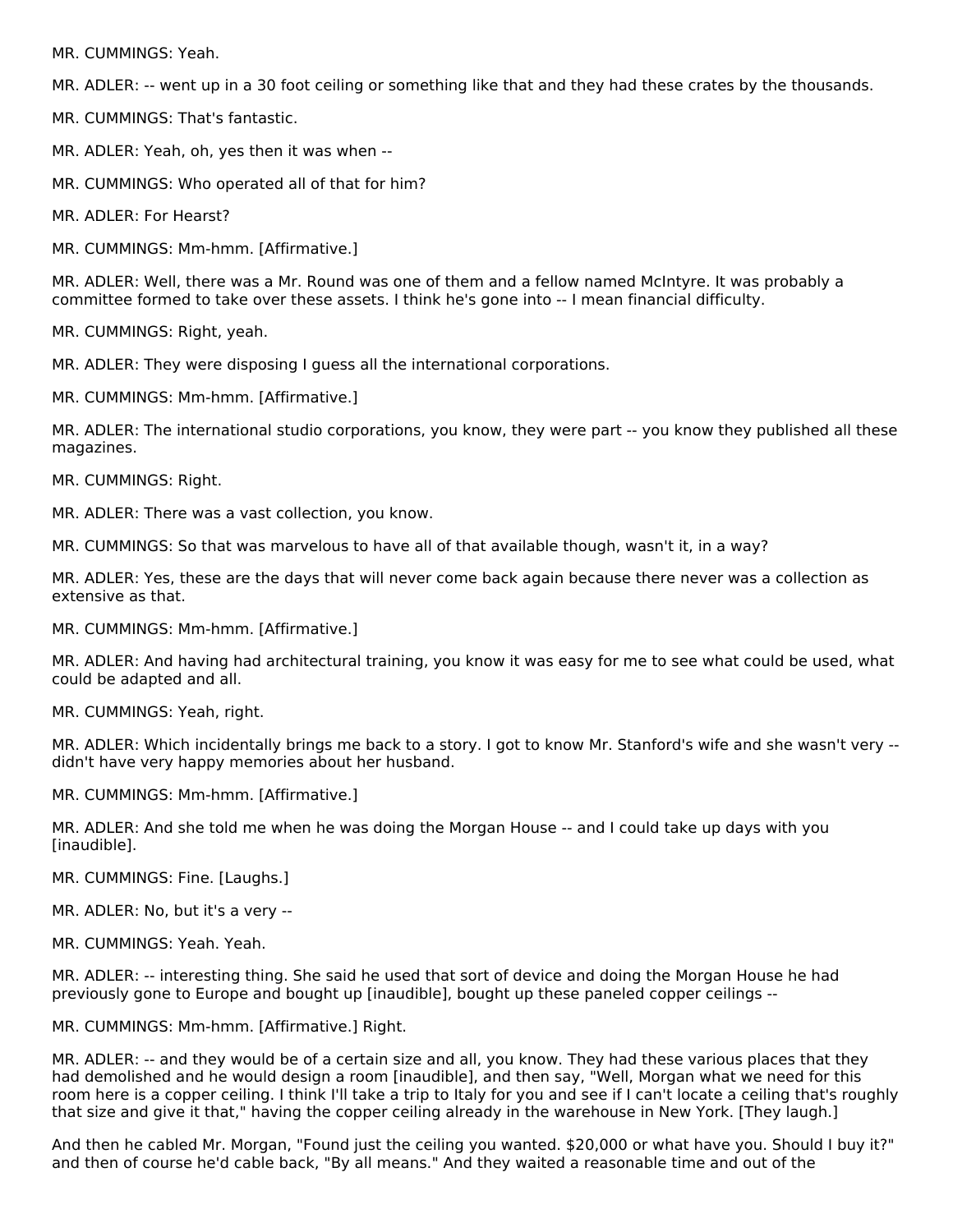MR. CUMMINGS: Yeah.

MR. ADLER: -- went up in a 30 foot ceiling or something like that and they had these crates by the thousands.

MR. CUMMINGS: That's fantastic.

MR. ADLER: Yeah, oh, yes then it was when --

MR. CUMMINGS: Who operated all of that for him?

MR. ADLER: For Hearst?

MR. CUMMINGS: Mm-hmm. [Affirmative.]

MR. ADLER: Well, there was a Mr. Round was one of them and a fellow named McIntyre. It was probably a committee formed to take over these assets. I think he's gone into -- I mean financial difficulty.

MR. CUMMINGS: Right, yeah.

MR. ADLER: They were disposing I guess all the international corporations.

MR. CUMMINGS: Mm-hmm. [Affirmative.]

MR. ADLER: The international studio corporations, you know, they were part -- you know they published all these magazines.

MR. CUMMINGS: Right.

MR. ADLER: There was a vast collection, you know.

MR. CUMMINGS: So that was marvelous to have all of that available though, wasn't it, in a way?

MR. ADLER: Yes, these are the days that will never come back again because there never was a collection as extensive as that.

MR. CUMMINGS: Mm-hmm. [Affirmative.]

MR. ADLER: And having had architectural training, you know it was easy for me to see what could be used, what could be adapted and all.

MR. CUMMINGS: Yeah, right.

MR. ADLER: Which incidentally brings me back to a story. I got to know Mr. Stanford's wife and she wasn't very -- didn't have very happy memories about her husband.

MR. CUMMINGS: Mm-hmm. [Affirmative.]

MR. ADLER: And she told me when he was doing the Morgan House -- and I could take up days with you [inaudible].

MR. CUMMINGS: Fine. [Laughs.]

MR. ADLER: No, but it's a very --

MR. CUMMINGS: Yeah. Yeah.

MR. ADLER: -- interesting thing. She said he used that sort of device and doing the Morgan House he had previously gone to Europe and bought up [inaudible], bought up these paneled copper ceilings --

MR. CUMMINGS: Mm-hmm. [Affirmative.] Right.

MR. ADLER: -- and they would be of a certain size and all, you know. They had these various places that they had demolished and he would design a room [inaudible], and then say, "Well, Morgan what we need for this room here is a copper ceiling. I think I'll take a trip to Italy for you and see if I can't locate a ceiling that's roughly that size and give it that," having the copper ceiling already in the warehouse in New York. [They laugh.]

And then he cabled Mr. Morgan, "Found just the ceiling you wanted. $20,000 or what have you. Should I buy it?" and then of course he'd cable back, "By all means." And they waited a reasonable time and out of the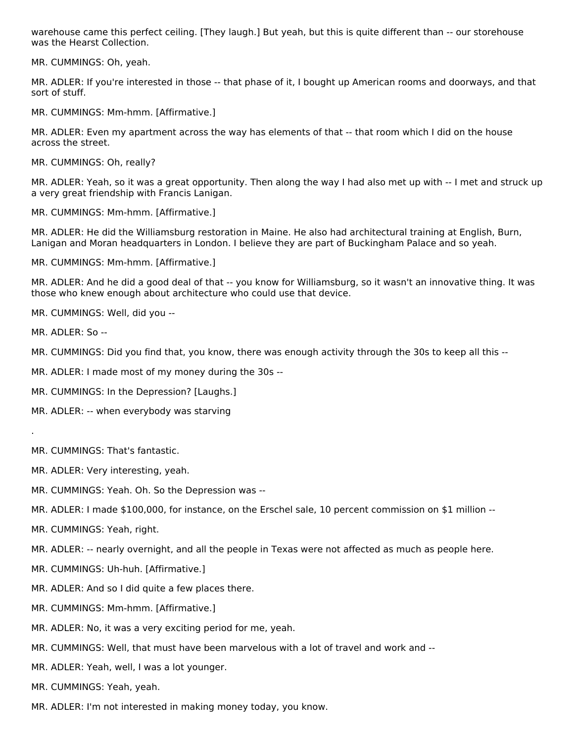warehouse came this perfect ceiling. [They laugh.] But yeah, but this is quite different than -- our storehouse was the Hearst Collection.

MR. CUMMINGS: Oh, yeah.

MR. ADLER: If you're interested in those -- that phase of it, I bought up American rooms and doorways, and that sort of stuff.

MR. CUMMINGS: Mm-hmm. [Affirmative.]

MR. ADLER: Even my apartment across the way has elements of that -- that room which I did on the house across the street.

MR. CUMMINGS: Oh, really?

MR. ADLER: Yeah, so it was a great opportunity. Then along the way I had also met up with -- I met and struck up a very great friendship with Francis Lanigan.

MR. CUMMINGS: Mm-hmm. [Affirmative.]

MR. ADLER: He did the Williamsburg restoration in Maine. He also had architectural training at English, Burn, Lanigan and Moran headquarters in London. I believe they are part of Buckingham Palace and so yeah.

MR. CUMMINGS: Mm-hmm. [Affirmative.]

MR. ADLER: And he did a good deal of that -- you know for Williamsburg, so it wasn't an innovative thing. It was those who knew enough about architecture who could use that device.

MR. CUMMINGS: Well, did you --

MR. ADLER: So --

MR. CUMMINGS: Did you find that, you know, there was enough activity through the 30s to keep all this --

MR. ADLER: I made most of my money during the 30s --

MR. CUMMINGS: In the Depression? [Laughs.]

MR. ADLER: -- when everybody was starving

.

MR. CUMMINGS: That's fantastic.

MR. ADLER: Very interesting, yeah.

MR. CUMMINGS: Yeah. Oh. So the Depression was --

MR. ADLER: I made $100,000, for instance, on the Erschel sale, 10 percent commission on $1 million --

MR. CUMMINGS: Yeah, right.

MR. ADLER: -- nearly overnight, and all the people in Texas were not affected as much as people here.

MR. CUMMINGS: Uh-huh. [Affirmative.]

MR. ADLER: And so I did quite a few places there.

MR. CUMMINGS: Mm-hmm. [Affirmative.]

MR. ADLER: No, it was a very exciting period for me, yeah.

MR. CUMMINGS: Well, that must have been marvelous with a lot of travel and work and --

MR. ADLER: Yeah, well, I was a lot younger.

MR. CUMMINGS: Yeah, yeah.

MR. ADLER: I'm not interested in making money today, you know.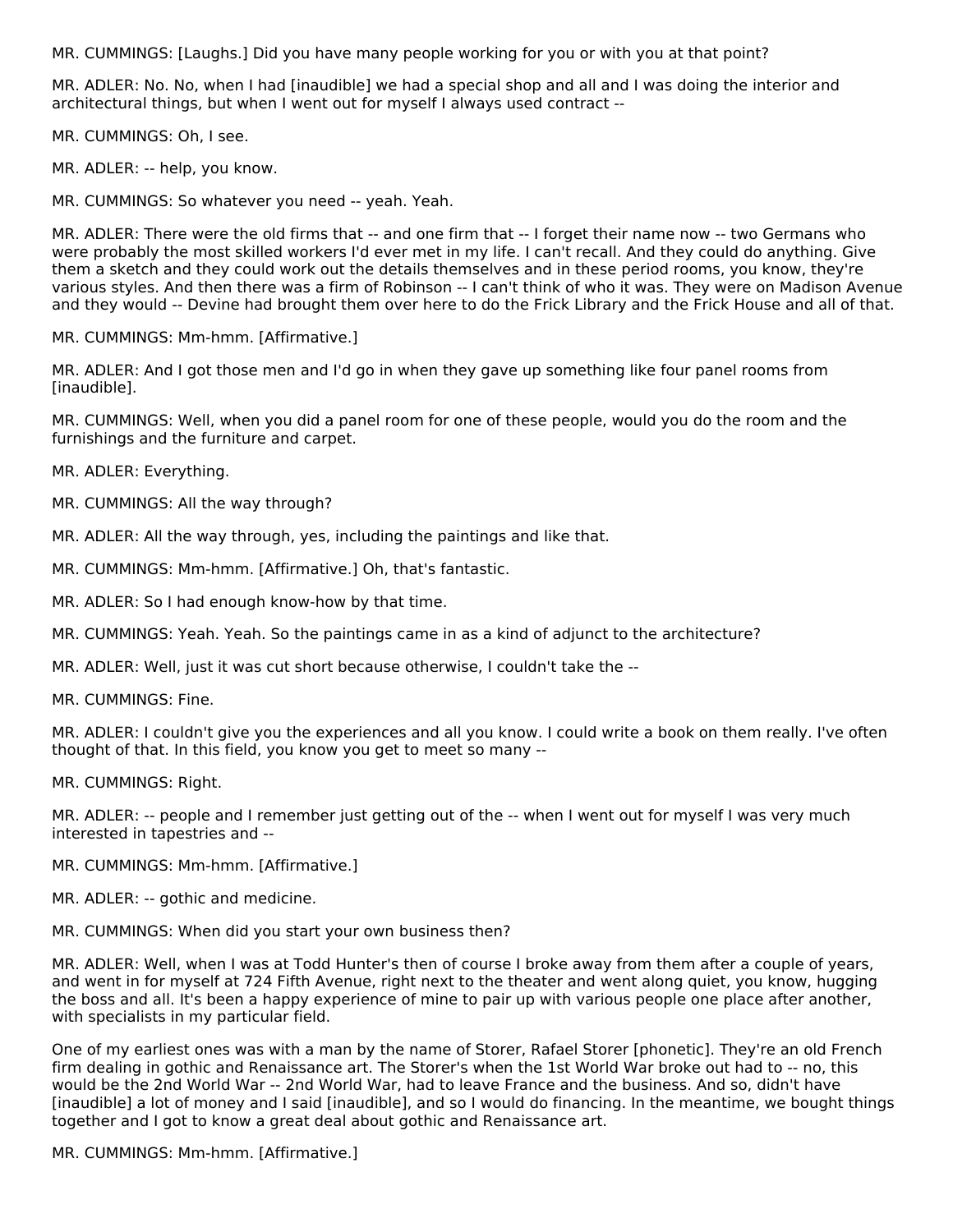MR. CUMMINGS: [Laughs.] Did you have many people working for you or with you at that point?

MR. ADLER: No. No, when I had [inaudible] we had a special shop and all and I was doing the interior and architectural things, but when I went out for myself I always used contract --

MR. CUMMINGS: Oh, I see.

MR. ADLER: -- help, you know.

MR. CUMMINGS: So whatever you need -- yeah. Yeah.

MR. ADLER: There were the old firms that -- and one firm that -- I forget their name now -- two Germans who were probably the most skilled workers I'd ever met in my life. I can't recall. And they could do anything. Give them a sketch and they could work out the details themselves and in these period rooms, you know, they're various styles. And then there was a firm of Robinson -- I can't think of who it was. They were on Madison Avenue and they would -- Devine had brought them over here to do the Frick Library and the Frick House and all of that.

MR. CUMMINGS: Mm-hmm. [Affirmative.]

MR. ADLER: And I got those men and I'd go in when they gave up something like four panel rooms from [inaudible].

MR. CUMMINGS: Well, when you did a panel room for one of these people, would you do the room and the furnishings and the furniture and carpet.

MR. ADLER: Everything.

MR. CUMMINGS: All the way through?

MR. ADLER: All the way through, yes, including the paintings and like that.

MR. CUMMINGS: Mm-hmm. [Affirmative.] Oh, that's fantastic.

MR. ADLER: So I had enough know-how by that time.

MR. CUMMINGS: Yeah. Yeah. So the paintings came in as a kind of adjunct to the architecture?

MR. ADLER: Well, just it was cut short because otherwise, I couldn't take the --

MR. CUMMINGS: Fine.

MR. ADLER: I couldn't give you the experiences and all you know. I could write a book on them really. I've often thought of that. In this field, you know you get to meet so many --

MR. CUMMINGS: Right.

MR. ADLER: -- people and I remember just getting out of the -- when I went out for myself I was very much interested in tapestries and --

MR. CUMMINGS: Mm-hmm. [Affirmative.]

MR. ADLER: -- gothic and medicine.

MR. CUMMINGS: When did you start your own business then?

MR. ADLER: Well, when I was at Todd Hunter's then of course I broke away from them after a couple of years, and went in for myself at 724 Fifth Avenue, right next to the theater and went along quiet, you know, hugging the boss and all. It's been a happy experience of mine to pair up with various people one place after another, with specialists in my particular field.

One of my earliest ones was with a man by the name of Storer, Rafael Storer [phonetic]. They're an old French firm dealing in gothic and Renaissance art. The Storer's when the 1st World War broke out had to -- no, this would be the 2nd World War -- 2nd World War, had to leave France and the business. And so, didn't have [inaudible] a lot of money and I said [inaudible], and so I would do financing. In the meantime, we bought things together and I got to know a great deal about gothic and Renaissance art.

MR. CUMMINGS: Mm-hmm. [Affirmative.]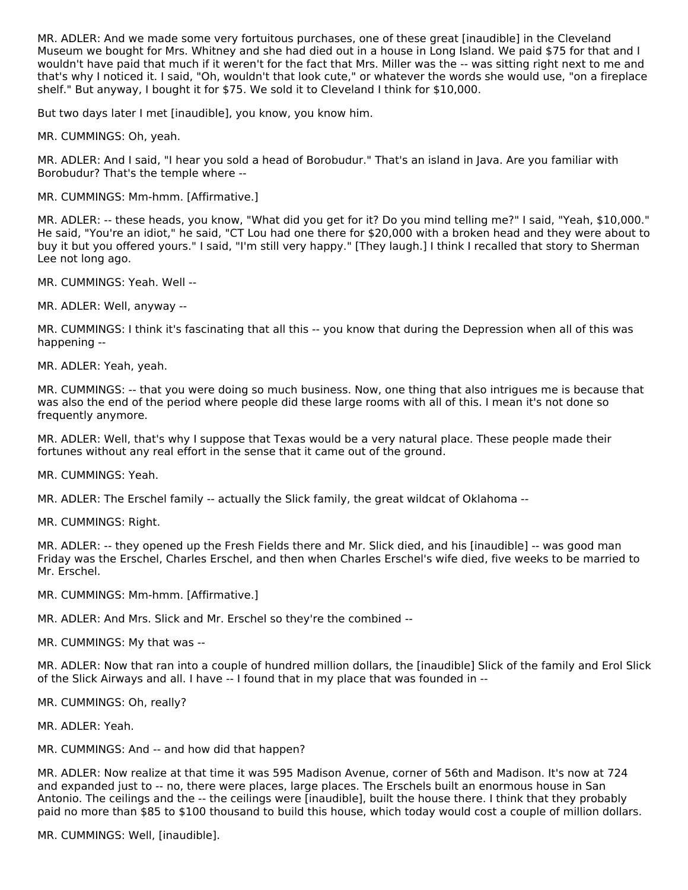MR. ADLER: And we made some very fortuitous purchases, one of these great [inaudible] in the Cleveland Museum we bought for Mrs. Whitney and she had died out in a house in Long Island. We paid $75 for that and I wouldn't have paid that much if it weren't for the fact that Mrs. Miller was the -- was sitting right next to me and that's why I noticed it. I said, "Oh, wouldn't that look cute," or whatever the words she would use, "on a fireplace shelf." But anyway, I bought it for $75. We sold it to Cleveland I think for $10,000.

But two days later I met [inaudible], you know, you know him.

MR. CUMMINGS: Oh, yeah.

MR. ADLER: And I said, "I hear you sold a head of Borobudur." That's an island in Java. Are you familiar with Borobudur? That's the temple where --

MR. CUMMINGS: Mm-hmm. [Affirmative.]

MR. ADLER: -- these heads, you know, "What did you get for it? Do you mind telling me?" I said, "Yeah, $10,000." He said, "You're an idiot," he said, "CT Lou had one there for $20,000 with a broken head and they were about to buy it but you offered yours." I said, "I'm still very happy." [They laugh.] I think I recalled that story to Sherman Lee not long ago.

MR. CUMMINGS: Yeah. Well --

MR. ADLER: Well, anyway --

MR. CUMMINGS: I think it's fascinating that all this -- you know that during the Depression when all of this was happening --

MR. ADLER: Yeah, yeah.

MR. CUMMINGS: -- that you were doing so much business. Now, one thing that also intrigues me is because that was also the end of the period where people did these large rooms with all of this. I mean it's not done so frequently anymore.

MR. ADLER: Well, that's why I suppose that Texas would be a very natural place. These people made their fortunes without any real effort in the sense that it came out of the ground.

MR. CUMMINGS: Yeah.

MR. ADLER: The Erschel family -- actually the Slick family, the great wildcat of Oklahoma --

MR. CUMMINGS: Right.

MR. ADLER: -- they opened up the Fresh Fields there and Mr. Slick died, and his [inaudible] -- was good man Friday was the Erschel, Charles Erschel, and then when Charles Erschel's wife died, five weeks to be married to Mr. Erschel.

MR. CUMMINGS: Mm-hmm. [Affirmative.]

MR. ADLER: And Mrs. Slick and Mr. Erschel so they're the combined --

MR. CUMMINGS: My that was --

MR. ADLER: Now that ran into a couple of hundred million dollars, the [inaudible] Slick of the family and Erol Slick of the Slick Airways and all. I have -- I found that in my place that was founded in --

MR. CUMMINGS: Oh, really?

MR. ADLER: Yeah.

MR. CUMMINGS: And -- and how did that happen?

MR. ADLER: Now realize at that time it was 595 Madison Avenue, corner of 56th and Madison. It's now at 724 and expanded just to -- no, there were places, large places. The Erschels built an enormous house in San Antonio. The ceilings and the -- the ceilings were [inaudible], built the house there. I think that they probably paid no more than $85 to $100 thousand to build this house, which today would cost a couple of million dollars.

MR. CUMMINGS: Well, [inaudible].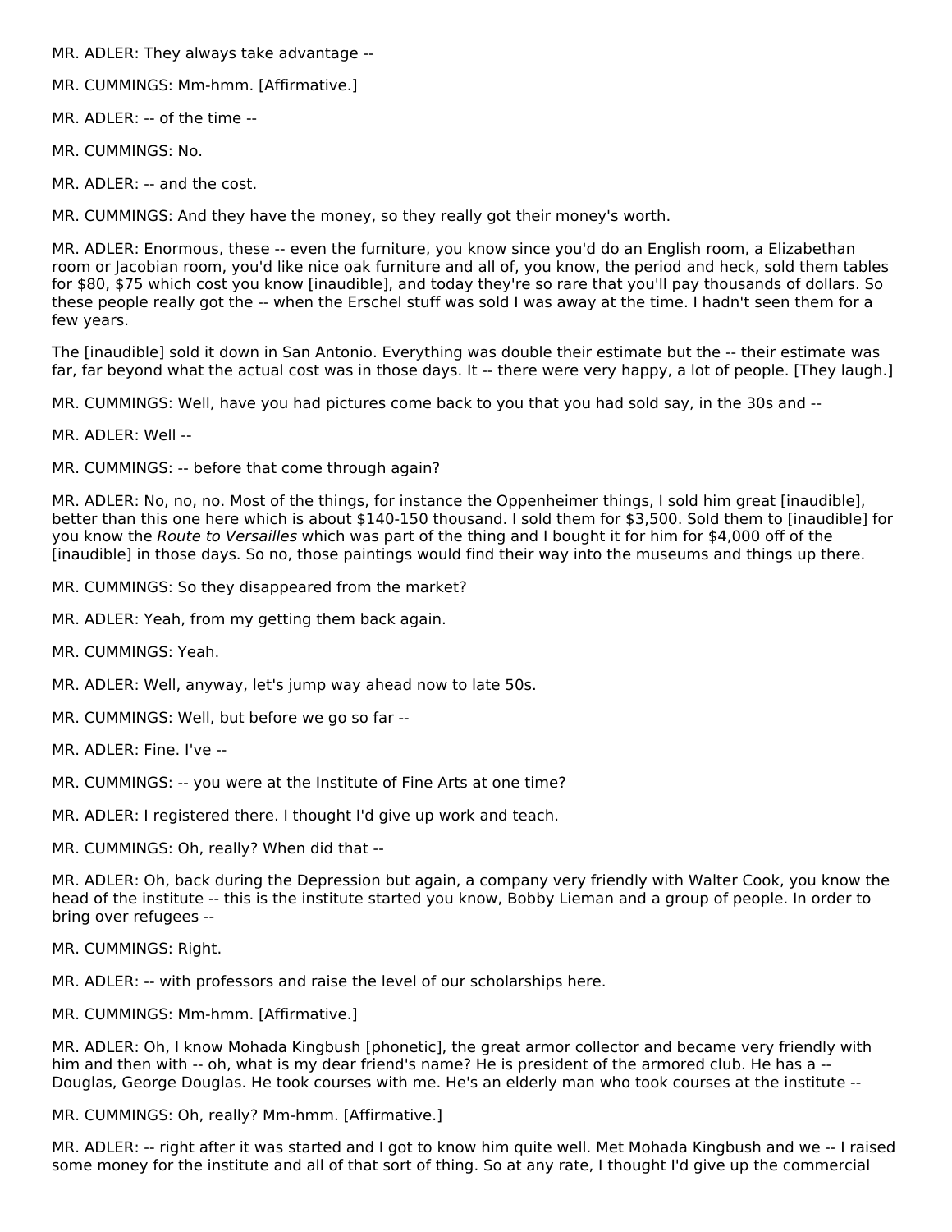MR. ADLER: They always take advantage --

MR. CUMMINGS: Mm-hmm. [Affirmative.]

MR. ADLER: -- of the time --

MR. CUMMINGS: No.

MR. ADLER: -- and the cost.

MR. CUMMINGS: And they have the money, so they really got their money's worth.

MR. ADLER: Enormous, these -- even the furniture, you know since you'd do an English room, a Elizabethan room or Jacobian room, you'd like nice oak furniture and all of, you know, the period and heck, sold them tables for $80, $75 which cost you know [inaudible], and today they're so rare that you'll pay thousands of dollars. So these people really got the -- when the Erschel stuff was sold I was away at the time. I hadn't seen them for a few years.

The [inaudible] sold it down in San Antonio. Everything was double their estimate but the -- their estimate was far, far beyond what the actual cost was in those days. It -- there were very happy, a lot of people. [They laugh.]

MR. CUMMINGS: Well, have you had pictures come back to you that you had sold say, in the 30s and --

MR. ADLER: Well --

MR. CUMMINGS: -- before that come through again?

MR. ADLER: No, no, no. Most of the things, for instance the Oppenheimer things, I sold him great [inaudible], better than this one here which is about $140-150 thousand. I sold them for $3,500. Sold them to [inaudible] for you know the *Route to Versailles* which was part of the thing and I bought it for him for $4,000 off of the [inaudible] in those days. So no, those paintings would find their way into the museums and things up there.

MR. CUMMINGS: So they disappeared from the market?

MR. ADLER: Yeah, from my getting them back again.

MR. CUMMINGS: Yeah.

MR. ADLER: Well, anyway, let's jump way ahead now to late 50s.

MR. CUMMINGS: Well, but before we go so far --

MR. ADLER: Fine. I've --

MR. CUMMINGS: -- you were at the Institute of Fine Arts at one time?

MR. ADLER: I registered there. I thought I'd give up work and teach.

MR. CUMMINGS: Oh, really? When did that --

MR. ADLER: Oh, back during the Depression but again, a company very friendly with Walter Cook, you know the head of the institute -- this is the institute started you know, Bobby Lieman and a group of people. In order to bring over refugees --

MR. CUMMINGS: Right.

MR. ADLER: -- with professors and raise the level of our scholarships here.

MR. CUMMINGS: Mm-hmm. [Affirmative.]

MR. ADLER: Oh, I know Mohada Kingbush [phonetic], the great armor collector and became very friendly with him and then with -- oh, what is my dear friend's name? He is president of the armored club. He has a -- Douglas, George Douglas. He took courses with me. He's an elderly man who took courses at the institute --

MR. CUMMINGS: Oh, really? Mm-hmm. [Affirmative.]

MR. ADLER: -- right after it was started and I got to know him quite well. Met Mohada Kingbush and we -- I raised some money for the institute and all of that sort of thing. So at any rate, I thought I'd give up the commercial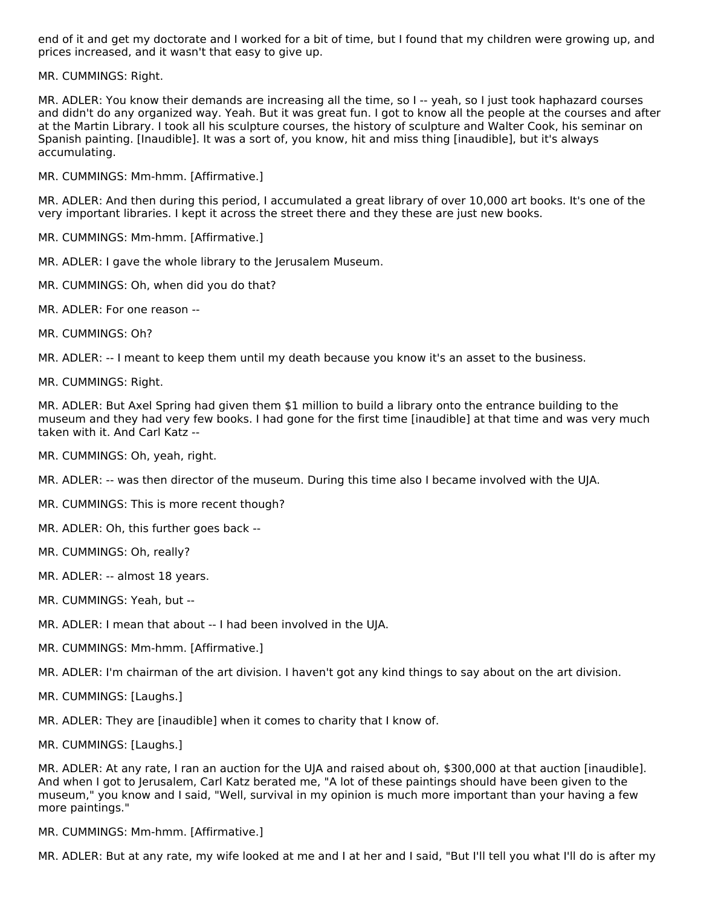end of it and get my doctorate and I worked for a bit of time, but I found that my children were growing up, and prices increased, and it wasn't that easy to give up.

MR. CUMMINGS: Right.

MR. ADLER: You know their demands are increasing all the time, so I -- yeah, so I just took haphazard courses and didn't do any organized way. Yeah. But it was great fun. I got to know all the people at the courses and after at the Martin Library. I took all his sculpture courses, the history of sculpture and Walter Cook, his seminar on Spanish painting. [Inaudible]. It was a sort of, you know, hit and miss thing [inaudible], but it's always accumulating.

MR. CUMMINGS: Mm-hmm. [Affirmative.]

MR. ADLER: And then during this period, I accumulated a great library of over 10,000 art books. It's one of the very important libraries. I kept it across the street there and they these are just new books.

MR. CUMMINGS: Mm-hmm. [Affirmative.]

MR. ADLER: I gave the whole library to the Jerusalem Museum.

MR. CUMMINGS: Oh, when did you do that?

MR. ADLER: For one reason --

MR. CUMMINGS: Oh?

MR. ADLER: -- I meant to keep them until my death because you know it's an asset to the business.

MR. CUMMINGS: Right.

MR. ADLER: But Axel Spring had given them $1 million to build a library onto the entrance building to the museum and they had very few books. I had gone for the first time [inaudible] at that time and was very much taken with it. And Carl Katz --

MR. CUMMINGS: Oh, yeah, right.

MR. ADLER: -- was then director of the museum. During this time also I became involved with the UJA.

MR. CUMMINGS: This is more recent though?

MR. ADLER: Oh, this further goes back --

MR. CUMMINGS: Oh, really?

MR. ADLER: -- almost 18 years.

MR. CUMMINGS: Yeah, but --

MR. ADLER: I mean that about -- I had been involved in the UJA.

MR. CUMMINGS: Mm-hmm. [Affirmative.]

MR. ADLER: I'm chairman of the art division. I haven't got any kind things to say about on the art division.

MR. CUMMINGS: [Laughs.]

MR. ADLER: They are [inaudible] when it comes to charity that I know of.

MR. CUMMINGS: [Laughs.]

MR. ADLER: At any rate, I ran an auction for the UJA and raised about oh, $300,000 at that auction [inaudible]. And when I got to Jerusalem, Carl Katz berated me, "A lot of these paintings should have been given to the museum," you know and I said, "Well, survival in my opinion is much more important than your having a few more paintings."

MR. CUMMINGS: Mm-hmm. [Affirmative.]

MR. ADLER: But at any rate, my wife looked at me and I at her and I said, "But I'll tell you what I'll do is after my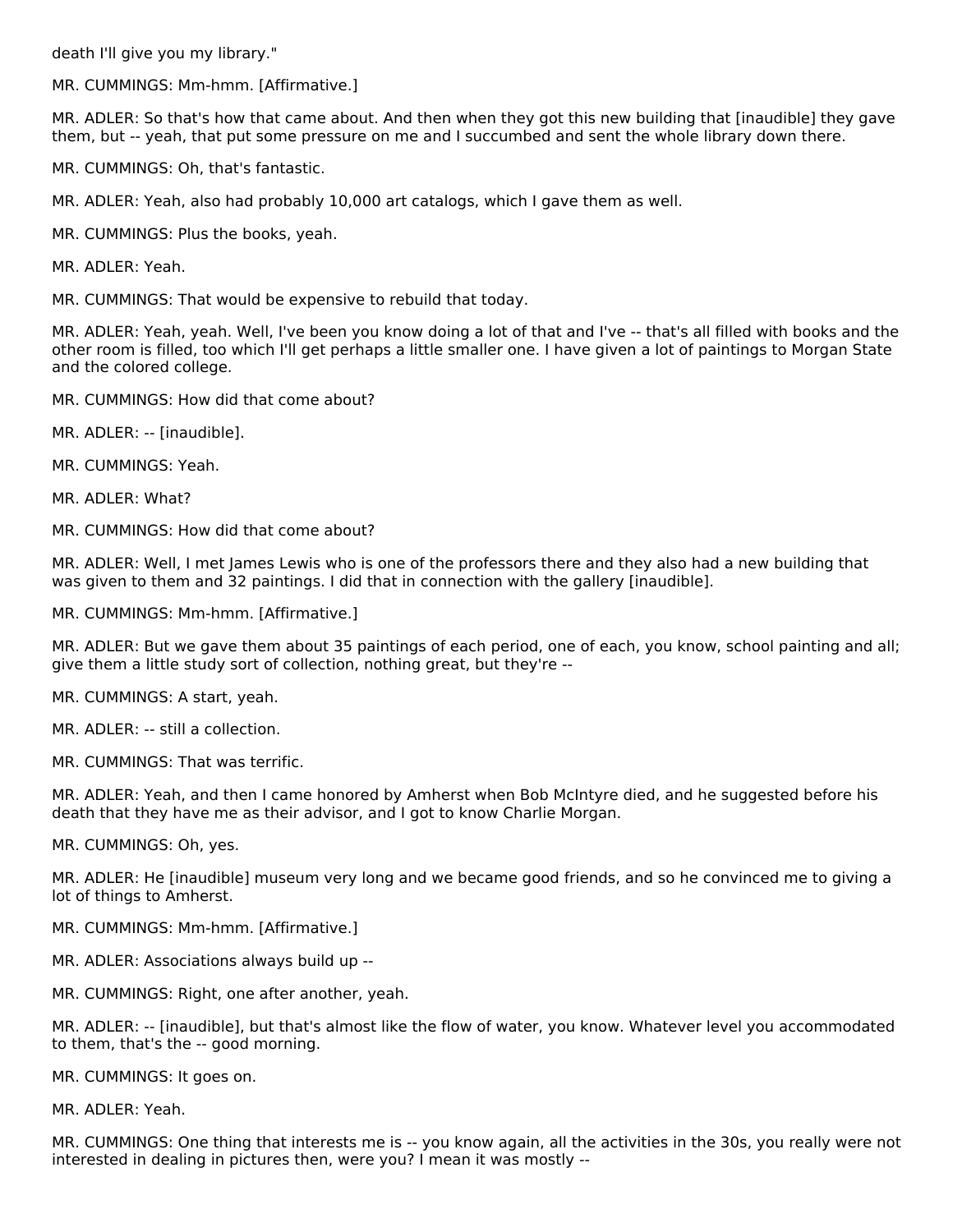death I'll give you my library."

MR. CUMMINGS: Mm-hmm. [Affirmative.]

MR. ADLER: So that's how that came about. And then when they got this new building that [inaudible] they gave them, but -- yeah, that put some pressure on me and I succumbed and sent the whole library down there.

MR. CUMMINGS: Oh, that's fantastic.

MR. ADLER: Yeah, also had probably 10,000 art catalogs, which I gave them as well.

MR. CUMMINGS: Plus the books, yeah.

MR. ADLER: Yeah.

MR. CUMMINGS: That would be expensive to rebuild that today.

MR. ADLER: Yeah, yeah. Well, I've been you know doing a lot of that and I've -- that's all filled with books and the other room is filled, too which I'll get perhaps a little smaller one. I have given a lot of paintings to Morgan State and the colored college.

MR. CUMMINGS: How did that come about?

MR. ADLER: -- [inaudible].

MR. CUMMINGS: Yeah.

MR. ADLER: What?

MR. CUMMINGS: How did that come about?

MR. ADLER: Well, I met James Lewis who is one of the professors there and they also had a new building that was given to them and 32 paintings. I did that in connection with the gallery [inaudible].

MR. CUMMINGS: Mm-hmm. [Affirmative.]

MR. ADLER: But we gave them about 35 paintings of each period, one of each, you know, school painting and all; give them a little study sort of collection, nothing great, but they're --

MR. CUMMINGS: A start, yeah.

MR. ADLER: -- still a collection.

MR. CUMMINGS: That was terrific.

MR. ADLER: Yeah, and then I came honored by Amherst when Bob McIntyre died, and he suggested before his death that they have me as their advisor, and I got to know Charlie Morgan.

MR. CUMMINGS: Oh, yes.

MR. ADLER: He [inaudible] museum very long and we became good friends, and so he convinced me to giving a lot of things to Amherst.

MR. CUMMINGS: Mm-hmm. [Affirmative.]

MR. ADLER: Associations always build up --

MR. CUMMINGS: Right, one after another, yeah.

MR. ADLER: -- [inaudible], but that's almost like the flow of water, you know. Whatever level you accommodated to them, that's the -- good morning.

MR. CUMMINGS: It goes on.

MR. ADLER: Yeah.

MR. CUMMINGS: One thing that interests me is -- you know again, all the activities in the 30s, you really were not interested in dealing in pictures then, were you? I mean it was mostly --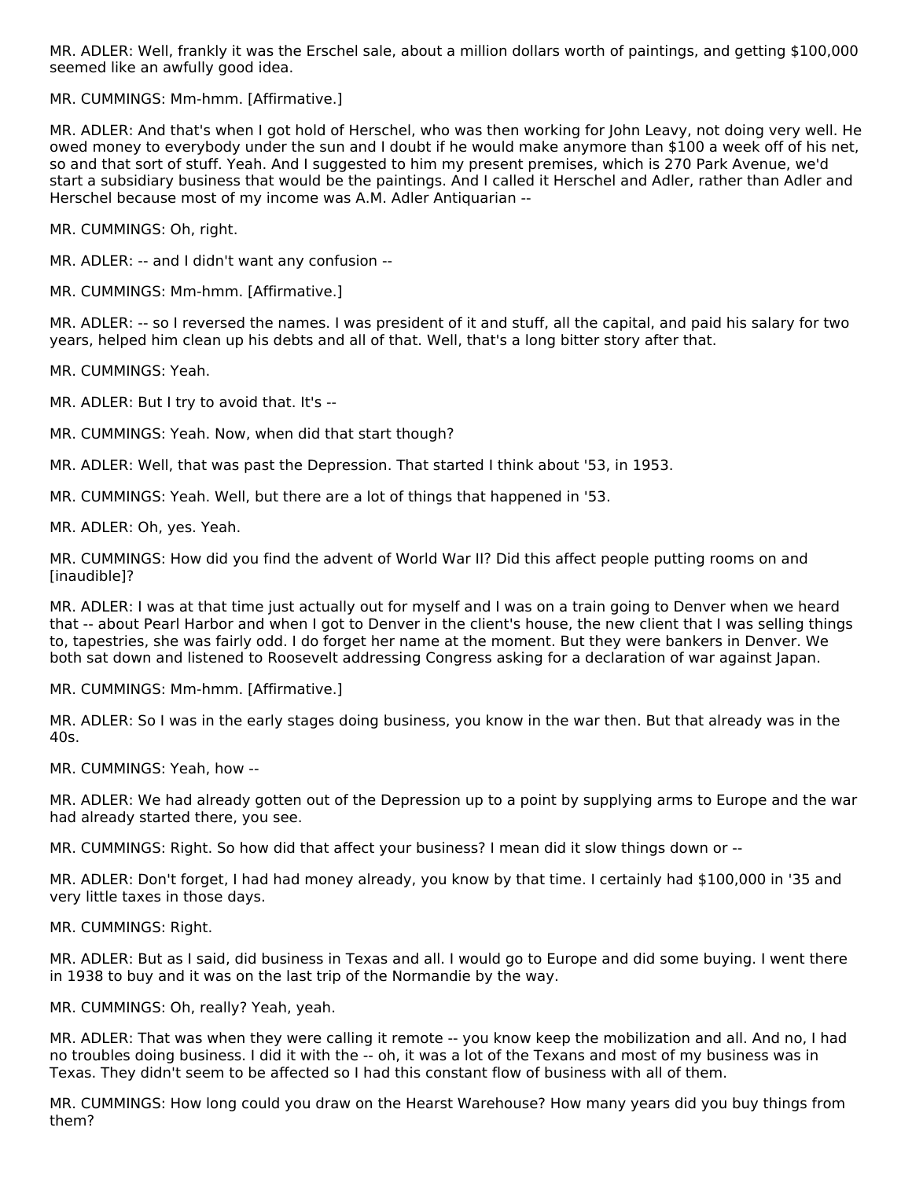MR. ADLER: Well, frankly it was the Erschel sale, about a million dollars worth of paintings, and getting $100,000 seemed like an awfully good idea.

MR. CUMMINGS: Mm-hmm. [Affirmative.]

MR. ADLER: And that's when I got hold of Herschel, who was then working for John Leavy, not doing very well. He owed money to everybody under the sun and I doubt if he would make anymore than $100 a week off of his net, so and that sort of stuff. Yeah. And I suggested to him my present premises, which is 270 Park Avenue, we'd start a subsidiary business that would be the paintings. And I called it Herschel and Adler, rather than Adler and Herschel because most of my income was A.M. Adler Antiquarian --

MR. CUMMINGS: Oh, right.

MR. ADLER: -- and I didn't want any confusion --

MR. CUMMINGS: Mm-hmm. [Affirmative.]

MR. ADLER: -- so I reversed the names. I was president of it and stuff, all the capital, and paid his salary for two years, helped him clean up his debts and all of that. Well, that's a long bitter story after that.

MR. CUMMINGS: Yeah.

MR. ADLER: But I try to avoid that. It's --

MR. CUMMINGS: Yeah. Now, when did that start though?

MR. ADLER: Well, that was past the Depression. That started I think about '53, in 1953.

MR. CUMMINGS: Yeah. Well, but there are a lot of things that happened in '53.

MR. ADLER: Oh, yes. Yeah.

MR. CUMMINGS: How did you find the advent of World War II? Did this affect people putting rooms on and [inaudible]?

MR. ADLER: I was at that time just actually out for myself and I was on a train going to Denver when we heard that -- about Pearl Harbor and when I got to Denver in the client's house, the new client that I was selling things to, tapestries, she was fairly odd. I do forget her name at the moment. But they were bankers in Denver. We both sat down and listened to Roosevelt addressing Congress asking for a declaration of war against Japan.

MR. CUMMINGS: Mm-hmm. [Affirmative.]

MR. ADLER: So I was in the early stages doing business, you know in the war then. But that already was in the 40s.

MR. CUMMINGS: Yeah, how --

MR. ADLER: We had already gotten out of the Depression up to a point by supplying arms to Europe and the war had already started there, you see.

MR. CUMMINGS: Right. So how did that affect your business? I mean did it slow things down or --

MR. ADLER: Don't forget, I had had money already, you know by that time. I certainly had $100,000 in '35 and very little taxes in those days.

MR. CUMMINGS: Right.

MR. ADLER: But as I said, did business in Texas and all. I would go to Europe and did some buying. I went there in 1938 to buy and it was on the last trip of the Normandie by the way.

MR. CUMMINGS: Oh, really? Yeah, yeah.

MR. ADLER: That was when they were calling it remote -- you know keep the mobilization and all. And no, I had no troubles doing business. I did it with the -- oh, it was a lot of the Texans and most of my business was in Texas. They didn't seem to be affected so I had this constant flow of business with all of them.

MR. CUMMINGS: How long could you draw on the Hearst Warehouse? How many years did you buy things from them?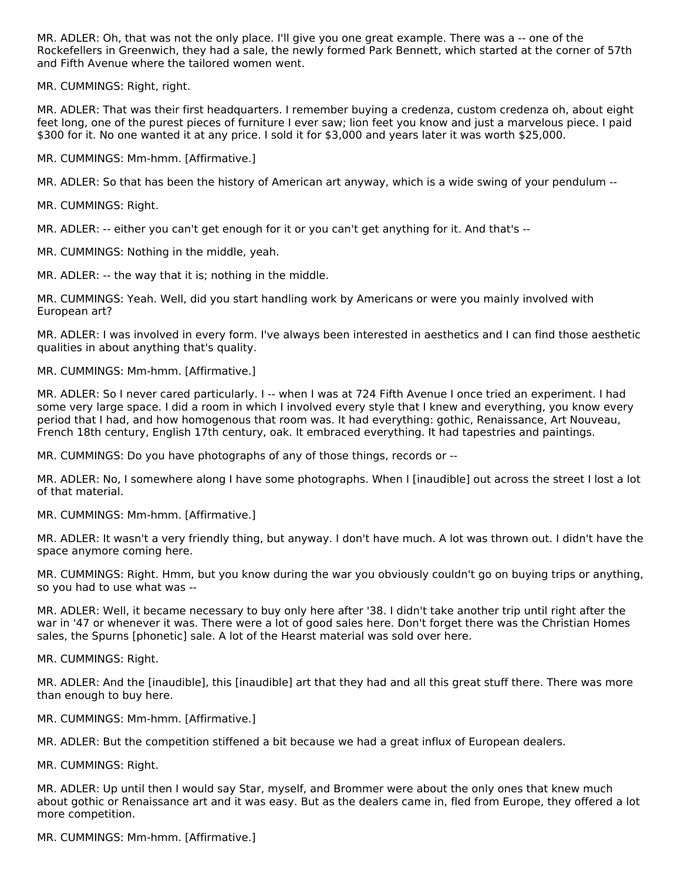MR. ADLER: Oh, that was not the only place. I'll give you one great example. There was a -- one of the Rockefellers in Greenwich, they had a sale, the newly formed Park Bennett, which started at the corner of 57th and Fifth Avenue where the tailored women went.

MR. CUMMINGS: Right, right.

MR. ADLER: That was their first headquarters. I remember buying a credenza, custom credenza oh, about eight feet long, one of the purest pieces of furniture I ever saw; lion feet you know and just a marvelous piece. I paid $300 for it. No one wanted it at any price. I sold it for $3,000 and years later it was worth $25,000.

MR. CUMMINGS: Mm-hmm. [Affirmative.]

MR. ADLER: So that has been the history of American art anyway, which is a wide swing of your pendulum --

MR. CUMMINGS: Right.

MR. ADLER: -- either you can't get enough for it or you can't get anything for it. And that's --

MR. CUMMINGS: Nothing in the middle, yeah.

MR. ADLER: -- the way that it is; nothing in the middle.

MR. CUMMINGS: Yeah. Well, did you start handling work by Americans or were you mainly involved with European art?

MR. ADLER: I was involved in every form. I've always been interested in aesthetics and I can find those aesthetic qualities in about anything that's quality.

MR. CUMMINGS: Mm-hmm. [Affirmative.]

MR. ADLER: So I never cared particularly. I -- when I was at 724 Fifth Avenue I once tried an experiment. I had some very large space. I did a room in which I involved every style that I knew and everything, you know every period that I had, and how homogenous that room was. It had everything: gothic, Renaissance, Art Nouveau, French 18th century, English 17th century, oak. It embraced everything. It had tapestries and paintings.

MR. CUMMINGS: Do you have photographs of any of those things, records or --

MR. ADLER: No, I somewhere along I have some photographs. When I [inaudible] out across the street I lost a lot of that material.

MR. CUMMINGS: Mm-hmm. [Affirmative.]

MR. ADLER: It wasn't a very friendly thing, but anyway. I don't have much. A lot was thrown out. I didn't have the space anymore coming here.

MR. CUMMINGS: Right. Hmm, but you know during the war you obviously couldn't go on buying trips or anything, so you had to use what was --

MR. ADLER: Well, it became necessary to buy only here after '38. I didn't take another trip until right after the war in '47 or whenever it was. There were a lot of good sales here. Don't forget there was the Christian Homes sales, the Spurns [phonetic] sale. A lot of the Hearst material was sold over here.

MR. CUMMINGS: Right.

MR. ADLER: And the [inaudible], this [inaudible] art that they had and all this great stuff there. There was more than enough to buy here.

MR. CUMMINGS: Mm-hmm. [Affirmative.]

MR. ADLER: But the competition stiffened a bit because we had a great influx of European dealers.

MR. CUMMINGS: Right.

MR. ADLER: Up until then I would say Star, myself, and Brommer were about the only ones that knew much about gothic or Renaissance art and it was easy. But as the dealers came in, fled from Europe, they offered a lot more competition.

MR. CUMMINGS: Mm-hmm. [Affirmative.]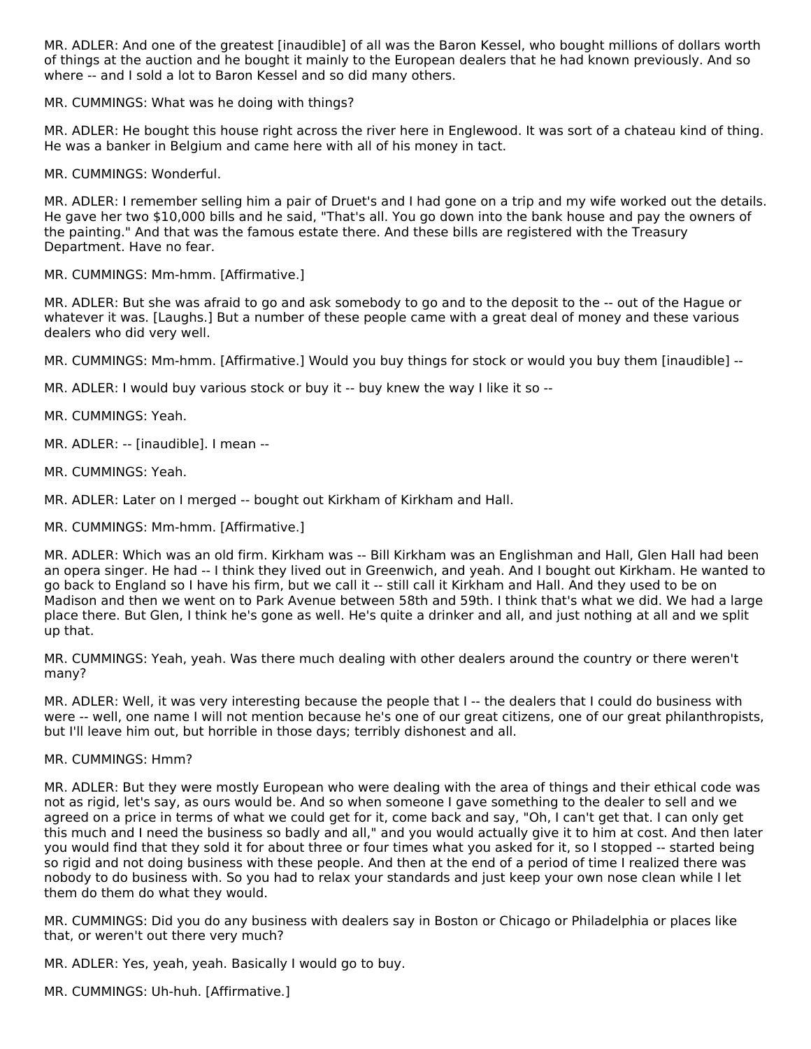MR. ADLER: And one of the greatest [inaudible] of all was the Baron Kessel, who bought millions of dollars worth of things at the auction and he bought it mainly to the European dealers that he had known previously. And so where -- and I sold a lot to Baron Kessel and so did many others.

MR. CUMMINGS: What was he doing with things?

MR. ADLER: He bought this house right across the river here in Englewood. It was sort of a chateau kind of thing. He was a banker in Belgium and came here with all of his money in tact.

MR. CUMMINGS: Wonderful.

MR. ADLER: I remember selling him a pair of Druet's and I had gone on a trip and my wife worked out the details. He gave her two $10,000 bills and he said, "That's all. You go down into the bank house and pay the owners of the painting." And that was the famous estate there. And these bills are registered with the Treasury Department. Have no fear.

MR. CUMMINGS: Mm-hmm. [Affirmative.]

MR. ADLER: But she was afraid to go and ask somebody to go and to the deposit to the -- out of the Hague or whatever it was. [Laughs.] But a number of these people came with a great deal of money and these various dealers who did very well.

MR. CUMMINGS: Mm-hmm. [Affirmative.] Would you buy things for stock or would you buy them [inaudible] --

MR. ADLER: I would buy various stock or buy it -- buy knew the way I like it so --

MR. CUMMINGS: Yeah.

MR. ADLER: -- [inaudible]. I mean --

MR. CUMMINGS: Yeah.

MR. ADLER: Later on I merged -- bought out Kirkham of Kirkham and Hall.

MR. CUMMINGS: Mm-hmm. [Affirmative.]

MR. ADLER: Which was an old firm. Kirkham was -- Bill Kirkham was an Englishman and Hall, Glen Hall had been an opera singer. He had -- I think they lived out in Greenwich, and yeah. And I bought out Kirkham. He wanted to go back to England so I have his firm, but we call it -- still call it Kirkham and Hall. And they used to be on Madison and then we went on to Park Avenue between 58th and 59th. I think that's what we did. We had a large place there. But Glen, I think he's gone as well. He's quite a drinker and all, and just nothing at all and we split up that.

MR. CUMMINGS: Yeah, yeah. Was there much dealing with other dealers around the country or there weren't many?

MR. ADLER: Well, it was very interesting because the people that I -- the dealers that I could do business with were -- well, one name I will not mention because he's one of our great citizens, one of our great philanthropists, but I'll leave him out, but horrible in those days; terribly dishonest and all.

MR. CUMMINGS: Hmm?

MR. ADLER: But they were mostly European who were dealing with the area of things and their ethical code was not as rigid, let's say, as ours would be. And so when someone I gave something to the dealer to sell and we agreed on a price in terms of what we could get for it, come back and say, "Oh, I can't get that. I can only get this much and I need the business so badly and all," and you would actually give it to him at cost. And then later you would find that they sold it for about three or four times what you asked for it, so I stopped -- started being so rigid and not doing business with these people. And then at the end of a period of time I realized there was nobody to do business with. So you had to relax your standards and just keep your own nose clean while I let them do them do what they would.

MR. CUMMINGS: Did you do any business with dealers say in Boston or Chicago or Philadelphia or places like that, or weren't out there very much?

MR. ADLER: Yes, yeah, yeah. Basically I would go to buy.

MR. CUMMINGS: Uh-huh. [Affirmative.]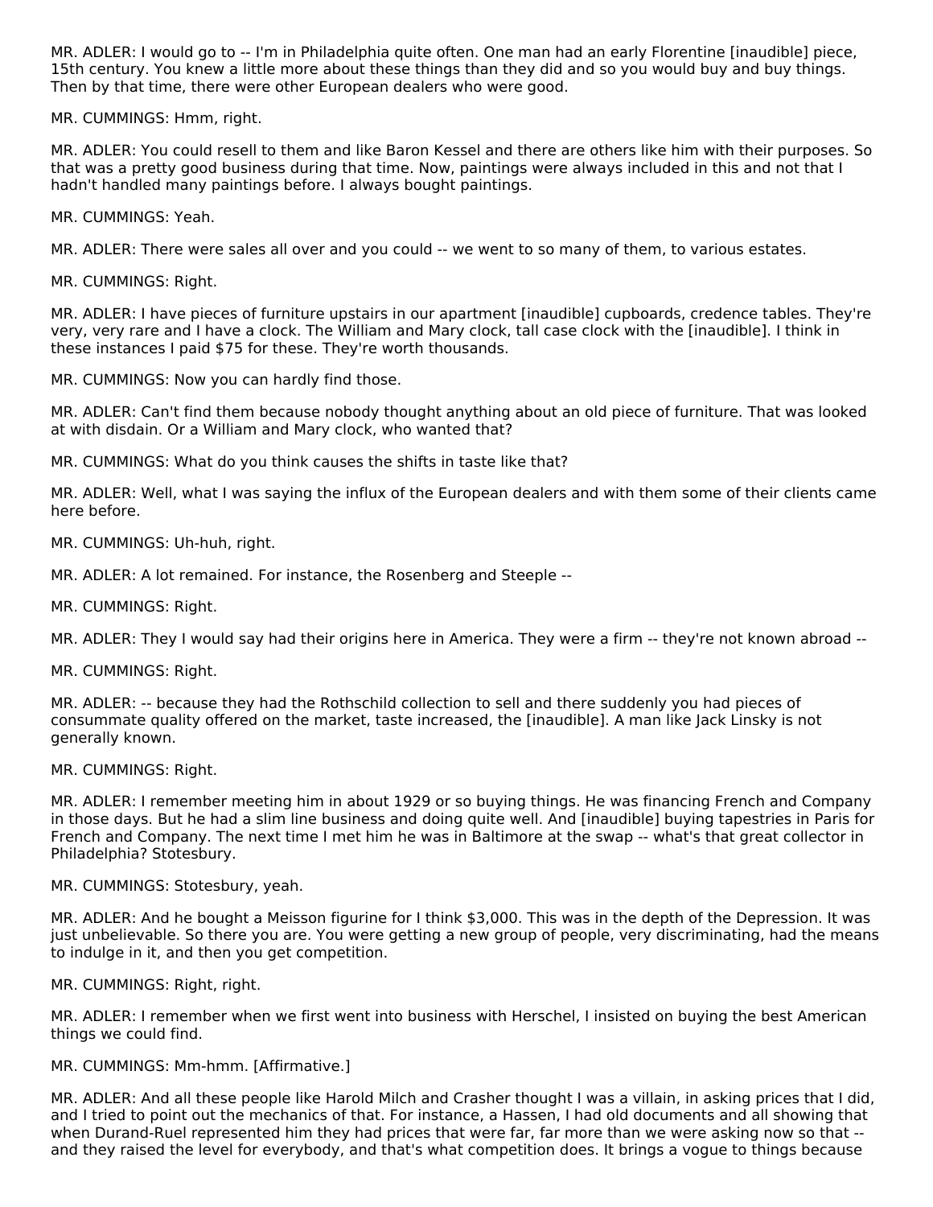MR. ADLER: I would go to -- I'm in Philadelphia quite often. One man had an early Florentine [inaudible] piece, 15th century. You knew a little more about these things than they did and so you would buy and buy things. Then by that time, there were other European dealers who were good.

MR. CUMMINGS: Hmm, right.

MR. ADLER: You could resell to them and like Baron Kessel and there are others like him with their purposes. So that was a pretty good business during that time. Now, paintings were always included in this and not that I hadn't handled many paintings before. I always bought paintings.

MR. CUMMINGS: Yeah.

MR. ADLER: There were sales all over and you could -- we went to so many of them, to various estates.

MR. CUMMINGS: Right.

MR. ADLER: I have pieces of furniture upstairs in our apartment [inaudible] cupboards, credence tables. They're very, very rare and I have a clock. The William and Mary clock, tall case clock with the [inaudible]. I think in these instances I paid $75 for these. They're worth thousands.

MR. CUMMINGS: Now you can hardly find those.

MR. ADLER: Can't find them because nobody thought anything about an old piece of furniture. That was looked at with disdain. Or a William and Mary clock, who wanted that?

MR. CUMMINGS: What do you think causes the shifts in taste like that?

MR. ADLER: Well, what I was saying the influx of the European dealers and with them some of their clients came here before.

MR. CUMMINGS: Uh-huh, right.

MR. ADLER: A lot remained. For instance, the Rosenberg and Steeple --

MR. CUMMINGS: Right.

MR. ADLER: They I would say had their origins here in America. They were a firm -- they're not known abroad --

MR. CUMMINGS: Right.

MR. ADLER: -- because they had the Rothschild collection to sell and there suddenly you had pieces of consummate quality offered on the market, taste increased, the [inaudible]. A man like Jack Linsky is not generally known.

MR. CUMMINGS: Right.

MR. ADLER: I remember meeting him in about 1929 or so buying things. He was financing French and Company in those days. But he had a slim line business and doing quite well. And [inaudible] buying tapestries in Paris for French and Company. The next time I met him he was in Baltimore at the swap -- what's that great collector in Philadelphia? Stotesbury.

MR. CUMMINGS: Stotesbury, yeah.

MR. ADLER: And he bought a Meisson figurine for I think $3,000. This was in the depth of the Depression. It was just unbelievable. So there you are. You were getting a new group of people, very discriminating, had the means to indulge in it, and then you get competition.

MR. CUMMINGS: Right, right.

MR. ADLER: I remember when we first went into business with Herschel, I insisted on buying the best American things we could find.

MR. CUMMINGS: Mm-hmm. [Affirmative.]

MR. ADLER: And all these people like Harold Milch and Crasher thought I was a villain, in asking prices that I did, and I tried to point out the mechanics of that. For instance, a Hassen, I had old documents and all showing that when Durand-Ruel represented him they had prices that were far, far more than we were asking now so that -- and they raised the level for everybody, and that's what competition does. It brings a vogue to things because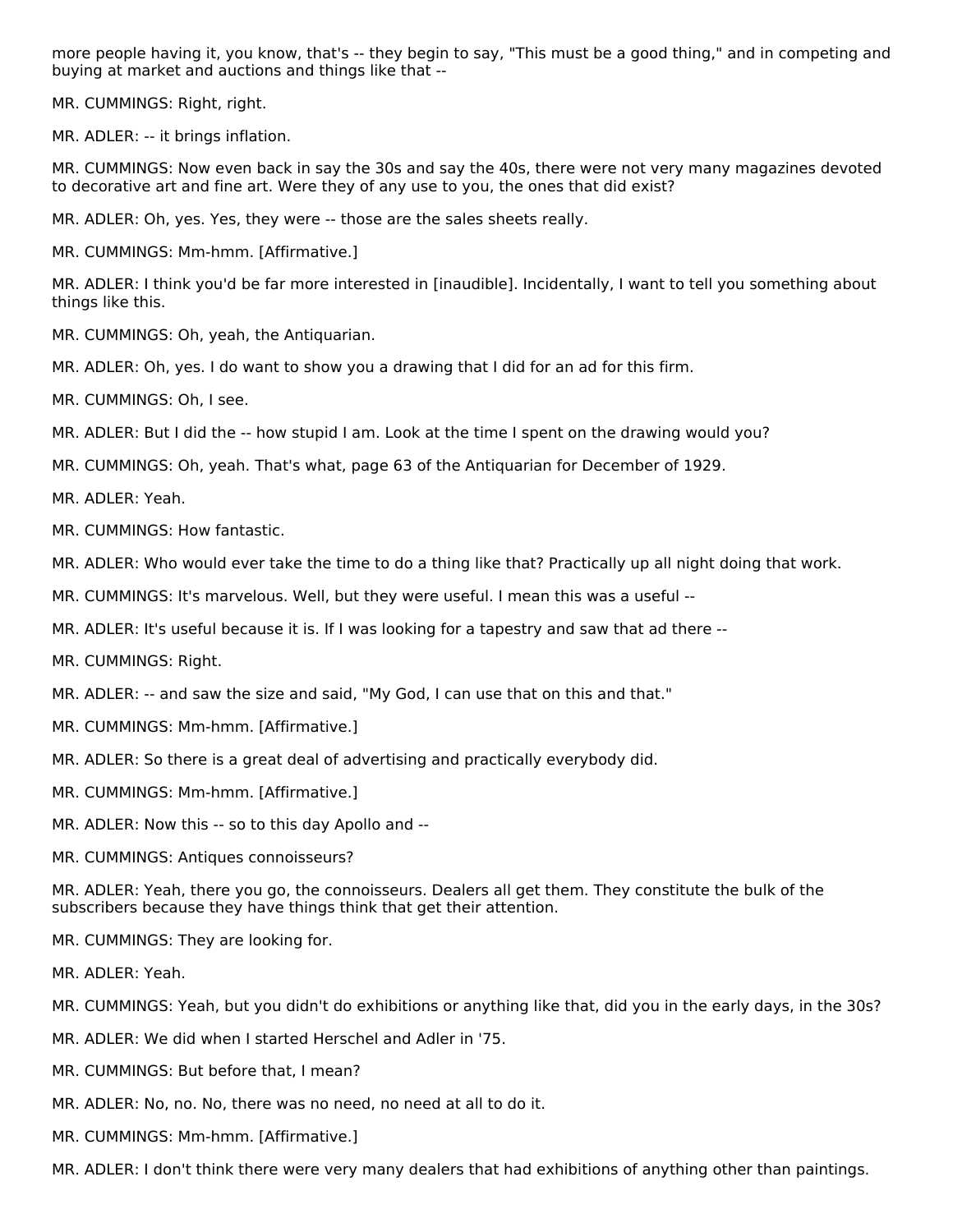more people having it, you know, that's -- they begin to say, "This must be a good thing," and in competing and buying at market and auctions and things like that --

MR. CUMMINGS: Right, right.

MR. ADLER: -- it brings inflation.

MR. CUMMINGS: Now even back in say the 30s and say the 40s, there were not very many magazines devoted to decorative art and fine art. Were they of any use to you, the ones that did exist?

MR. ADLER: Oh, yes. Yes, they were -- those are the sales sheets really.

MR. CUMMINGS: Mm-hmm. [Affirmative.]

MR. ADLER: I think you'd be far more interested in [inaudible]. Incidentally, I want to tell you something about things like this.

MR. CUMMINGS: Oh, yeah, the Antiquarian.

MR. ADLER: Oh, yes. I do want to show you a drawing that I did for an ad for this firm.

MR. CUMMINGS: Oh, I see.

MR. ADLER: But I did the -- how stupid I am. Look at the time I spent on the drawing would you?

MR. CUMMINGS: Oh, yeah. That's what, page 63 of the Antiquarian for December of 1929.

MR. ADLER: Yeah.

MR. CUMMINGS: How fantastic.

MR. ADLER: Who would ever take the time to do a thing like that? Practically up all night doing that work.

MR. CUMMINGS: It's marvelous. Well, but they were useful. I mean this was a useful --

MR. ADLER: It's useful because it is. If I was looking for a tapestry and saw that ad there --

MR. CUMMINGS: Right.

MR. ADLER: -- and saw the size and said, "My God, I can use that on this and that."

MR. CUMMINGS: Mm-hmm. [Affirmative.]

MR. ADLER: So there is a great deal of advertising and practically everybody did.

MR. CUMMINGS: Mm-hmm. [Affirmative.]

MR. ADLER: Now this -- so to this day Apollo and --

MR. CUMMINGS: Antiques connoisseurs?

MR. ADLER: Yeah, there you go, the connoisseurs. Dealers all get them. They constitute the bulk of the subscribers because they have things think that get their attention.

MR. CUMMINGS: They are looking for.

MR. ADLER: Yeah.

MR. CUMMINGS: Yeah, but you didn't do exhibitions or anything like that, did you in the early days, in the 30s?

MR. ADLER: We did when I started Herschel and Adler in '75.

MR. CUMMINGS: But before that, I mean?

MR. ADLER: No, no. No, there was no need, no need at all to do it.

MR. CUMMINGS: Mm-hmm. [Affirmative.]

MR. ADLER: I don't think there were very many dealers that had exhibitions of anything other than paintings.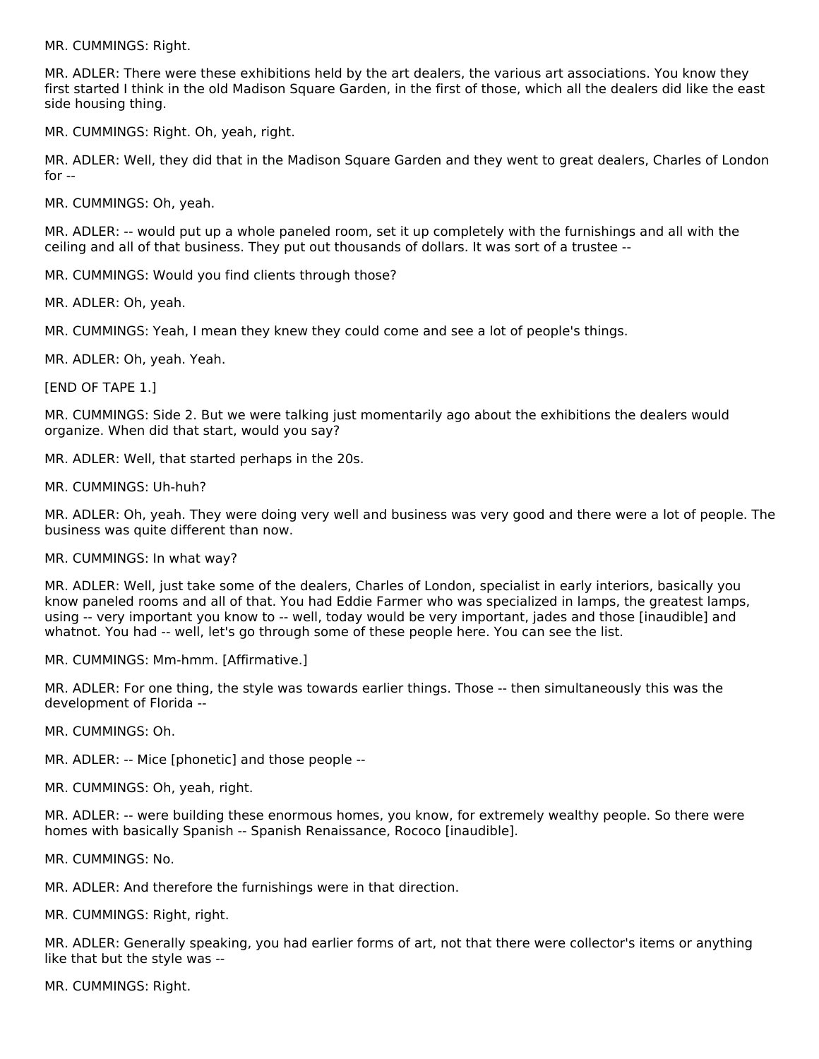MR. CUMMINGS: Right.

MR. ADLER: There were these exhibitions held by the art dealers, the various art associations. You know they first started I think in the old Madison Square Garden, in the first of those, which all the dealers did like the east side housing thing.

MR. CUMMINGS: Right. Oh, yeah, right.

MR. ADLER: Well, they did that in the Madison Square Garden and they went to great dealers, Charles of London for --

MR. CUMMINGS: Oh, yeah.

MR. ADLER: -- would put up a whole paneled room, set it up completely with the furnishings and all with the ceiling and all of that business. They put out thousands of dollars. It was sort of a trustee --

MR. CUMMINGS: Would you find clients through those?

MR. ADLER: Oh, yeah.

MR. CUMMINGS: Yeah, I mean they knew they could come and see a lot of people's things.

MR. ADLER: Oh, yeah. Yeah.

[END OF TAPE 1.]

MR. CUMMINGS: Side 2. But we were talking just momentarily ago about the exhibitions the dealers would organize. When did that start, would you say?

MR. ADLER: Well, that started perhaps in the 20s.

MR. CUMMINGS: Uh-huh?

MR. ADLER: Oh, yeah. They were doing very well and business was very good and there were a lot of people. The business was quite different than now.

MR. CUMMINGS: In what way?

MR. ADLER: Well, just take some of the dealers, Charles of London, specialist in early interiors, basically you know paneled rooms and all of that. You had Eddie Farmer who was specialized in lamps, the greatest lamps, using -- very important you know to -- well, today would be very important, jades and those [inaudible] and whatnot. You had -- well, let's go through some of these people here. You can see the list.

MR. CUMMINGS: Mm-hmm. [Affirmative.]

MR. ADLER: For one thing, the style was towards earlier things. Those -- then simultaneously this was the development of Florida --

MR. CUMMINGS: Oh.

MR. ADLER: -- Mice [phonetic] and those people --

MR. CUMMINGS: Oh, yeah, right.

MR. ADLER: -- were building these enormous homes, you know, for extremely wealthy people. So there were homes with basically Spanish -- Spanish Renaissance, Rococo [inaudible].

MR. CUMMINGS: No.

MR. ADLER: And therefore the furnishings were in that direction.

MR. CUMMINGS: Right, right.

MR. ADLER: Generally speaking, you had earlier forms of art, not that there were collector's items or anything like that but the style was --

MR. CUMMINGS: Right.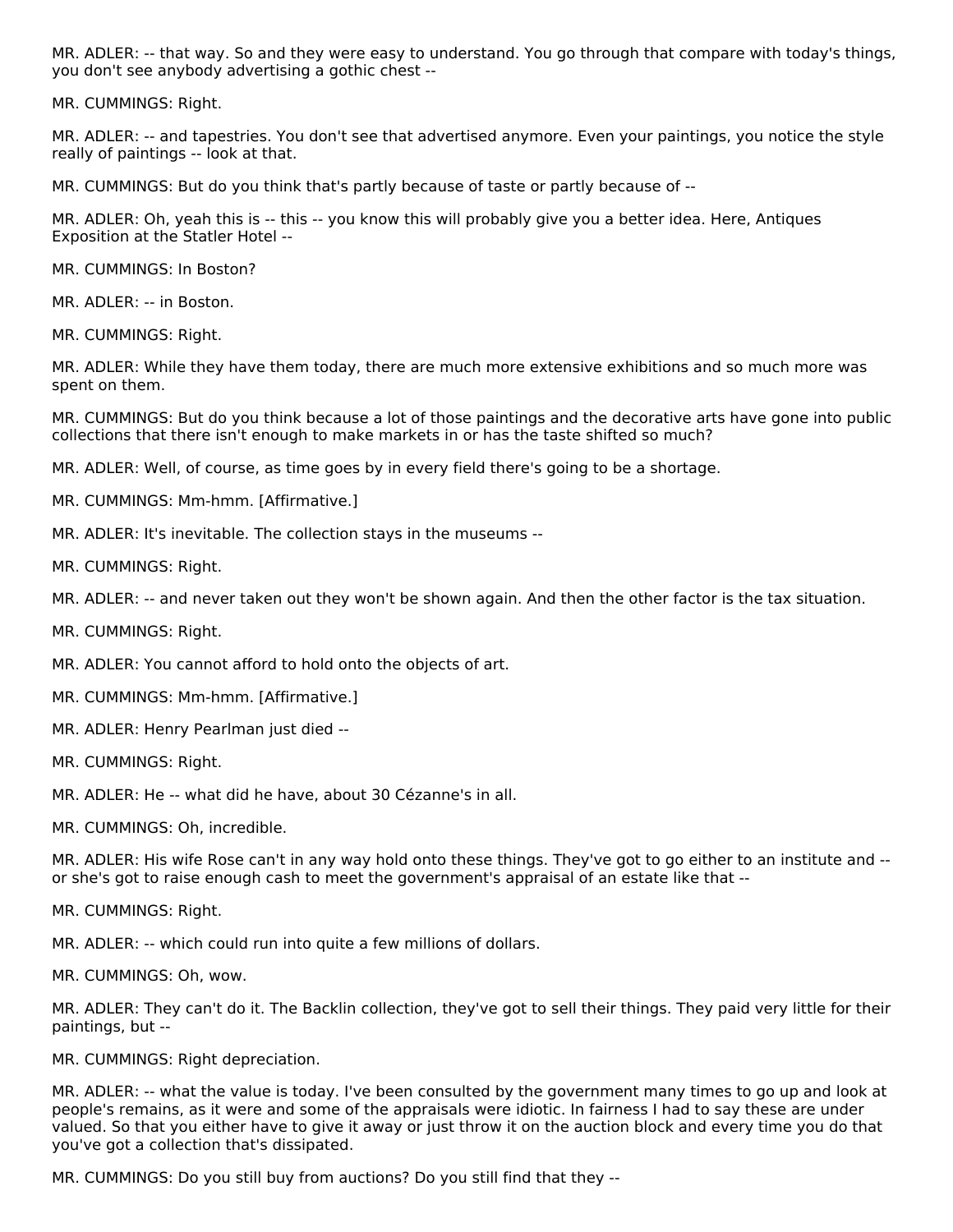MR. ADLER: -- that way. So and they were easy to understand. You go through that compare with today's things, you don't see anybody advertising a gothic chest --

MR. CUMMINGS: Right.

MR. ADLER: -- and tapestries. You don't see that advertised anymore. Even your paintings, you notice the style really of paintings -- look at that.

MR. CUMMINGS: But do you think that's partly because of taste or partly because of --

MR. ADLER: Oh, yeah this is -- this -- you know this will probably give you a better idea. Here, Antiques Exposition at the Statler Hotel --

MR. CUMMINGS: In Boston?

MR. ADLER: -- in Boston.

MR. CUMMINGS: Right.

MR. ADLER: While they have them today, there are much more extensive exhibitions and so much more was spent on them.

MR. CUMMINGS: But do you think because a lot of those paintings and the decorative arts have gone into public collections that there isn't enough to make markets in or has the taste shifted so much?

MR. ADLER: Well, of course, as time goes by in every field there's going to be a shortage.

MR. CUMMINGS: Mm-hmm. [Affirmative.]

MR. ADLER: It's inevitable. The collection stays in the museums --

MR. CUMMINGS: Right.

MR. ADLER: -- and never taken out they won't be shown again. And then the other factor is the tax situation.

MR. CUMMINGS: Right.

MR. ADLER: You cannot afford to hold onto the objects of art.

MR. CUMMINGS: Mm-hmm. [Affirmative.]

MR. ADLER: Henry Pearlman just died --

MR. CUMMINGS: Right.

MR. ADLER: He -- what did he have, about 30 Cézanne's in all.

MR. CUMMINGS: Oh, incredible.

MR. ADLER: His wife Rose can't in any way hold onto these things. They've got to go either to an institute and -- or she's got to raise enough cash to meet the government's appraisal of an estate like that --

MR. CUMMINGS: Right.

MR. ADLER: -- which could run into quite a few millions of dollars.

MR. CUMMINGS: Oh, wow.

MR. ADLER: They can't do it. The Backlin collection, they've got to sell their things. They paid very little for their paintings, but --

MR. CUMMINGS: Right depreciation.

MR. ADLER: -- what the value is today. I've been consulted by the government many times to go up and look at people's remains, as it were and some of the appraisals were idiotic. In fairness I had to say these are under valued. So that you either have to give it away or just throw it on the auction block and every time you do that you've got a collection that's dissipated.

MR. CUMMINGS: Do you still buy from auctions? Do you still find that they --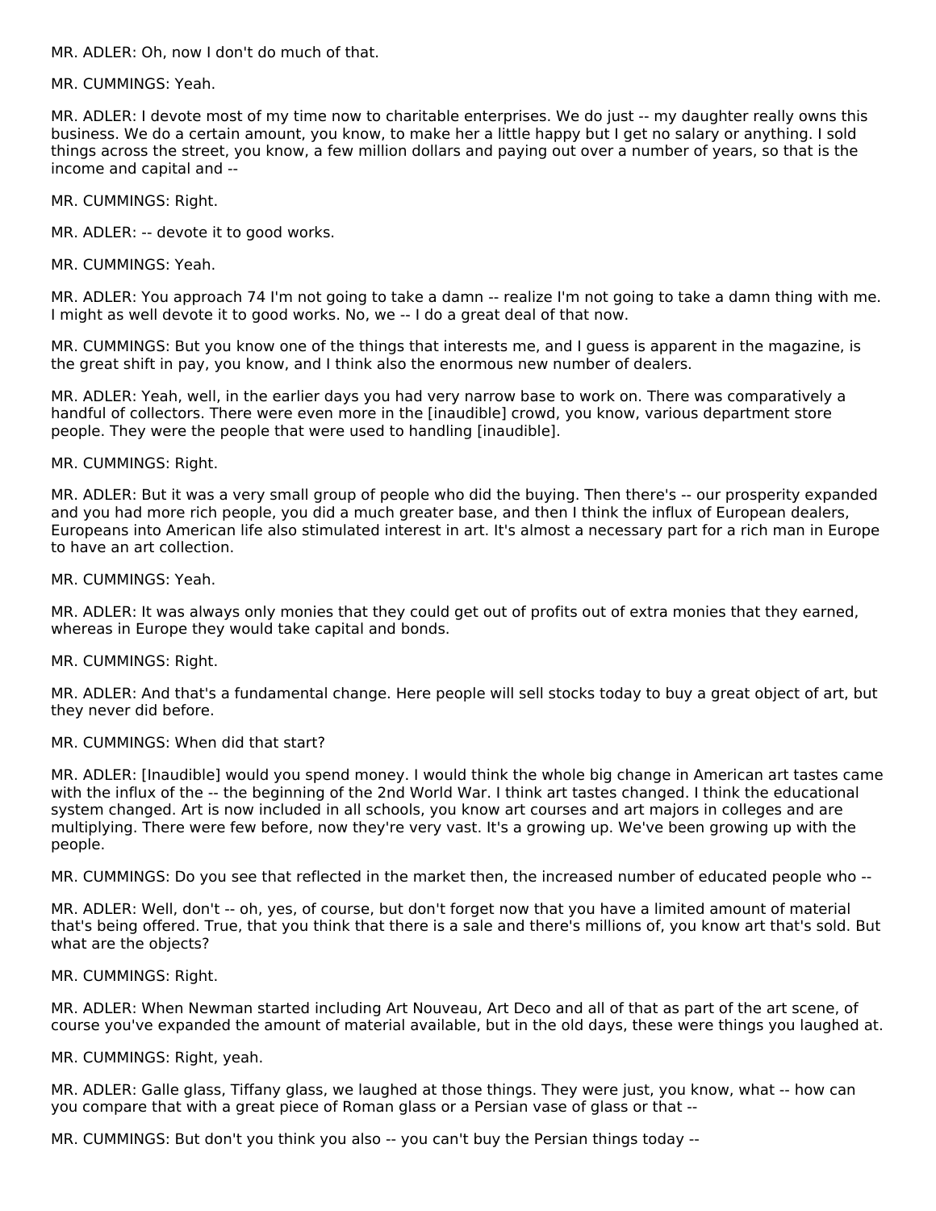MR. ADLER: Oh, now I don't do much of that.

MR. CUMMINGS: Yeah.

MR. ADLER: I devote most of my time now to charitable enterprises. We do just -- my daughter really owns this business. We do a certain amount, you know, to make her a little happy but I get no salary or anything. I sold things across the street, you know, a few million dollars and paying out over a number of years, so that is the income and capital and --

MR. CUMMINGS: Right.

MR. ADLER: -- devote it to good works.

MR. CUMMINGS: Yeah.

MR. ADLER: You approach 74 I'm not going to take a damn -- realize I'm not going to take a damn thing with me. I might as well devote it to good works. No, we -- I do a great deal of that now.

MR. CUMMINGS: But you know one of the things that interests me, and I guess is apparent in the magazine, is the great shift in pay, you know, and I think also the enormous new number of dealers.

MR. ADLER: Yeah, well, in the earlier days you had very narrow base to work on. There was comparatively a handful of collectors. There were even more in the [inaudible] crowd, you know, various department store people. They were the people that were used to handling [inaudible].

MR. CUMMINGS: Right.

MR. ADLER: But it was a very small group of people who did the buying. Then there's -- our prosperity expanded and you had more rich people, you did a much greater base, and then I think the influx of European dealers, Europeans into American life also stimulated interest in art. It's almost a necessary part for a rich man in Europe to have an art collection.

MR. CUMMINGS: Yeah.

MR. ADLER: It was always only monies that they could get out of profits out of extra monies that they earned, whereas in Europe they would take capital and bonds.

MR. CUMMINGS: Right.

MR. ADLER: And that's a fundamental change. Here people will sell stocks today to buy a great object of art, but they never did before.

MR. CUMMINGS: When did that start?

MR. ADLER: [Inaudible] would you spend money. I would think the whole big change in American art tastes came with the influx of the -- the beginning of the 2nd World War. I think art tastes changed. I think the educational system changed. Art is now included in all schools, you know art courses and art majors in colleges and are multiplying. There were few before, now they're very vast. It's a growing up. We've been growing up with the people.

MR. CUMMINGS: Do you see that reflected in the market then, the increased number of educated people who --

MR. ADLER: Well, don't -- oh, yes, of course, but don't forget now that you have a limited amount of material that's being offered. True, that you think that there is a sale and there's millions of, you know art that's sold. But what are the objects?

MR. CUMMINGS: Right.

MR. ADLER: When Newman started including Art Nouveau, Art Deco and all of that as part of the art scene, of course you've expanded the amount of material available, but in the old days, these were things you laughed at.

MR. CUMMINGS: Right, yeah.

MR. ADLER: Galle glass, Tiffany glass, we laughed at those things. They were just, you know, what -- how can you compare that with a great piece of Roman glass or a Persian vase of glass or that --

MR. CUMMINGS: But don't you think you also -- you can't buy the Persian things today --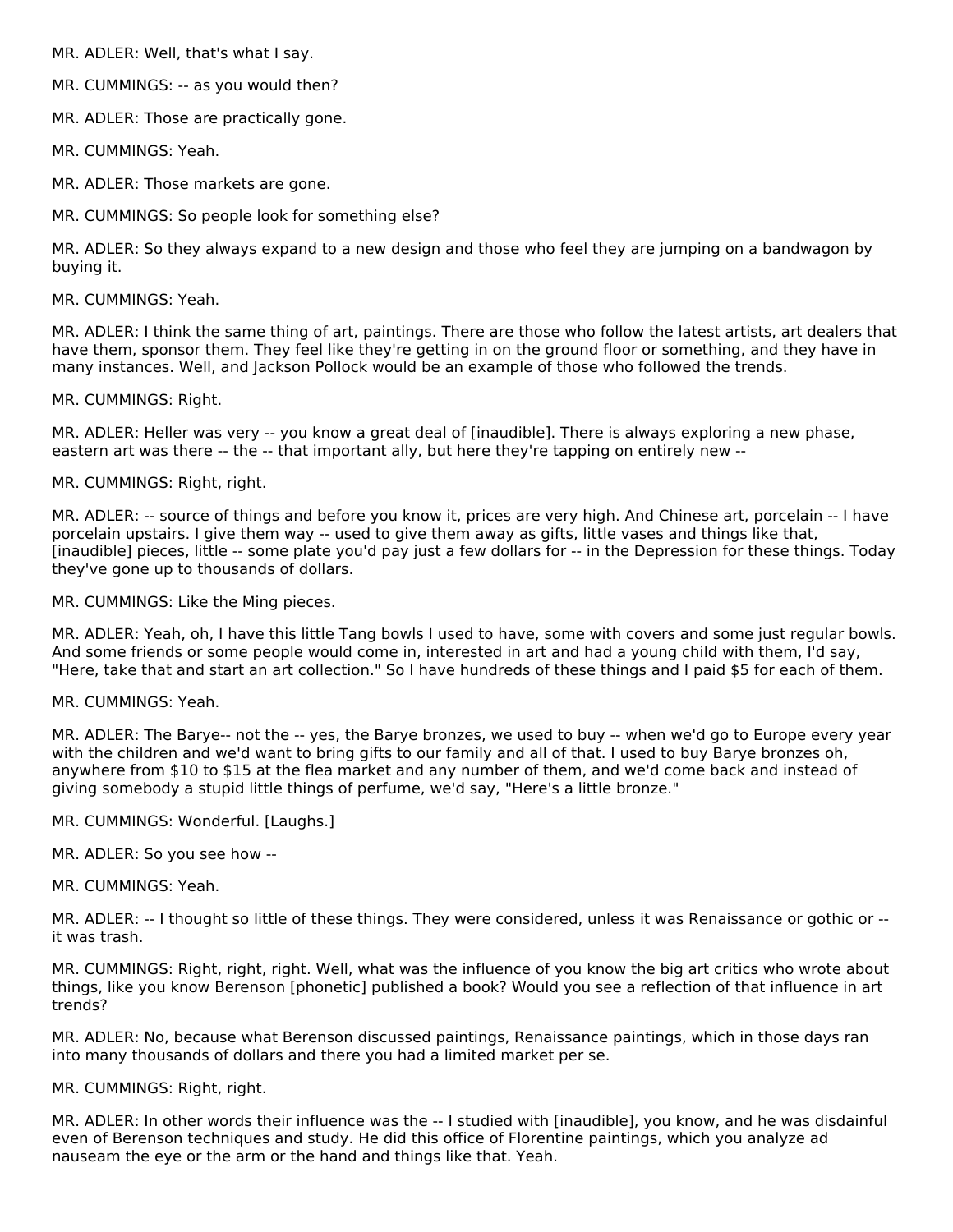MR. ADLER: Well, that's what I say.

MR. CUMMINGS: -- as you would then?

MR. ADLER: Those are practically gone.

MR. CUMMINGS: Yeah.

MR. ADLER: Those markets are gone.

MR. CUMMINGS: So people look for something else?

MR. ADLER: So they always expand to a new design and those who feel they are jumping on a bandwagon by buying it.

MR. CUMMINGS: Yeah.

MR. ADLER: I think the same thing of art, paintings. There are those who follow the latest artists, art dealers that have them, sponsor them. They feel like they're getting in on the ground floor or something, and they have in many instances. Well, and Jackson Pollock would be an example of those who followed the trends.

MR. CUMMINGS: Right.

MR. ADLER: Heller was very -- you know a great deal of [inaudible]. There is always exploring a new phase, eastern art was there -- the -- that important ally, but here they're tapping on entirely new --

MR. CUMMINGS: Right, right.

MR. ADLER: -- source of things and before you know it, prices are very high. And Chinese art, porcelain -- I have porcelain upstairs. I give them way -- used to give them away as gifts, little vases and things like that, [inaudible] pieces, little -- some plate you'd pay just a few dollars for -- in the Depression for these things. Today they've gone up to thousands of dollars.

MR. CUMMINGS: Like the Ming pieces.

MR. ADLER: Yeah, oh, I have this little Tang bowls I used to have, some with covers and some just regular bowls. And some friends or some people would come in, interested in art and had a young child with them, I'd say, "Here, take that and start an art collection." So I have hundreds of these things and I paid $5 for each of them.

MR. CUMMINGS: Yeah.

MR. ADLER: The Barye-- not the -- yes, the Barye bronzes, we used to buy -- when we'd go to Europe every year with the children and we'd want to bring gifts to our family and all of that. I used to buy Barye bronzes oh, anywhere from $10 to $15 at the flea market and any number of them, and we'd come back and instead of giving somebody a stupid little things of perfume, we'd say, "Here's a little bronze."

MR. CUMMINGS: Wonderful. [Laughs.]

MR. ADLER: So you see how --

MR. CUMMINGS: Yeah.

MR. ADLER: -- I thought so little of these things. They were considered, unless it was Renaissance or gothic or -- it was trash.

MR. CUMMINGS: Right, right, right. Well, what was the influence of you know the big art critics who wrote about things, like you know Berenson [phonetic] published a book? Would you see a reflection of that influence in art trends?

MR. ADLER: No, because what Berenson discussed paintings, Renaissance paintings, which in those days ran into many thousands of dollars and there you had a limited market per se.

MR. CUMMINGS: Right, right.

MR. ADLER: In other words their influence was the -- I studied with [inaudible], you know, and he was disdainful even of Berenson techniques and study. He did this office of Florentine paintings, which you analyze ad nauseam the eye or the arm or the hand and things like that. Yeah.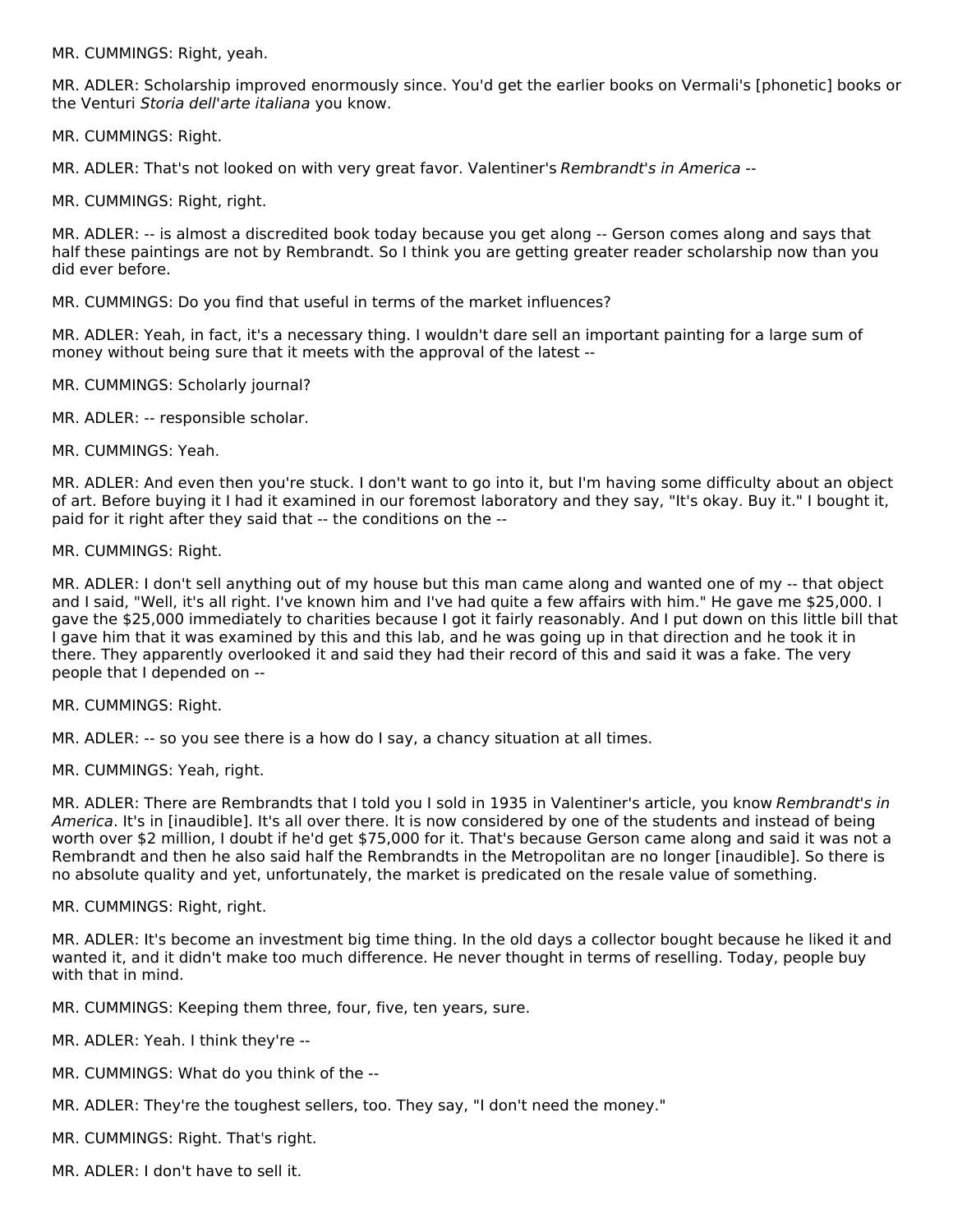MR. CUMMINGS: Right, yeah.

MR. ADLER: Scholarship improved enormously since. You'd get the earlier books on Vermali's [phonetic] books or the Venturi *Storia dell'arte italiana* you know.

MR. CUMMINGS: Right.

MR. ADLER: That's not looked on with very great favor. Valentiner's *Rembrandt's in America* --

MR. CUMMINGS: Right, right.

MR. ADLER: -- is almost a discredited book today because you get along -- Gerson comes along and says that half these paintings are not by Rembrandt. So I think you are getting greater reader scholarship now than you did ever before.

MR. CUMMINGS: Do you find that useful in terms of the market influences?

MR. ADLER: Yeah, in fact, it's a necessary thing. I wouldn't dare sell an important painting for a large sum of money without being sure that it meets with the approval of the latest --

MR. CUMMINGS: Scholarly journal?

MR. ADLER: -- responsible scholar.

MR. CUMMINGS: Yeah.

MR. ADLER: And even then you're stuck. I don't want to go into it, but I'm having some difficulty about an object of art. Before buying it I had it examined in our foremost laboratory and they say, "It's okay. Buy it." I bought it, paid for it right after they said that -- the conditions on the --

MR. CUMMINGS: Right.

MR. ADLER: I don't sell anything out of my house but this man came along and wanted one of my -- that object and I said, "Well, it's all right. I've known him and I've had quite a few affairs with him." He gave me $25,000. I gave the $25,000 immediately to charities because I got it fairly reasonably. And I put down on this little bill that I gave him that it was examined by this and this lab, and he was going up in that direction and he took it in there. They apparently overlooked it and said they had their record of this and said it was a fake. The very people that I depended on --

MR. CUMMINGS: Right.

MR. ADLER: -- so you see there is a how do I say, a chancy situation at all times.

MR. CUMMINGS: Yeah, right.

MR. ADLER: There are Rembrandts that I told you I sold in 1935 in Valentiner's article, you know *Rembrandt's in America*. It's in [inaudible]. It's all over there. It is now considered by one of the students and instead of being worth over $2 million, I doubt if he'd get $75,000 for it. That's because Gerson came along and said it was not a Rembrandt and then he also said half the Rembrandts in the Metropolitan are no longer [inaudible]. So there is no absolute quality and yet, unfortunately, the market is predicated on the resale value of something.

MR. CUMMINGS: Right, right.

MR. ADLER: It's become an investment big time thing. In the old days a collector bought because he liked it and wanted it, and it didn't make too much difference. He never thought in terms of reselling. Today, people buy with that in mind.

MR. CUMMINGS: Keeping them three, four, five, ten years, sure.

MR. ADLER: Yeah. I think they're --

MR. CUMMINGS: What do you think of the --

MR. ADLER: They're the toughest sellers, too. They say, "I don't need the money."

MR. CUMMINGS: Right. That's right.

MR. ADLER: I don't have to sell it.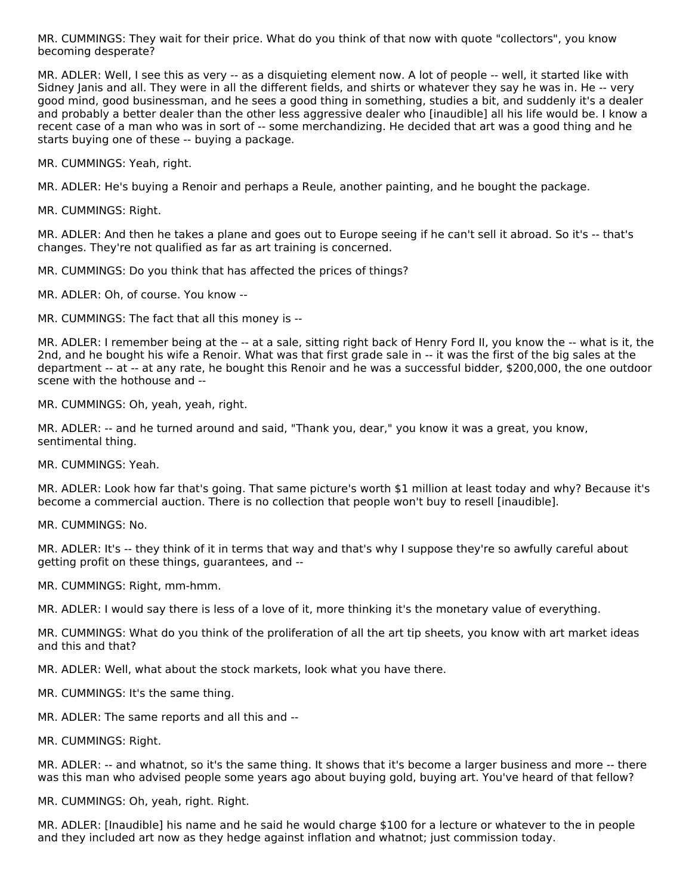MR. CUMMINGS: They wait for their price. What do you think of that now with quote "collectors", you know becoming desperate?

MR. ADLER: Well, I see this as very -- as a disquieting element now. A lot of people -- well, it started like with Sidney Janis and all. They were in all the different fields, and shirts or whatever they say he was in. He -- very good mind, good businessman, and he sees a good thing in something, studies a bit, and suddenly it's a dealer and probably a better dealer than the other less aggressive dealer who [inaudible] all his life would be. I know a recent case of a man who was in sort of -- some merchandizing. He decided that art was a good thing and he starts buying one of these -- buying a package.

MR. CUMMINGS: Yeah, right.

MR. ADLER: He's buying a Renoir and perhaps a Reule, another painting, and he bought the package.

MR. CUMMINGS: Right.

MR. ADLER: And then he takes a plane and goes out to Europe seeing if he can't sell it abroad. So it's -- that's changes. They're not qualified as far as art training is concerned.

MR. CUMMINGS: Do you think that has affected the prices of things?

MR. ADLER: Oh, of course. You know --

MR. CUMMINGS: The fact that all this money is --

MR. ADLER: I remember being at the -- at a sale, sitting right back of Henry Ford II, you know the -- what is it, the 2nd, and he bought his wife a Renoir. What was that first grade sale in -- it was the first of the big sales at the department -- at -- at any rate, he bought this Renoir and he was a successful bidder, $200,000, the one outdoor scene with the hothouse and --

MR. CUMMINGS: Oh, yeah, yeah, right.

MR. ADLER: -- and he turned around and said, "Thank you, dear," you know it was a great, you know, sentimental thing.

MR. CUMMINGS: Yeah.

MR. ADLER: Look how far that's going. That same picture's worth $1 million at least today and why? Because it's become a commercial auction. There is no collection that people won't buy to resell [inaudible].

MR. CUMMINGS: No.

MR. ADLER: It's -- they think of it in terms that way and that's why I suppose they're so awfully careful about getting profit on these things, guarantees, and --

MR. CUMMINGS: Right, mm-hmm.

MR. ADLER: I would say there is less of a love of it, more thinking it's the monetary value of everything.

MR. CUMMINGS: What do you think of the proliferation of all the art tip sheets, you know with art market ideas and this and that?

MR. ADLER: Well, what about the stock markets, look what you have there.

MR. CUMMINGS: It's the same thing.

MR. ADLER: The same reports and all this and --

MR. CUMMINGS: Right.

MR. ADLER: -- and whatnot, so it's the same thing. It shows that it's become a larger business and more -- there was this man who advised people some years ago about buying gold, buying art. You've heard of that fellow?

MR. CUMMINGS: Oh, yeah, right. Right.

MR. ADLER: [Inaudible] his name and he said he would charge $100 for a lecture or whatever to the in people and they included art now as they hedge against inflation and whatnot; just commission today.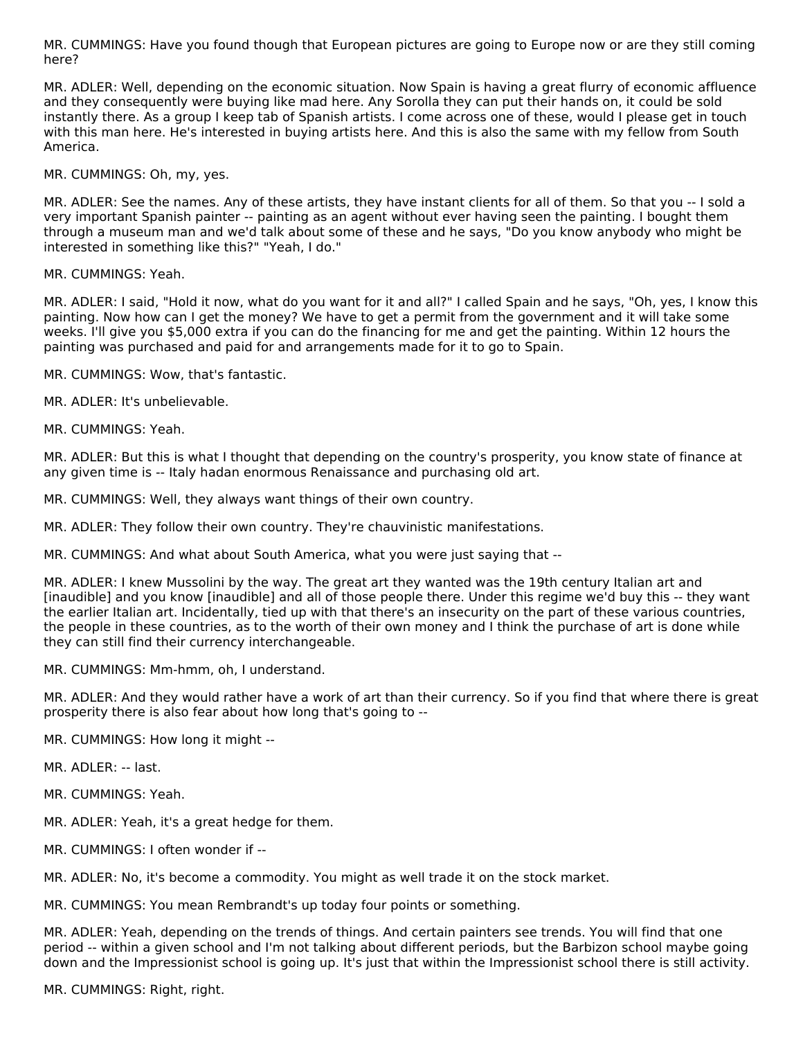MR. CUMMINGS: Have you found though that European pictures are going to Europe now or are they still coming here?

MR. ADLER: Well, depending on the economic situation. Now Spain is having a great flurry of economic affluence and they consequently were buying like mad here. Any Sorolla they can put their hands on, it could be sold instantly there. As a group I keep tab of Spanish artists. I come across one of these, would I please get in touch with this man here. He's interested in buying artists here. And this is also the same with my fellow from South America.

MR. CUMMINGS: Oh, my, yes.

MR. ADLER: See the names. Any of these artists, they have instant clients for all of them. So that you -- I sold a very important Spanish painter -- painting as an agent without ever having seen the painting. I bought them through a museum man and we'd talk about some of these and he says, "Do you know anybody who might be interested in something like this?" "Yeah, I do."

MR. CUMMINGS: Yeah.

MR. ADLER: I said, "Hold it now, what do you want for it and all?" I called Spain and he says, "Oh, yes, I know this painting. Now how can I get the money? We have to get a permit from the government and it will take some weeks. I'll give you $5,000 extra if you can do the financing for me and get the painting. Within 12 hours the painting was purchased and paid for and arrangements made for it to go to Spain.

MR. CUMMINGS: Wow, that's fantastic.

MR. ADLER: It's unbelievable.

MR. CUMMINGS: Yeah.

MR. ADLER: But this is what I thought that depending on the country's prosperity, you know state of finance at any given time is -- Italy hadan enormous Renaissance and purchasing old art.

MR. CUMMINGS: Well, they always want things of their own country.

MR. ADLER: They follow their own country. They're chauvinistic manifestations.

MR. CUMMINGS: And what about South America, what you were just saying that --

MR. ADLER: I knew Mussolini by the way. The great art they wanted was the 19th century Italian art and [inaudible] and you know [inaudible] and all of those people there. Under this regime we'd buy this -- they want the earlier Italian art. Incidentally, tied up with that there's an insecurity on the part of these various countries, the people in these countries, as to the worth of their own money and I think the purchase of art is done while they can still find their currency interchangeable.

MR. CUMMINGS: Mm-hmm, oh, I understand.

MR. ADLER: And they would rather have a work of art than their currency. So if you find that where there is great prosperity there is also fear about how long that's going to --

MR. CUMMINGS: How long it might --

MR. ADLER: -- last.

MR. CUMMINGS: Yeah.

MR. ADLER: Yeah, it's a great hedge for them.

MR. CUMMINGS: I often wonder if --

MR. ADLER: No, it's become a commodity. You might as well trade it on the stock market.

MR. CUMMINGS: You mean Rembrandt's up today four points or something.

MR. ADLER: Yeah, depending on the trends of things. And certain painters see trends. You will find that one period -- within a given school and I'm not talking about different periods, but the Barbizon school maybe going down and the Impressionist school is going up. It's just that within the Impressionist school there is still activity.

MR. CUMMINGS: Right, right.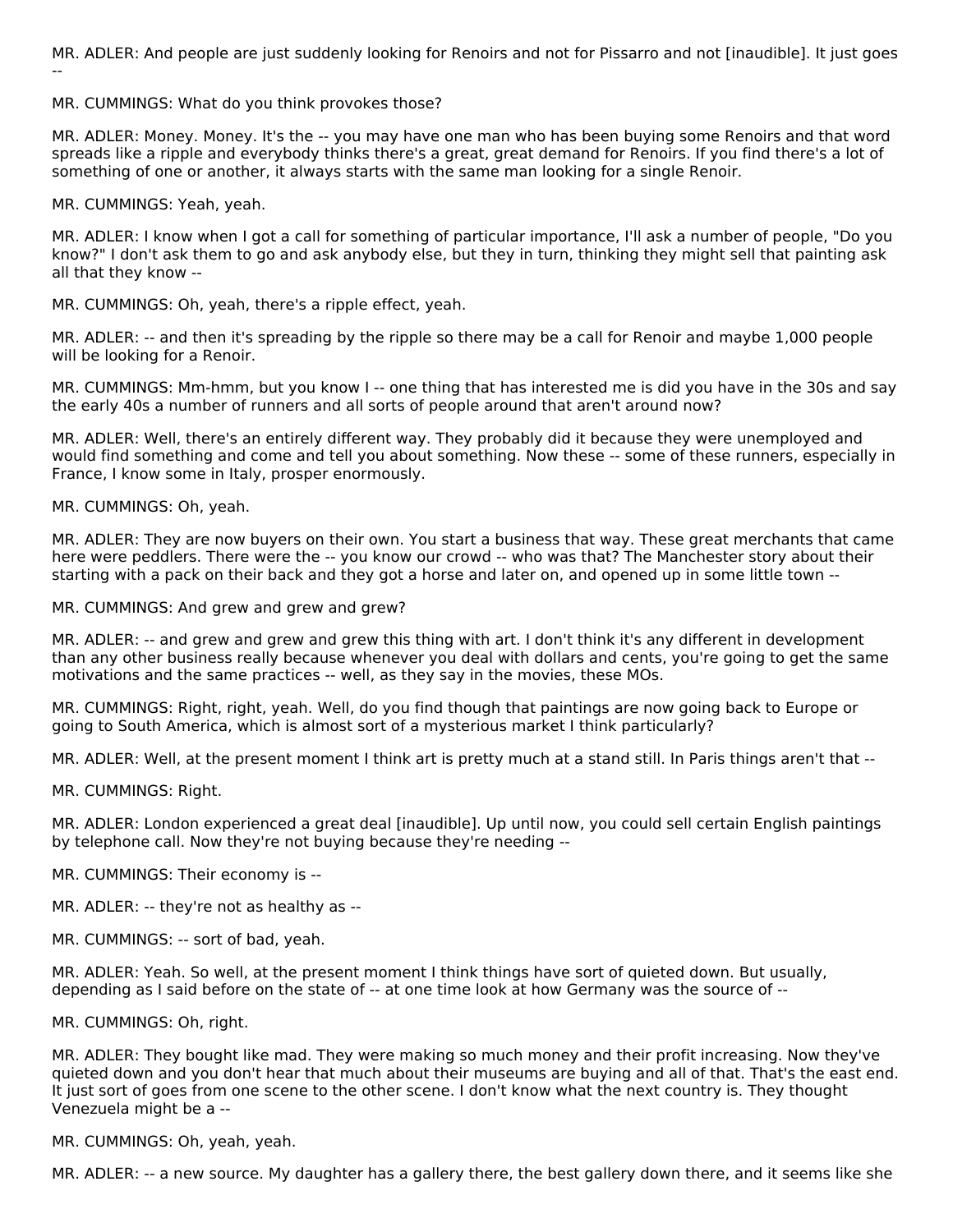MR. ADLER: And people are just suddenly looking for Renoirs and not for Pissarro and not [inaudible]. It just goes --

MR. CUMMINGS: What do you think provokes those?

MR. ADLER: Money. Money. It's the -- you may have one man who has been buying some Renoirs and that word spreads like a ripple and everybody thinks there's a great, great demand for Renoirs. If you find there's a lot of something of one or another, it always starts with the same man looking for a single Renoir.

MR. CUMMINGS: Yeah, yeah.

MR. ADLER: I know when I got a call for something of particular importance, I'll ask a number of people, "Do you know?" I don't ask them to go and ask anybody else, but they in turn, thinking they might sell that painting ask all that they know --

MR. CUMMINGS: Oh, yeah, there's a ripple effect, yeah.

MR. ADLER: -- and then it's spreading by the ripple so there may be a call for Renoir and maybe 1,000 people will be looking for a Renoir.

MR. CUMMINGS: Mm-hmm, but you know I -- one thing that has interested me is did you have in the 30s and say the early 40s a number of runners and all sorts of people around that aren't around now?

MR. ADLER: Well, there's an entirely different way. They probably did it because they were unemployed and would find something and come and tell you about something. Now these -- some of these runners, especially in France, I know some in Italy, prosper enormously.

MR. CUMMINGS: Oh, yeah.

MR. ADLER: They are now buyers on their own. You start a business that way. These great merchants that came here were peddlers. There were the -- you know our crowd -- who was that? The Manchester story about their starting with a pack on their back and they got a horse and later on, and opened up in some little town --

MR. CUMMINGS: And grew and grew and grew?

MR. ADLER: -- and grew and grew and grew this thing with art. I don't think it's any different in development than any other business really because whenever you deal with dollars and cents, you're going to get the same motivations and the same practices -- well, as they say in the movies, these MOs.

MR. CUMMINGS: Right, right, yeah. Well, do you find though that paintings are now going back to Europe or going to South America, which is almost sort of a mysterious market I think particularly?

MR. ADLER: Well, at the present moment I think art is pretty much at a stand still. In Paris things aren't that --

MR. CUMMINGS: Right.

MR. ADLER: London experienced a great deal [inaudible]. Up until now, you could sell certain English paintings by telephone call. Now they're not buying because they're needing --

MR. CUMMINGS: Their economy is --

MR. ADLER: -- they're not as healthy as --

MR. CUMMINGS: -- sort of bad, yeah.

MR. ADLER: Yeah. So well, at the present moment I think things have sort of quieted down. But usually, depending as I said before on the state of -- at one time look at how Germany was the source of --

MR. CUMMINGS: Oh, right.

MR. ADLER: They bought like mad. They were making so much money and their profit increasing. Now they've quieted down and you don't hear that much about their museums are buying and all of that. That's the east end. It just sort of goes from one scene to the other scene. I don't know what the next country is. They thought Venezuela might be a --

MR. CUMMINGS: Oh, yeah, yeah.

MR. ADLER: -- a new source. My daughter has a gallery there, the best gallery down there, and it seems like she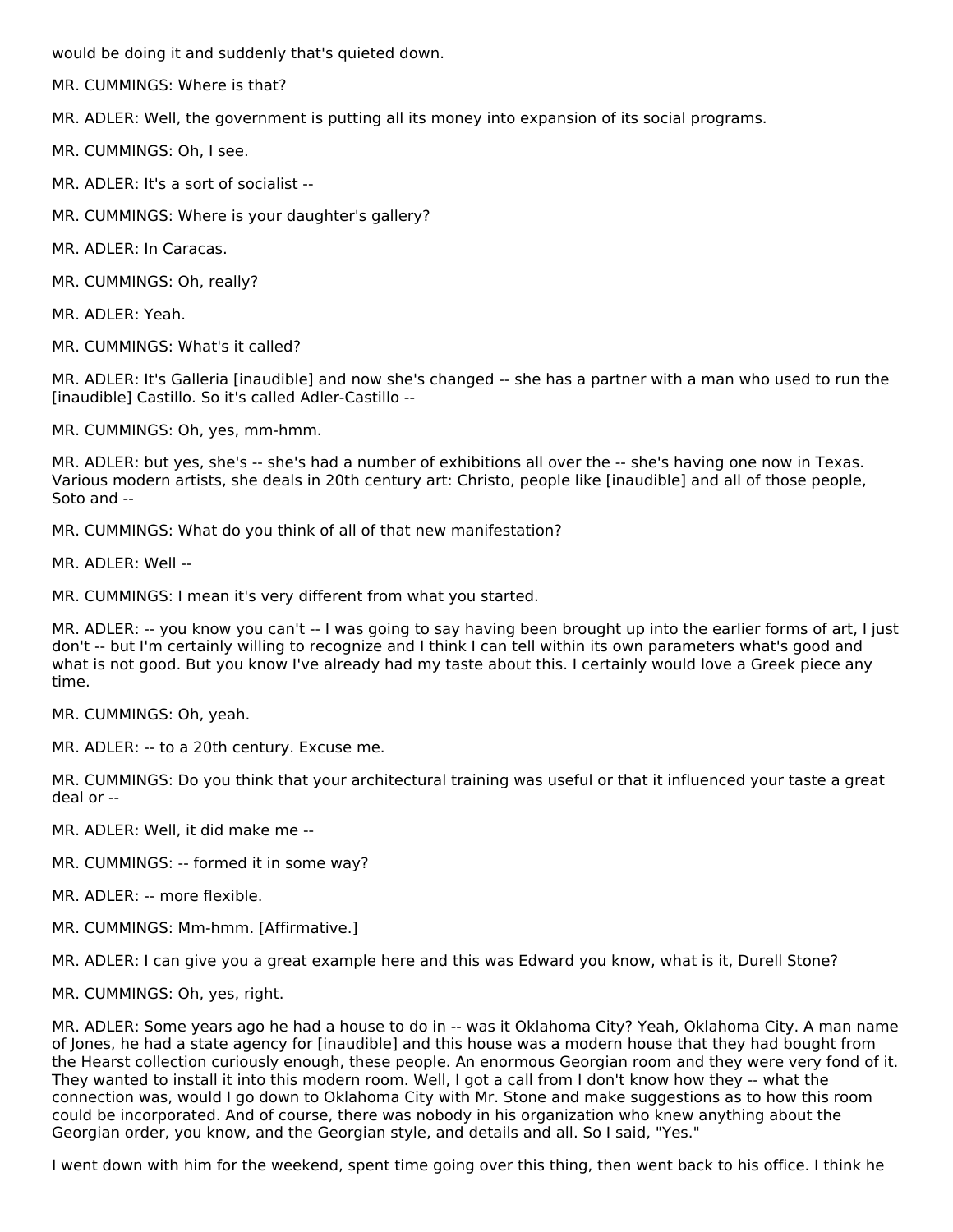would be doing it and suddenly that's quieted down.

MR. CUMMINGS: Where is that?

MR. ADLER: Well, the government is putting all its money into expansion of its social programs.

MR. CUMMINGS: Oh, I see.

MR. ADLER: It's a sort of socialist --

MR. CUMMINGS: Where is your daughter's gallery?

MR. ADLER: In Caracas.

MR. CUMMINGS: Oh, really?

MR. ADLER: Yeah.

MR. CUMMINGS: What's it called?

MR. ADLER: It's Galleria [inaudible] and now she's changed -- she has a partner with a man who used to run the [inaudible] Castillo. So it's called Adler-Castillo --

MR. CUMMINGS: Oh, yes, mm-hmm.

MR. ADLER: but yes, she's -- she's had a number of exhibitions all over the -- she's having one now in Texas. Various modern artists, she deals in 20th century art: Christo, people like [inaudible] and all of those people, Soto and --

MR. CUMMINGS: What do you think of all of that new manifestation?

MR. ADLER: Well --

MR. CUMMINGS: I mean it's very different from what you started.

MR. ADLER: -- you know you can't -- I was going to say having been brought up into the earlier forms of art, I just don't -- but I'm certainly willing to recognize and I think I can tell within its own parameters what's good and what is not good. But you know I've already had my taste about this. I certainly would love a Greek piece any time.

MR. CUMMINGS: Oh, yeah.

MR. ADLER: -- to a 20th century. Excuse me.

MR. CUMMINGS: Do you think that your architectural training was useful or that it influenced your taste a great deal or --

MR. ADLER: Well, it did make me --

MR. CUMMINGS: -- formed it in some way?

MR. ADLER: -- more flexible.

MR. CUMMINGS: Mm-hmm. [Affirmative.]

MR. ADLER: I can give you a great example here and this was Edward you know, what is it, Durell Stone?

MR. CUMMINGS: Oh, yes, right.

MR. ADLER: Some years ago he had a house to do in -- was it Oklahoma City? Yeah, Oklahoma City. A man name of Jones, he had a state agency for [inaudible] and this house was a modern house that they had bought from the Hearst collection curiously enough, these people. An enormous Georgian room and they were very fond of it. They wanted to install it into this modern room. Well, I got a call from I don't know how they -- what the connection was, would I go down to Oklahoma City with Mr. Stone and make suggestions as to how this room could be incorporated. And of course, there was nobody in his organization who knew anything about the Georgian order, you know, and the Georgian style, and details and all. So I said, "Yes."

I went down with him for the weekend, spent time going over this thing, then went back to his office. I think he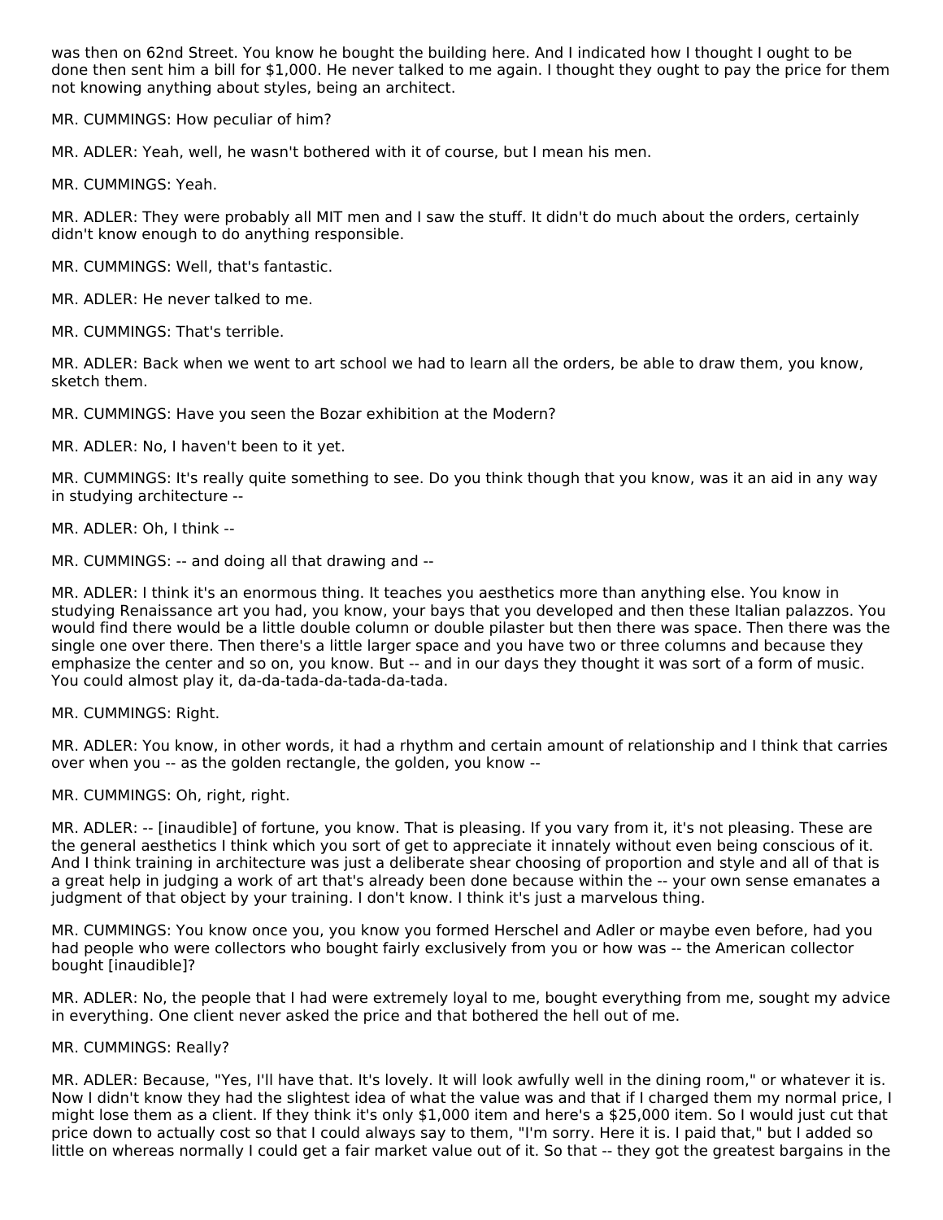was then on 62nd Street. You know he bought the building here. And I indicated how I thought I ought to be done then sent him a bill for $1,000. He never talked to me again. I thought they ought to pay the price for them not knowing anything about styles, being an architect.

MR. CUMMINGS: How peculiar of him?

MR. ADLER: Yeah, well, he wasn't bothered with it of course, but I mean his men.

MR. CUMMINGS: Yeah.

MR. ADLER: They were probably all MIT men and I saw the stuff. It didn't do much about the orders, certainly didn't know enough to do anything responsible.

MR. CUMMINGS: Well, that's fantastic.

MR. ADLER: He never talked to me.

MR. CUMMINGS: That's terrible.

MR. ADLER: Back when we went to art school we had to learn all the orders, be able to draw them, you know, sketch them.

MR. CUMMINGS: Have you seen the Bozar exhibition at the Modern?

MR. ADLER: No, I haven't been to it yet.

MR. CUMMINGS: It's really quite something to see. Do you think though that you know, was it an aid in any way in studying architecture --

MR. ADLER: Oh, I think --

MR. CUMMINGS: -- and doing all that drawing and --

MR. ADLER: I think it's an enormous thing. It teaches you aesthetics more than anything else. You know in studying Renaissance art you had, you know, your bays that you developed and then these Italian palazzos. You would find there would be a little double column or double pilaster but then there was space. Then there was the single one over there. Then there's a little larger space and you have two or three columns and because they emphasize the center and so on, you know. But -- and in our days they thought it was sort of a form of music. You could almost play it, da-da-tada-da-tada-da-tada.

MR. CUMMINGS: Right.

MR. ADLER: You know, in other words, it had a rhythm and certain amount of relationship and I think that carries over when you -- as the golden rectangle, the golden, you know --

MR. CUMMINGS: Oh, right, right.

MR. ADLER: -- [inaudible] of fortune, you know. That is pleasing. If you vary from it, it's not pleasing. These are the general aesthetics I think which you sort of get to appreciate it innately without even being conscious of it. And I think training in architecture was just a deliberate shear choosing of proportion and style and all of that is a great help in judging a work of art that's already been done because within the -- your own sense emanates a judgment of that object by your training. I don't know. I think it's just a marvelous thing.

MR. CUMMINGS: You know once you, you know you formed Herschel and Adler or maybe even before, had you had people who were collectors who bought fairly exclusively from you or how was -- the American collector bought [inaudible]?

MR. ADLER: No, the people that I had were extremely loyal to me, bought everything from me, sought my advice in everything. One client never asked the price and that bothered the hell out of me.

MR. CUMMINGS: Really?

MR. ADLER: Because, "Yes, I'll have that. It's lovely. It will look awfully well in the dining room," or whatever it is. Now I didn't know they had the slightest idea of what the value was and that if I charged them my normal price, I might lose them as a client. If they think it's only $1,000 item and here's a $25,000 item. So I would just cut that price down to actually cost so that I could always say to them, "I'm sorry. Here it is. I paid that," but I added so little on whereas normally I could get a fair market value out of it. So that -- they got the greatest bargains in the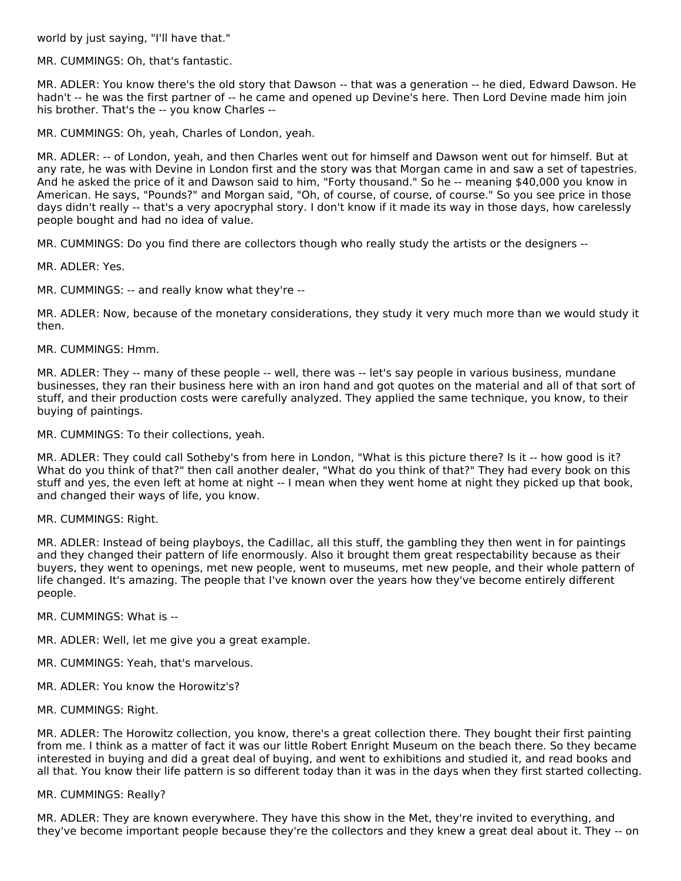world by just saying, "I'll have that."

MR. CUMMINGS: Oh, that's fantastic.

MR. ADLER: You know there's the old story that Dawson -- that was a generation -- he died, Edward Dawson. He hadn't -- he was the first partner of -- he came and opened up Devine's here. Then Lord Devine made him join his brother. That's the -- you know Charles --

MR. CUMMINGS: Oh, yeah, Charles of London, yeah.

MR. ADLER: -- of London, yeah, and then Charles went out for himself and Dawson went out for himself. But at any rate, he was with Devine in London first and the story was that Morgan came in and saw a set of tapestries. And he asked the price of it and Dawson said to him, "Forty thousand." So he -- meaning $40,000 you know in American. He says, "Pounds?" and Morgan said, "Oh, of course, of course, of course." So you see price in those days didn't really -- that's a very apocryphal story. I don't know if it made its way in those days, how carelessly people bought and had no idea of value.

MR. CUMMINGS: Do you find there are collectors though who really study the artists or the designers --

MR. ADLER: Yes.

MR. CUMMINGS: -- and really know what they're --

MR. ADLER: Now, because of the monetary considerations, they study it very much more than we would study it then.

MR. CUMMINGS: Hmm.

MR. ADLER: They -- many of these people -- well, there was -- let's say people in various business, mundane businesses, they ran their business here with an iron hand and got quotes on the material and all of that sort of stuff, and their production costs were carefully analyzed. They applied the same technique, you know, to their buying of paintings.

MR. CUMMINGS: To their collections, yeah.

MR. ADLER: They could call Sotheby's from here in London, "What is this picture there? Is it -- how good is it? What do you think of that?" then call another dealer, "What do you think of that?" They had every book on this stuff and yes, the even left at home at night -- I mean when they went home at night they picked up that book, and changed their ways of life, you know.

MR. CUMMINGS: Right.

MR. ADLER: Instead of being playboys, the Cadillac, all this stuff, the gambling they then went in for paintings and they changed their pattern of life enormously. Also it brought them great respectability because as their buyers, they went to openings, met new people, went to museums, met new people, and their whole pattern of life changed. It's amazing. The people that I've known over the years how they've become entirely different people.

MR. CUMMINGS: What is --

MR. ADLER: Well, let me give you a great example.

MR. CUMMINGS: Yeah, that's marvelous.

MR. ADLER: You know the Horowitz's?

MR. CUMMINGS: Right.

MR. ADLER: The Horowitz collection, you know, there's a great collection there. They bought their first painting from me. I think as a matter of fact it was our little Robert Enright Museum on the beach there. So they became interested in buying and did a great deal of buying, and went to exhibitions and studied it, and read books and all that. You know their life pattern is so different today than it was in the days when they first started collecting.

MR. CUMMINGS: Really?

MR. ADLER: They are known everywhere. They have this show in the Met, they're invited to everything, and they've become important people because they're the collectors and they knew a great deal about it. They -- on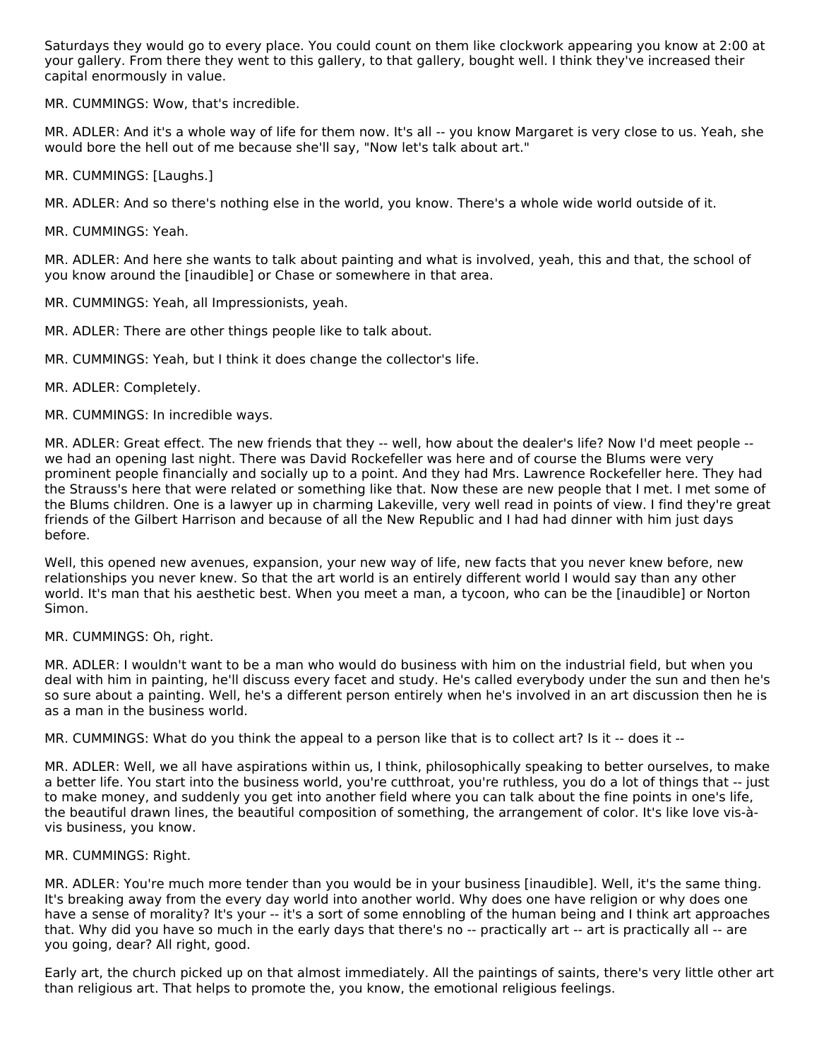Saturdays they would go to every place. You could count on them like clockwork appearing you know at 2:00 at your gallery. From there they went to this gallery, to that gallery, bought well. I think they've increased their capital enormously in value.

MR. CUMMINGS: Wow, that's incredible.

MR. ADLER: And it's a whole way of life for them now. It's all -- you know Margaret is very close to us. Yeah, she would bore the hell out of me because she'll say, "Now let's talk about art."

MR. CUMMINGS: [Laughs.]

MR. ADLER: And so there's nothing else in the world, you know. There's a whole wide world outside of it.

MR. CUMMINGS: Yeah.

MR. ADLER: And here she wants to talk about painting and what is involved, yeah, this and that, the school of you know around the [inaudible] or Chase or somewhere in that area.

MR. CUMMINGS: Yeah, all Impressionists, yeah.

MR. ADLER: There are other things people like to talk about.

MR. CUMMINGS: Yeah, but I think it does change the collector's life.

MR. ADLER: Completely.

MR. CUMMINGS: In incredible ways.

MR. ADLER: Great effect. The new friends that they -- well, how about the dealer's life? Now I'd meet people -- we had an opening last night. There was David Rockefeller was here and of course the Blums were very prominent people financially and socially up to a point. And they had Mrs. Lawrence Rockefeller here. They had the Strauss's here that were related or something like that. Now these are new people that I met. I met some of the Blums children. One is a lawyer up in charming Lakeville, very well read in points of view. I find they're great friends of the Gilbert Harrison and because of all the New Republic and I had had dinner with him just days before.

Well, this opened new avenues, expansion, your new way of life, new facts that you never knew before, new relationships you never knew. So that the art world is an entirely different world I would say than any other world. It's man that his aesthetic best. When you meet a man, a tycoon, who can be the [inaudible] or Norton Simon.

MR. CUMMINGS: Oh, right.

MR. ADLER: I wouldn't want to be a man who would do business with him on the industrial field, but when you deal with him in painting, he'll discuss every facet and study. He's called everybody under the sun and then he's so sure about a painting. Well, he's a different person entirely when he's involved in an art discussion then he is as a man in the business world.

MR. CUMMINGS: What do you think the appeal to a person like that is to collect art? Is it -- does it --

MR. ADLER: Well, we all have aspirations within us, I think, philosophically speaking to better ourselves, to make a better life. You start into the business world, you're cutthroat, you're ruthless, you do a lot of things that -- just to make money, and suddenly you get into another field where you can talk about the fine points in one's life, the beautiful drawn lines, the beautiful composition of something, the arrangement of color. It's like love vis-à-vis business, you know.

MR. CUMMINGS: Right.

MR. ADLER: You're much more tender than you would be in your business [inaudible]. Well, it's the same thing. It's breaking away from the every day world into another world. Why does one have religion or why does one have a sense of morality? It's your -- it's a sort of some ennobling of the human being and I think art approaches that. Why did you have so much in the early days that there's no -- practically art -- art is practically all -- are you going, dear? All right, good.

Early art, the church picked up on that almost immediately. All the paintings of saints, there's very little other art than religious art. That helps to promote the, you know, the emotional religious feelings.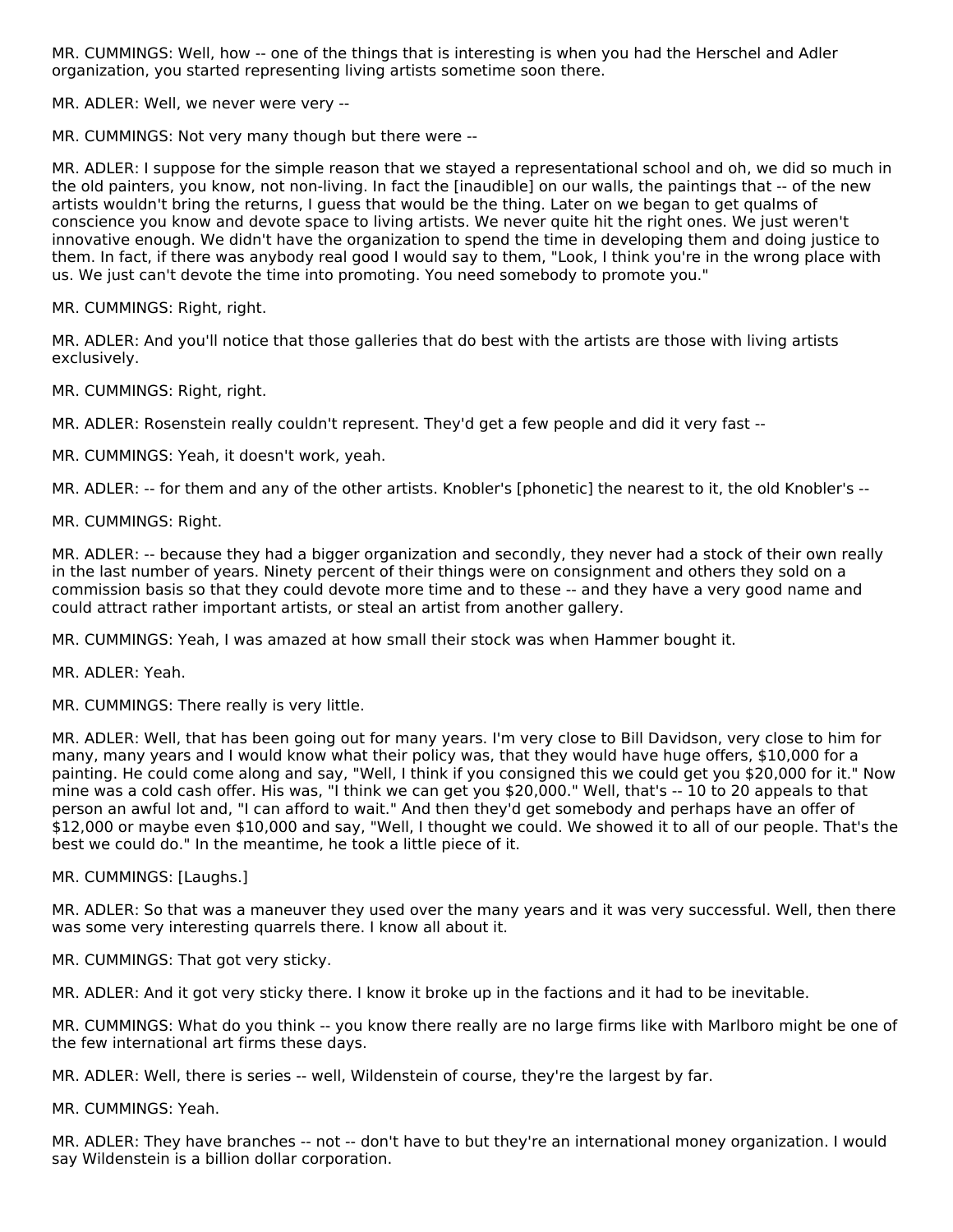MR. CUMMINGS: Well, how -- one of the things that is interesting is when you had the Herschel and Adler organization, you started representing living artists sometime soon there.

MR. ADLER: Well, we never were very --

MR. CUMMINGS: Not very many though but there were --

MR. ADLER: I suppose for the simple reason that we stayed a representational school and oh, we did so much in the old painters, you know, not non-living. In fact the [inaudible] on our walls, the paintings that -- of the new artists wouldn't bring the returns, I guess that would be the thing. Later on we began to get qualms of conscience you know and devote space to living artists. We never quite hit the right ones. We just weren't innovative enough. We didn't have the organization to spend the time in developing them and doing justice to them. In fact, if there was anybody real good I would say to them, "Look, I think you're in the wrong place with us. We just can't devote the time into promoting. You need somebody to promote you."

MR. CUMMINGS: Right, right.

MR. ADLER: And you'll notice that those galleries that do best with the artists are those with living artists exclusively.

MR. CUMMINGS: Right, right.

MR. ADLER: Rosenstein really couldn't represent. They'd get a few people and did it very fast --

MR. CUMMINGS: Yeah, it doesn't work, yeah.

MR. ADLER: -- for them and any of the other artists. Knobler's [phonetic] the nearest to it, the old Knobler's --

MR. CUMMINGS: Right.

MR. ADLER: -- because they had a bigger organization and secondly, they never had a stock of their own really in the last number of years. Ninety percent of their things were on consignment and others they sold on a commission basis so that they could devote more time and to these -- and they have a very good name and could attract rather important artists, or steal an artist from another gallery.

MR. CUMMINGS: Yeah, I was amazed at how small their stock was when Hammer bought it.

MR. ADLER: Yeah.

MR. CUMMINGS: There really is very little.

MR. ADLER: Well, that has been going out for many years. I'm very close to Bill Davidson, very close to him for many, many years and I would know what their policy was, that they would have huge offers, $10,000 for a painting. He could come along and say, "Well, I think if you consigned this we could get you $20,000 for it." Now mine was a cold cash offer. His was, "I think we can get you $20,000." Well, that's -- 10 to 20 appeals to that person an awful lot and, "I can afford to wait." And then they'd get somebody and perhaps have an offer of $12,000 or maybe even $10,000 and say, "Well, I thought we could. We showed it to all of our people. That's the best we could do." In the meantime, he took a little piece of it.

MR. CUMMINGS: [Laughs.]

MR. ADLER: So that was a maneuver they used over the many years and it was very successful. Well, then there was some very interesting quarrels there. I know all about it.

MR. CUMMINGS: That got very sticky.

MR. ADLER: And it got very sticky there. I know it broke up in the factions and it had to be inevitable.

MR. CUMMINGS: What do you think -- you know there really are no large firms like with Marlboro might be one of the few international art firms these days.

MR. ADLER: Well, there is series -- well, Wildenstein of course, they're the largest by far.

MR. CUMMINGS: Yeah.

MR. ADLER: They have branches -- not -- don't have to but they're an international money organization. I would say Wildenstein is a billion dollar corporation.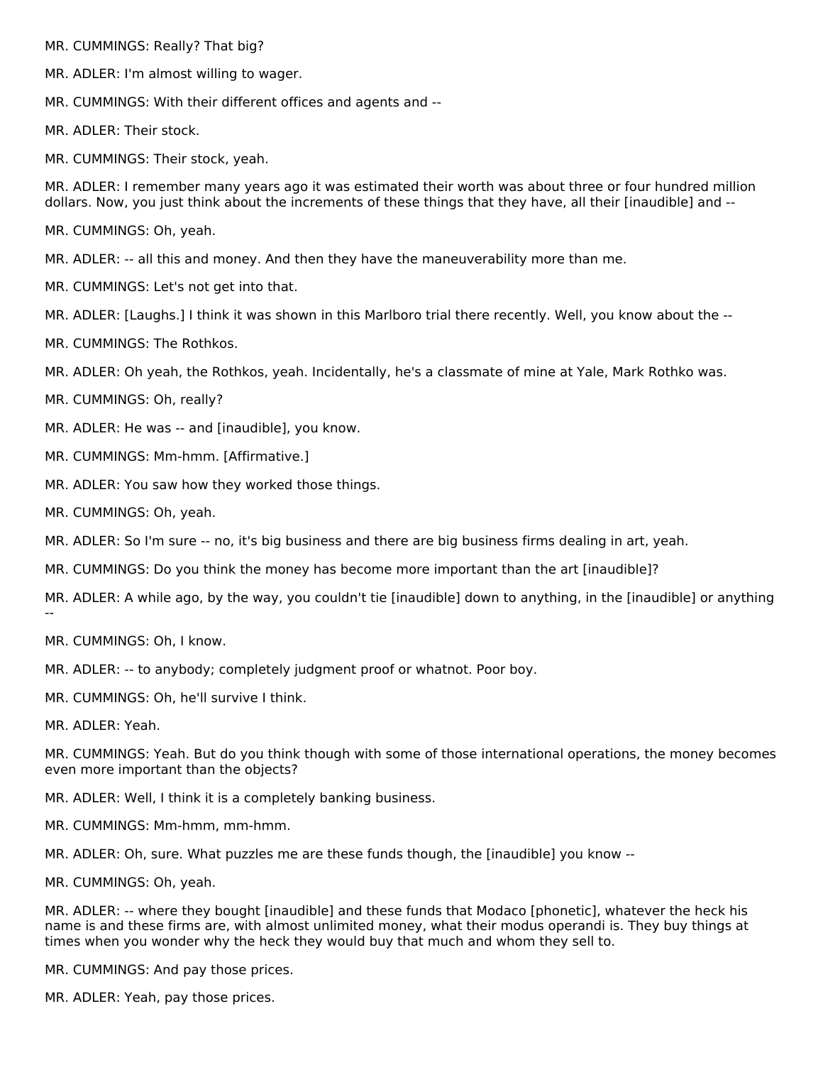MR. CUMMINGS: Really? That big?

MR. ADLER: I'm almost willing to wager.

MR. CUMMINGS: With their different offices and agents and --

MR. ADLER: Their stock.

MR. CUMMINGS: Their stock, yeah.

MR. ADLER: I remember many years ago it was estimated their worth was about three or four hundred million dollars. Now, you just think about the increments of these things that they have, all their [inaudible] and --

MR. CUMMINGS: Oh, yeah.

MR. ADLER: -- all this and money. And then they have the maneuverability more than me.

MR. CUMMINGS: Let's not get into that.

MR. ADLER: [Laughs.] I think it was shown in this Marlboro trial there recently. Well, you know about the --

MR. CUMMINGS: The Rothkos.

MR. ADLER: Oh yeah, the Rothkos, yeah. Incidentally, he's a classmate of mine at Yale, Mark Rothko was.

MR. CUMMINGS: Oh, really?

MR. ADLER: He was -- and [inaudible], you know.

MR. CUMMINGS: Mm-hmm. [Affirmative.]

MR. ADLER: You saw how they worked those things.

MR. CUMMINGS: Oh, yeah.

MR. ADLER: So I'm sure -- no, it's big business and there are big business firms dealing in art, yeah.

MR. CUMMINGS: Do you think the money has become more important than the art [inaudible]?

MR. ADLER: A while ago, by the way, you couldn't tie [inaudible] down to anything, in the [inaudible] or anything --

MR. CUMMINGS: Oh, I know.

MR. ADLER: -- to anybody; completely judgment proof or whatnot. Poor boy.

MR. CUMMINGS: Oh, he'll survive I think.

MR. ADLER: Yeah.

MR. CUMMINGS: Yeah. But do you think though with some of those international operations, the money becomes even more important than the objects?

MR. ADLER: Well, I think it is a completely banking business.

MR. CUMMINGS: Mm-hmm, mm-hmm.

MR. ADLER: Oh, sure. What puzzles me are these funds though, the [inaudible] you know --

MR. CUMMINGS: Oh, yeah.

MR. ADLER: -- where they bought [inaudible] and these funds that Modaco [phonetic], whatever the heck his name is and these firms are, with almost unlimited money, what their modus operandi is. They buy things at times when you wonder why the heck they would buy that much and whom they sell to.

MR. CUMMINGS: And pay those prices.

MR. ADLER: Yeah, pay those prices.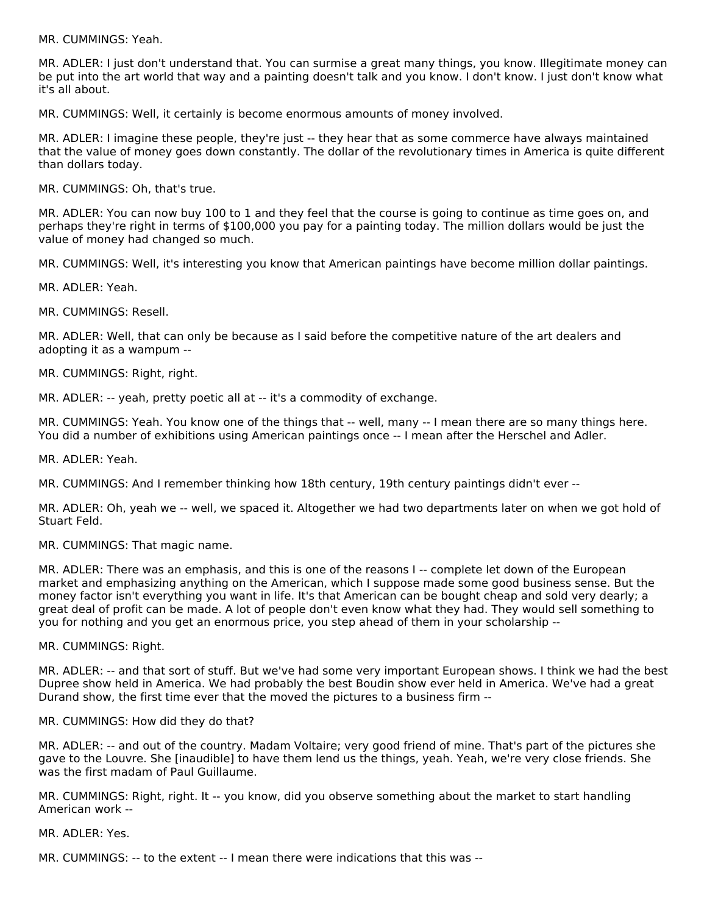MR. CUMMINGS: Yeah.

MR. ADLER: I just don't understand that. You can surmise a great many things, you know. Illegitimate money can be put into the art world that way and a painting doesn't talk and you know. I don't know. I just don't know what it's all about.

MR. CUMMINGS: Well, it certainly is become enormous amounts of money involved.

MR. ADLER: I imagine these people, they're just -- they hear that as some commerce have always maintained that the value of money goes down constantly. The dollar of the revolutionary times in America is quite different than dollars today.

MR. CUMMINGS: Oh, that's true.

MR. ADLER: You can now buy 100 to 1 and they feel that the course is going to continue as time goes on, and perhaps they're right in terms of $100,000 you pay for a painting today. The million dollars would be just the value of money had changed so much.

MR. CUMMINGS: Well, it's interesting you know that American paintings have become million dollar paintings.

MR. ADLER: Yeah.

MR. CUMMINGS: Resell.

MR. ADLER: Well, that can only be because as I said before the competitive nature of the art dealers and adopting it as a wampum --

MR. CUMMINGS: Right, right.

MR. ADLER: -- yeah, pretty poetic all at -- it's a commodity of exchange.

MR. CUMMINGS: Yeah. You know one of the things that -- well, many -- I mean there are so many things here. You did a number of exhibitions using American paintings once -- I mean after the Herschel and Adler.

MR. ADLER: Yeah.

MR. CUMMINGS: And I remember thinking how 18th century, 19th century paintings didn't ever --

MR. ADLER: Oh, yeah we -- well, we spaced it. Altogether we had two departments later on when we got hold of Stuart Feld.

MR. CUMMINGS: That magic name.

MR. ADLER: There was an emphasis, and this is one of the reasons I -- complete let down of the European market and emphasizing anything on the American, which I suppose made some good business sense. But the money factor isn't everything you want in life. It's that American can be bought cheap and sold very dearly; a great deal of profit can be made. A lot of people don't even know what they had. They would sell something to you for nothing and you get an enormous price, you step ahead of them in your scholarship --

MR. CUMMINGS: Right.

MR. ADLER: -- and that sort of stuff. But we've had some very important European shows. I think we had the best Dupree show held in America. We had probably the best Boudin show ever held in America. We've had a great Durand show, the first time ever that the moved the pictures to a business firm --

MR. CUMMINGS: How did they do that?

MR. ADLER: -- and out of the country. Madam Voltaire; very good friend of mine. That's part of the pictures she gave to the Louvre. She [inaudible] to have them lend us the things, yeah. Yeah, we're very close friends. She was the first madam of Paul Guillaume.

MR. CUMMINGS: Right, right. It -- you know, did you observe something about the market to start handling American work --

MR. ADLER: Yes.

MR. CUMMINGS: -- to the extent -- I mean there were indications that this was --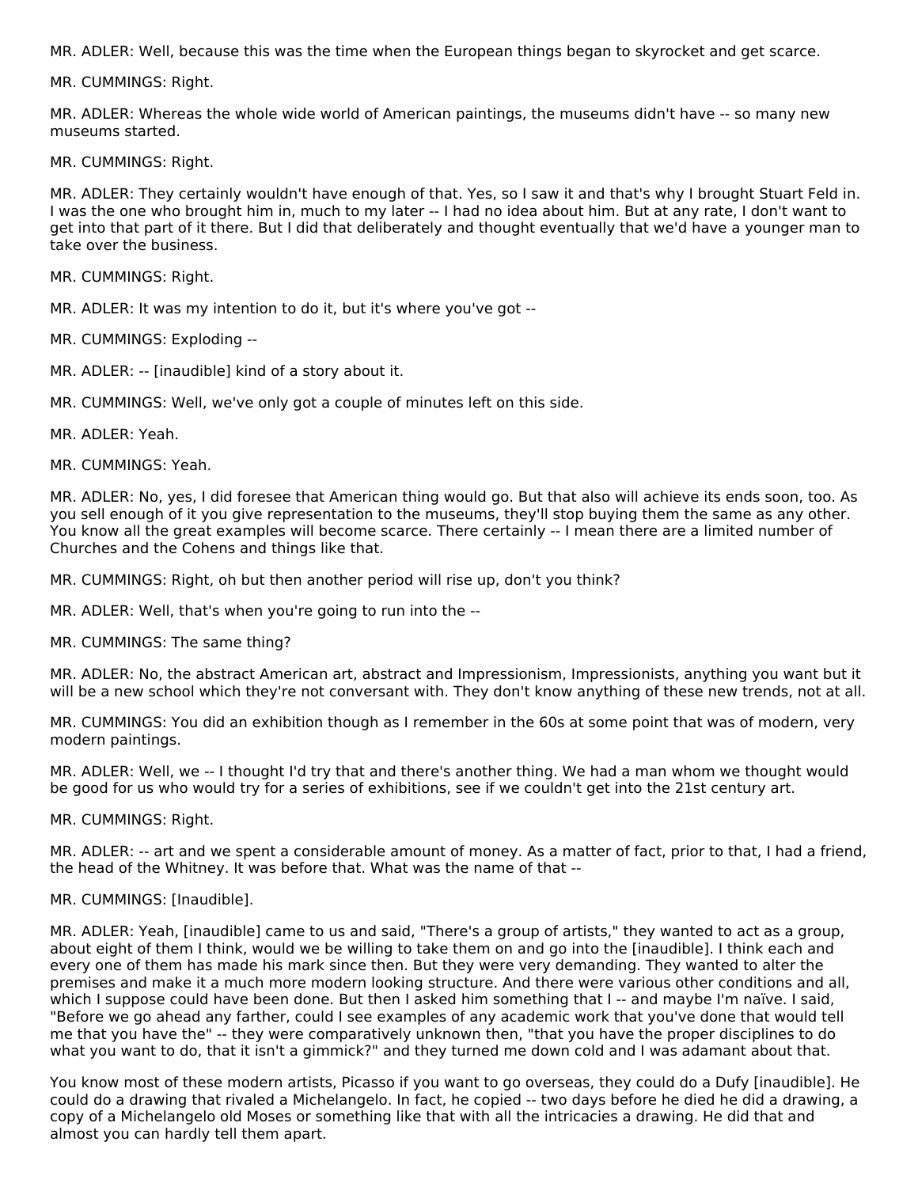MR. ADLER: Well, because this was the time when the European things began to skyrocket and get scarce.

MR. CUMMINGS: Right.

MR. ADLER: Whereas the whole wide world of American paintings, the museums didn't have -- so many new museums started.

MR. CUMMINGS: Right.

MR. ADLER: They certainly wouldn't have enough of that. Yes, so I saw it and that's why I brought Stuart Feld in. I was the one who brought him in, much to my later -- I had no idea about him. But at any rate, I don't want to get into that part of it there. But I did that deliberately and thought eventually that we'd have a younger man to take over the business.

MR. CUMMINGS: Right.

MR. ADLER: It was my intention to do it, but it's where you've got --

MR. CUMMINGS: Exploding --

MR. ADLER: -- [inaudible] kind of a story about it.

MR. CUMMINGS: Well, we've only got a couple of minutes left on this side.

MR. ADLER: Yeah.

MR. CUMMINGS: Yeah.

MR. ADLER: No, yes, I did foresee that American thing would go. But that also will achieve its ends soon, too. As you sell enough of it you give representation to the museums, they'll stop buying them the same as any other. You know all the great examples will become scarce. There certainly -- I mean there are a limited number of Churches and the Cohens and things like that.

MR. CUMMINGS: Right, oh but then another period will rise up, don't you think?

MR. ADLER: Well, that's when you're going to run into the --

MR. CUMMINGS: The same thing?

MR. ADLER: No, the abstract American art, abstract and Impressionism, Impressionists, anything you want but it will be a new school which they're not conversant with. They don't know anything of these new trends, not at all.

MR. CUMMINGS: You did an exhibition though as I remember in the 60s at some point that was of modern, very modern paintings.

MR. ADLER: Well, we -- I thought I'd try that and there's another thing. We had a man whom we thought would be good for us who would try for a series of exhibitions, see if we couldn't get into the 21st century art.

MR. CUMMINGS: Right.

MR. ADLER: -- art and we spent a considerable amount of money. As a matter of fact, prior to that, I had a friend, the head of the Whitney. It was before that. What was the name of that --

MR. CUMMINGS: [Inaudible].

MR. ADLER: Yeah, [inaudible] came to us and said, "There's a group of artists," they wanted to act as a group, about eight of them I think, would we be willing to take them on and go into the [inaudible]. I think each and every one of them has made his mark since then. But they were very demanding. They wanted to alter the premises and make it a much more modern looking structure. And there were various other conditions and all, which I suppose could have been done. But then I asked him something that I -- and maybe I'm naïve. I said, "Before we go ahead any farther, could I see examples of any academic work that you've done that would tell me that you have the" -- they were comparatively unknown then, "that you have the proper disciplines to do what you want to do, that it isn't a gimmick?" and they turned me down cold and I was adamant about that.

You know most of these modern artists, Picasso if you want to go overseas, they could do a Dufy [inaudible]. He could do a drawing that rivaled a Michelangelo. In fact, he copied -- two days before he died he did a drawing, a copy of a Michelangelo old Moses or something like that with all the intricacies a drawing. He did that and almost you can hardly tell them apart.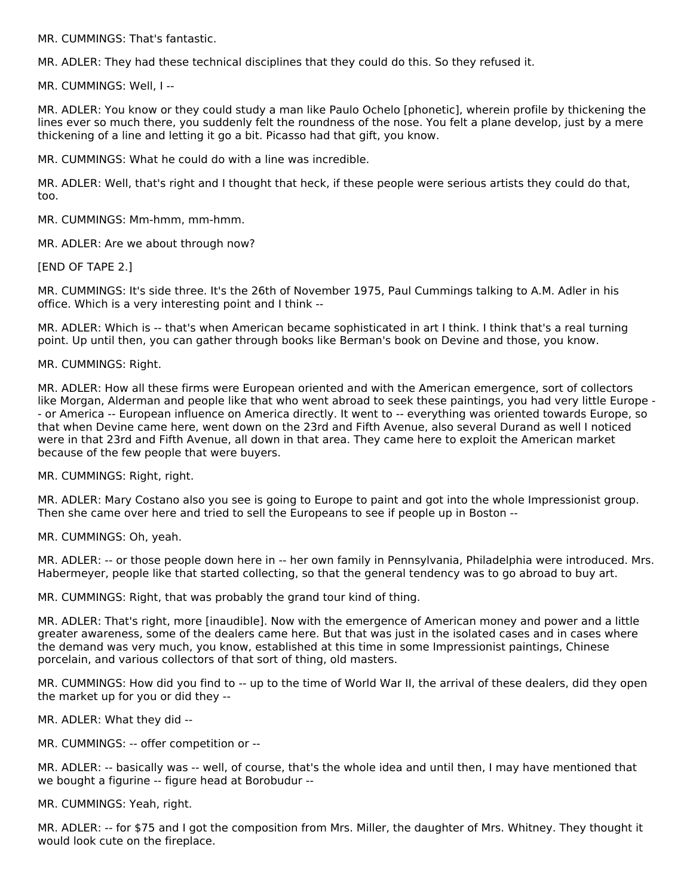MR. CUMMINGS: That's fantastic.

MR. ADLER: They had these technical disciplines that they could do this. So they refused it.

MR. CUMMINGS: Well, I --

MR. ADLER: You know or they could study a man like Paulo Ochelo [phonetic], wherein profile by thickening the lines ever so much there, you suddenly felt the roundness of the nose. You felt a plane develop, just by a mere thickening of a line and letting it go a bit. Picasso had that gift, you know.

MR. CUMMINGS: What he could do with a line was incredible.

MR. ADLER: Well, that's right and I thought that heck, if these people were serious artists they could do that, too.

MR. CUMMINGS: Mm-hmm, mm-hmm.

MR. ADLER: Are we about through now?

[END OF TAPE 2.]

MR. CUMMINGS: It's side three. It's the 26th of November 1975, Paul Cummings talking to A.M. Adler in his office. Which is a very interesting point and I think --

MR. ADLER: Which is -- that's when American became sophisticated in art I think. I think that's a real turning point. Up until then, you can gather through books like Berman's book on Devine and those, you know.

MR. CUMMINGS: Right.

MR. ADLER: How all these firms were European oriented and with the American emergence, sort of collectors like Morgan, Alderman and people like that who went abroad to seek these paintings, you had very little Europe -- or America -- European influence on America directly. It went to -- everything was oriented towards Europe, so that when Devine came here, went down on the 23rd and Fifth Avenue, also several Durand as well I noticed were in that 23rd and Fifth Avenue, all down in that area. They came here to exploit the American market because of the few people that were buyers.

MR. CUMMINGS: Right, right.

MR. ADLER: Mary Costano also you see is going to Europe to paint and got into the whole Impressionist group. Then she came over here and tried to sell the Europeans to see if people up in Boston --

MR. CUMMINGS: Oh, yeah.

MR. ADLER: -- or those people down here in -- her own family in Pennsylvania, Philadelphia were introduced. Mrs. Habermeyer, people like that started collecting, so that the general tendency was to go abroad to buy art.

MR. CUMMINGS: Right, that was probably the grand tour kind of thing.

MR. ADLER: That's right, more [inaudible]. Now with the emergence of American money and power and a little greater awareness, some of the dealers came here. But that was just in the isolated cases and in cases where the demand was very much, you know, established at this time in some Impressionist paintings, Chinese porcelain, and various collectors of that sort of thing, old masters.

MR. CUMMINGS: How did you find to -- up to the time of World War II, the arrival of these dealers, did they open the market up for you or did they --

MR. ADLER: What they did --

MR. CUMMINGS: -- offer competition or --

MR. ADLER: -- basically was -- well, of course, that's the whole idea and until then, I may have mentioned that we bought a figurine -- figure head at Borobudur --

MR. CUMMINGS: Yeah, right.

MR. ADLER: -- for $75 and I got the composition from Mrs. Miller, the daughter of Mrs. Whitney. They thought it would look cute on the fireplace.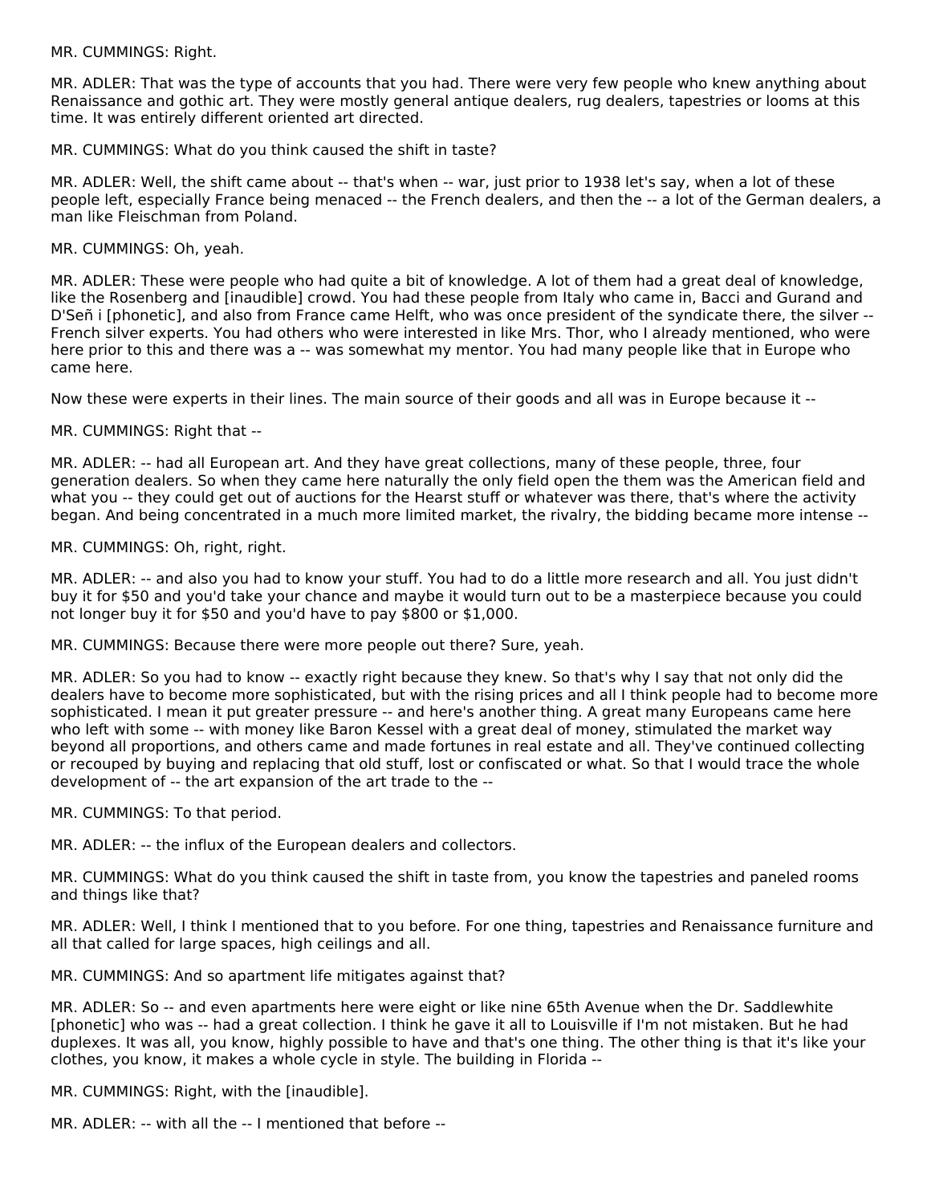MR. CUMMINGS: Right.

MR. ADLER: That was the type of accounts that you had. There were very few people who knew anything about Renaissance and gothic art. They were mostly general antique dealers, rug dealers, tapestries or looms at this time. It was entirely different oriented art directed.

MR. CUMMINGS: What do you think caused the shift in taste?

MR. ADLER: Well, the shift came about -- that's when -- war, just prior to 1938 let's say, when a lot of these people left, especially France being menaced -- the French dealers, and then the -- a lot of the German dealers, a man like Fleischman from Poland.

MR. CUMMINGS: Oh, yeah.

MR. ADLER: These were people who had quite a bit of knowledge. A lot of them had a great deal of knowledge, like the Rosenberg and [inaudible] crowd. You had these people from Italy who came in, Bacci and Gurand and D'Señ i [phonetic], and also from France came Helft, who was once president of the syndicate there, the silver -- French silver experts. You had others who were interested in like Mrs. Thor, who I already mentioned, who were here prior to this and there was a -- was somewhat my mentor. You had many people like that in Europe who came here.

Now these were experts in their lines. The main source of their goods and all was in Europe because it --

MR. CUMMINGS: Right that --

MR. ADLER: -- had all European art. And they have great collections, many of these people, three, four generation dealers. So when they came here naturally the only field open the them was the American field and what you -- they could get out of auctions for the Hearst stuff or whatever was there, that's where the activity began. And being concentrated in a much more limited market, the rivalry, the bidding became more intense --

MR. CUMMINGS: Oh, right, right.

MR. ADLER: -- and also you had to know your stuff. You had to do a little more research and all. You just didn't buy it for $50 and you'd take your chance and maybe it would turn out to be a masterpiece because you could not longer buy it for $50 and you'd have to pay $800 or $1,000.

MR. CUMMINGS: Because there were more people out there? Sure, yeah.

MR. ADLER: So you had to know -- exactly right because they knew. So that's why I say that not only did the dealers have to become more sophisticated, but with the rising prices and all I think people had to become more sophisticated. I mean it put greater pressure -- and here's another thing. A great many Europeans came here who left with some -- with money like Baron Kessel with a great deal of money, stimulated the market way beyond all proportions, and others came and made fortunes in real estate and all. They've continued collecting or recouped by buying and replacing that old stuff, lost or confiscated or what. So that I would trace the whole development of -- the art expansion of the art trade to the --

MR. CUMMINGS: To that period.

MR. ADLER: -- the influx of the European dealers and collectors.

MR. CUMMINGS: What do you think caused the shift in taste from, you know the tapestries and paneled rooms and things like that?

MR. ADLER: Well, I think I mentioned that to you before. For one thing, tapestries and Renaissance furniture and all that called for large spaces, high ceilings and all.

MR. CUMMINGS: And so apartment life mitigates against that?

MR. ADLER: So -- and even apartments here were eight or like nine 65th Avenue when the Dr. Saddlewhite [phonetic] who was -- had a great collection. I think he gave it all to Louisville if I'm not mistaken. But he had duplexes. It was all, you know, highly possible to have and that's one thing. The other thing is that it's like your clothes, you know, it makes a whole cycle in style. The building in Florida --

MR. CUMMINGS: Right, with the [inaudible].

MR. ADLER: -- with all the -- I mentioned that before --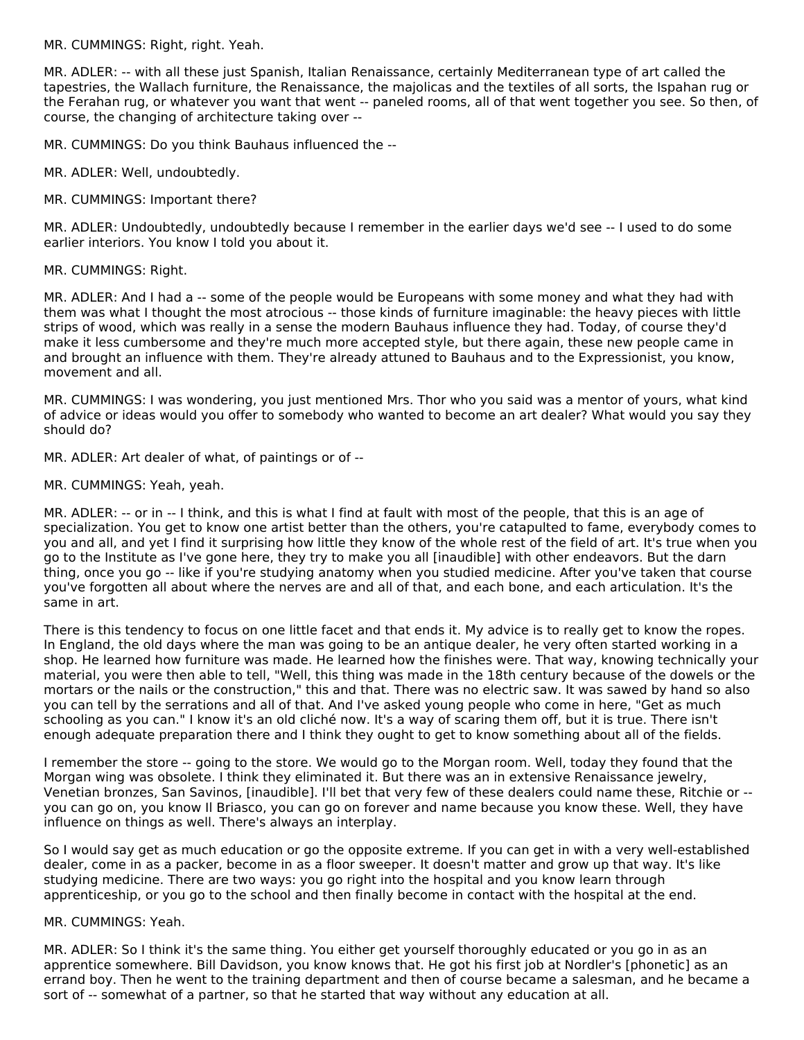MR. CUMMINGS: Right, right. Yeah.

MR. ADLER: -- with all these just Spanish, Italian Renaissance, certainly Mediterranean type of art called the tapestries, the Wallach furniture, the Renaissance, the majolicas and the textiles of all sorts, the Ispahan rug or the Ferahan rug, or whatever you want that went -- paneled rooms, all of that went together you see. So then, of course, the changing of architecture taking over --

MR. CUMMINGS: Do you think Bauhaus influenced the --

MR. ADLER: Well, undoubtedly.

MR. CUMMINGS: Important there?

MR. ADLER: Undoubtedly, undoubtedly because I remember in the earlier days we'd see -- I used to do some earlier interiors. You know I told you about it.

MR. CUMMINGS: Right.

MR. ADLER: And I had a -- some of the people would be Europeans with some money and what they had with them was what I thought the most atrocious -- those kinds of furniture imaginable: the heavy pieces with little strips of wood, which was really in a sense the modern Bauhaus influence they had. Today, of course they'd make it less cumbersome and they're much more accepted style, but there again, these new people came in and brought an influence with them. They're already attuned to Bauhaus and to the Expressionist, you know, movement and all.

MR. CUMMINGS: I was wondering, you just mentioned Mrs. Thor who you said was a mentor of yours, what kind of advice or ideas would you offer to somebody who wanted to become an art dealer? What would you say they should do?

MR. ADLER: Art dealer of what, of paintings or of --

MR. CUMMINGS: Yeah, yeah.

MR. ADLER: -- or in -- I think, and this is what I find at fault with most of the people, that this is an age of specialization. You get to know one artist better than the others, you're catapulted to fame, everybody comes to you and all, and yet I find it surprising how little they know of the whole rest of the field of art. It's true when you go to the Institute as I've gone here, they try to make you all [inaudible] with other endeavors. But the darn thing, once you go -- like if you're studying anatomy when you studied medicine. After you've taken that course you've forgotten all about where the nerves are and all of that, and each bone, and each articulation. It's the same in art.

There is this tendency to focus on one little facet and that ends it. My advice is to really get to know the ropes. In England, the old days where the man was going to be an antique dealer, he very often started working in a shop. He learned how furniture was made. He learned how the finishes were. That way, knowing technically your material, you were then able to tell, "Well, this thing was made in the 18th century because of the dowels or the mortars or the nails or the construction," this and that. There was no electric saw. It was sawed by hand so also you can tell by the serrations and all of that. And I've asked young people who come in here, "Get as much schooling as you can." I know it's an old cliché now. It's a way of scaring them off, but it is true. There isn't enough adequate preparation there and I think they ought to get to know something about all of the fields.

I remember the store -- going to the store. We would go to the Morgan room. Well, today they found that the Morgan wing was obsolete. I think they eliminated it. But there was an in extensive Renaissance jewelry, Venetian bronzes, San Savinos, [inaudible]. I'll bet that very few of these dealers could name these, Ritchie or -- you can go on, you know Il Briasco, you can go on forever and name because you know these. Well, they have influence on things as well. There's always an interplay.

So I would say get as much education or go the opposite extreme. If you can get in with a very well-established dealer, come in as a packer, become in as a floor sweeper. It doesn't matter and grow up that way. It's like studying medicine. There are two ways: you go right into the hospital and you know learn through apprenticeship, or you go to the school and then finally become in contact with the hospital at the end.

MR. CUMMINGS: Yeah.

MR. ADLER: So I think it's the same thing. You either get yourself thoroughly educated or you go in as an apprentice somewhere. Bill Davidson, you know knows that. He got his first job at Nordler's [phonetic] as an errand boy. Then he went to the training department and then of course became a salesman, and he became a sort of -- somewhat of a partner, so that he started that way without any education at all.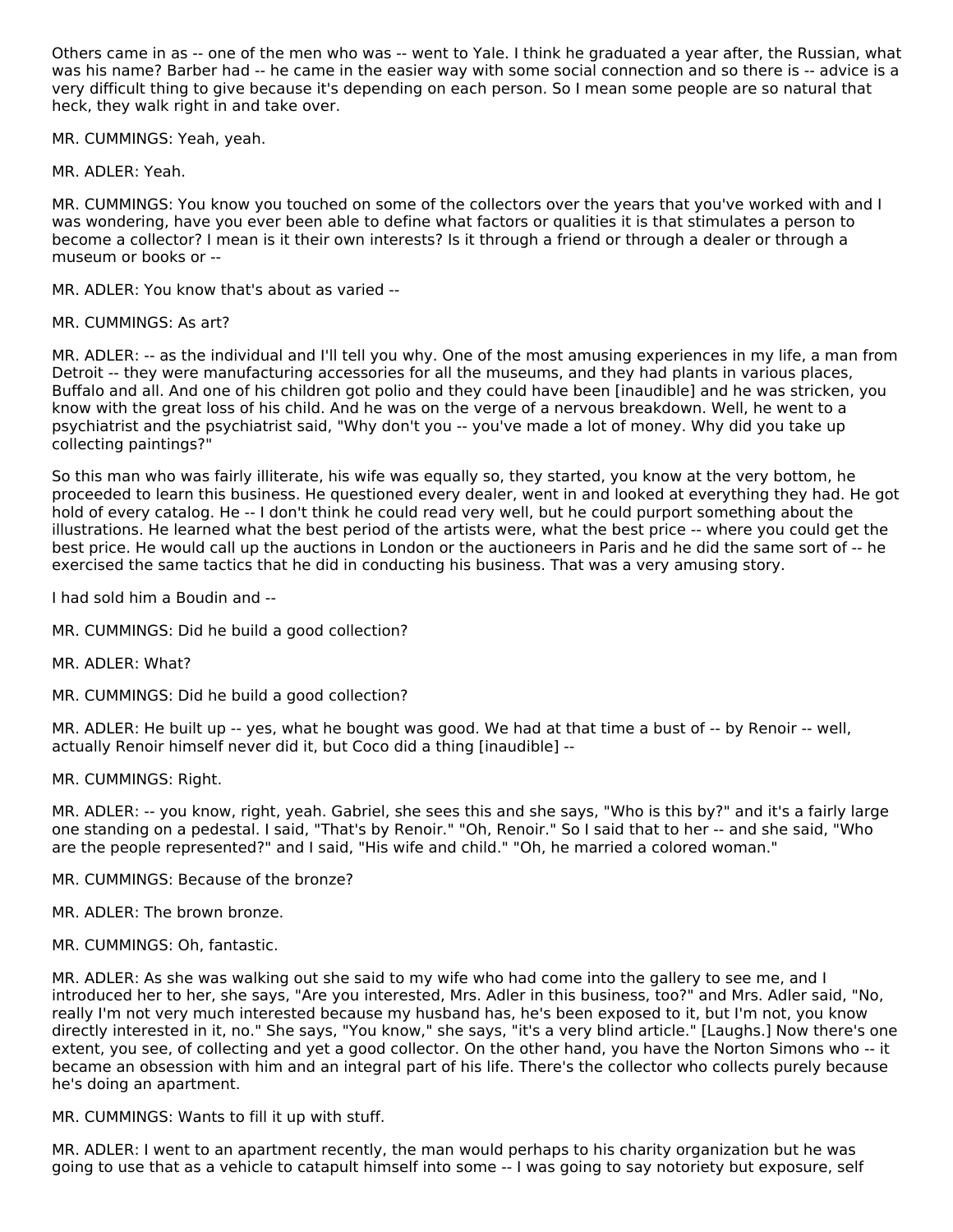Others came in as -- one of the men who was -- went to Yale. I think he graduated a year after, the Russian, what was his name? Barber had -- he came in the easier way with some social connection and so there is -- advice is a very difficult thing to give because it's depending on each person. So I mean some people are so natural that heck, they walk right in and take over.

MR. CUMMINGS: Yeah, yeah.

MR. ADLER: Yeah.

MR. CUMMINGS: You know you touched on some of the collectors over the years that you've worked with and I was wondering, have you ever been able to define what factors or qualities it is that stimulates a person to become a collector? I mean is it their own interests? Is it through a friend or through a dealer or through a museum or books or --

MR. ADLER: You know that's about as varied --

MR. CUMMINGS: As art?

MR. ADLER: -- as the individual and I'll tell you why. One of the most amusing experiences in my life, a man from Detroit -- they were manufacturing accessories for all the museums, and they had plants in various places, Buffalo and all. And one of his children got polio and they could have been [inaudible] and he was stricken, you know with the great loss of his child. And he was on the verge of a nervous breakdown. Well, he went to a psychiatrist and the psychiatrist said, "Why don't you -- you've made a lot of money. Why did you take up collecting paintings?"

So this man who was fairly illiterate, his wife was equally so, they started, you know at the very bottom, he proceeded to learn this business. He questioned every dealer, went in and looked at everything they had. He got hold of every catalog. He -- I don't think he could read very well, but he could purport something about the illustrations. He learned what the best period of the artists were, what the best price -- where you could get the best price. He would call up the auctions in London or the auctioneers in Paris and he did the same sort of -- he exercised the same tactics that he did in conducting his business. That was a very amusing story.

I had sold him a Boudin and --

MR. CUMMINGS: Did he build a good collection?

MR. ADLER: What?

MR. CUMMINGS: Did he build a good collection?

MR. ADLER: He built up -- yes, what he bought was good. We had at that time a bust of -- by Renoir -- well, actually Renoir himself never did it, but Coco did a thing [inaudible] --

MR. CUMMINGS: Right.

MR. ADLER: -- you know, right, yeah. Gabriel, she sees this and she says, "Who is this by?" and it's a fairly large one standing on a pedestal. I said, "That's by Renoir." "Oh, Renoir." So I said that to her -- and she said, "Who are the people represented?" and I said, "His wife and child." "Oh, he married a colored woman."

MR. CUMMINGS: Because of the bronze?

MR. ADLER: The brown bronze.

MR. CUMMINGS: Oh, fantastic.

MR. ADLER: As she was walking out she said to my wife who had come into the gallery to see me, and I introduced her to her, she says, "Are you interested, Mrs. Adler in this business, too?" and Mrs. Adler said, "No, really I'm not very much interested because my husband has, he's been exposed to it, but I'm not, you know directly interested in it, no." She says, "You know," she says, "it's a very blind article." [Laughs.] Now there's one extent, you see, of collecting and yet a good collector. On the other hand, you have the Norton Simons who -- it became an obsession with him and an integral part of his life. There's the collector who collects purely because he's doing an apartment.

MR. CUMMINGS: Wants to fill it up with stuff.

MR. ADLER: I went to an apartment recently, the man would perhaps to his charity organization but he was going to use that as a vehicle to catapult himself into some -- I was going to say notoriety but exposure, self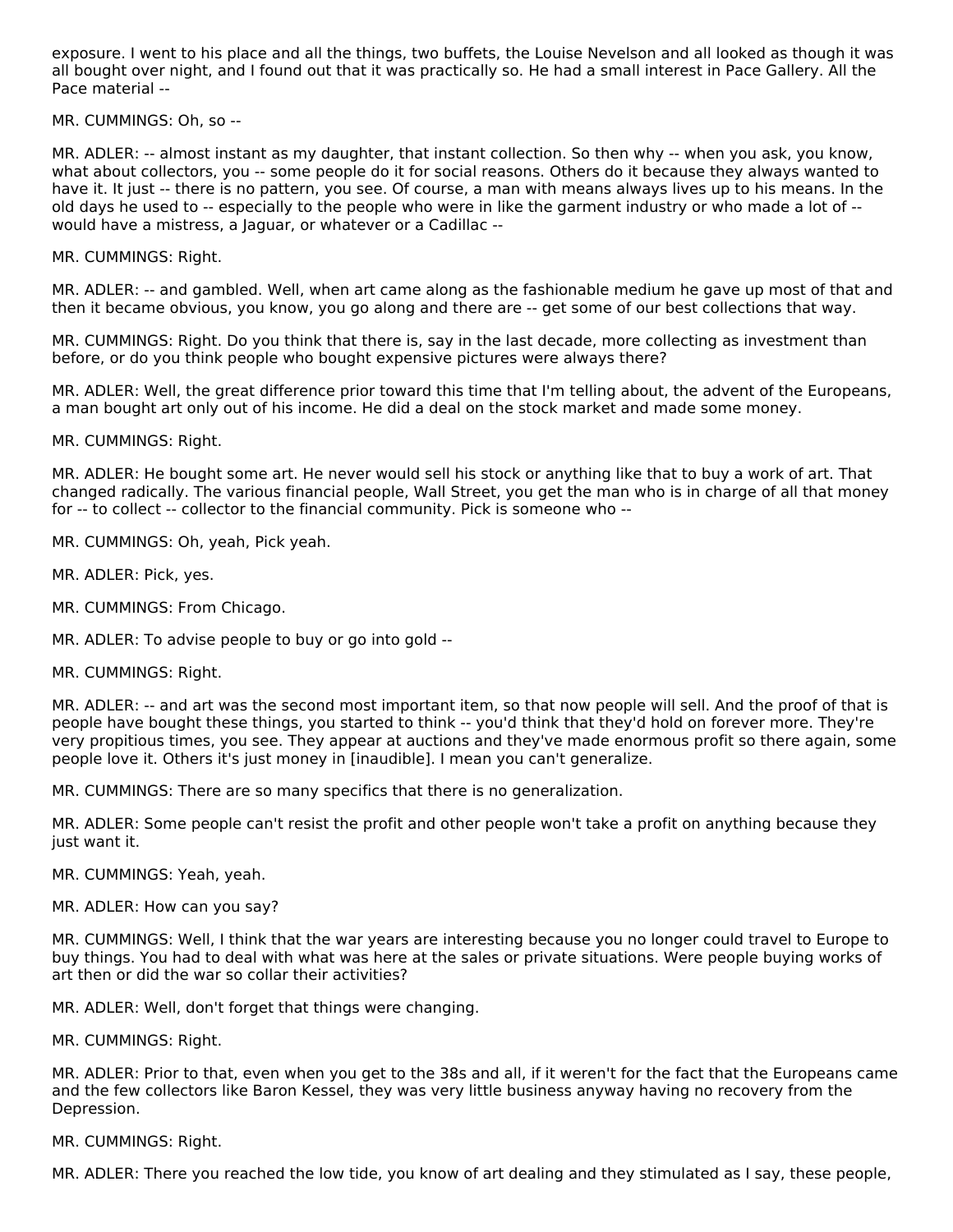exposure. I went to his place and all the things, two buffets, the Louise Nevelson and all looked as though it was all bought over night, and I found out that it was practically so. He had a small interest in Pace Gallery. All the Pace material --

MR. CUMMINGS: Oh, so --

MR. ADLER: -- almost instant as my daughter, that instant collection. So then why -- when you ask, you know, what about collectors, you -- some people do it for social reasons. Others do it because they always wanted to have it. It just -- there is no pattern, you see. Of course, a man with means always lives up to his means. In the old days he used to -- especially to the people who were in like the garment industry or who made a lot of -- would have a mistress, a Jaguar, or whatever or a Cadillac --

MR. CUMMINGS: Right.

MR. ADLER: -- and gambled. Well, when art came along as the fashionable medium he gave up most of that and then it became obvious, you know, you go along and there are -- get some of our best collections that way.

MR. CUMMINGS: Right. Do you think that there is, say in the last decade, more collecting as investment than before, or do you think people who bought expensive pictures were always there?

MR. ADLER: Well, the great difference prior toward this time that I'm telling about, the advent of the Europeans, a man bought art only out of his income. He did a deal on the stock market and made some money.

MR. CUMMINGS: Right.

MR. ADLER: He bought some art. He never would sell his stock or anything like that to buy a work of art. That changed radically. The various financial people, Wall Street, you get the man who is in charge of all that money for -- to collect -- collector to the financial community. Pick is someone who --

MR. CUMMINGS: Oh, yeah, Pick yeah.

MR. ADLER: Pick, yes.

MR. CUMMINGS: From Chicago.

MR. ADLER: To advise people to buy or go into gold --

MR. CUMMINGS: Right.

MR. ADLER: -- and art was the second most important item, so that now people will sell. And the proof of that is people have bought these things, you started to think -- you'd think that they'd hold on forever more. They're very propitious times, you see. They appear at auctions and they've made enormous profit so there again, some people love it. Others it's just money in [inaudible]. I mean you can't generalize.

MR. CUMMINGS: There are so many specifics that there is no generalization.

MR. ADLER: Some people can't resist the profit and other people won't take a profit on anything because they just want it.

MR. CUMMINGS: Yeah, yeah.

MR. ADLER: How can you say?

MR. CUMMINGS: Well, I think that the war years are interesting because you no longer could travel to Europe to buy things. You had to deal with what was here at the sales or private situations. Were people buying works of art then or did the war so collar their activities?

MR. ADLER: Well, don't forget that things were changing.

MR. CUMMINGS: Right.

MR. ADLER: Prior to that, even when you get to the 38s and all, if it weren't for the fact that the Europeans came and the few collectors like Baron Kessel, they was very little business anyway having no recovery from the Depression.

MR. CUMMINGS: Right.

MR. ADLER: There you reached the low tide, you know of art dealing and they stimulated as I say, these people,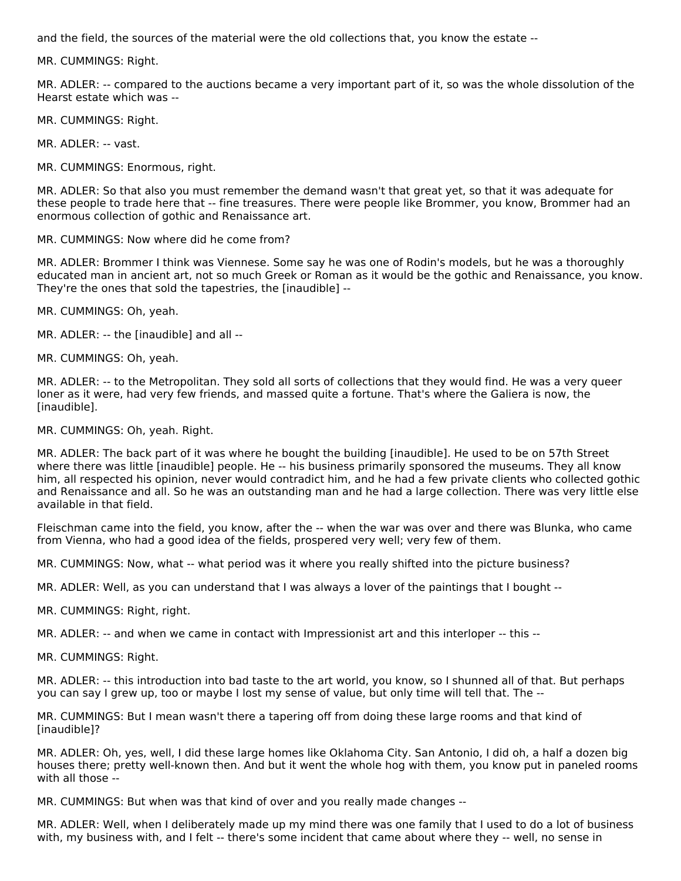and the field, the sources of the material were the old collections that, you know the estate --

MR. CUMMINGS: Right.

MR. ADLER: -- compared to the auctions became a very important part of it, so was the whole dissolution of the Hearst estate which was --

MR. CUMMINGS: Right.

MR. ADLER: -- vast.

MR. CUMMINGS: Enormous, right.

MR. ADLER: So that also you must remember the demand wasn't that great yet, so that it was adequate for these people to trade here that -- fine treasures. There were people like Brommer, you know, Brommer had an enormous collection of gothic and Renaissance art.

MR. CUMMINGS: Now where did he come from?

MR. ADLER: Brommer I think was Viennese. Some say he was one of Rodin's models, but he was a thoroughly educated man in ancient art, not so much Greek or Roman as it would be the gothic and Renaissance, you know. They're the ones that sold the tapestries, the [inaudible] --

MR. CUMMINGS: Oh, yeah.

MR. ADLER: -- the [inaudible] and all --

MR. CUMMINGS: Oh, yeah.

MR. ADLER: -- to the Metropolitan. They sold all sorts of collections that they would find. He was a very queer loner as it were, had very few friends, and massed quite a fortune. That's where the Galiera is now, the [inaudible].

MR. CUMMINGS: Oh, yeah. Right.

MR. ADLER: The back part of it was where he bought the building [inaudible]. He used to be on 57th Street where there was little [inaudible] people. He -- his business primarily sponsored the museums. They all know him, all respected his opinion, never would contradict him, and he had a few private clients who collected gothic and Renaissance and all. So he was an outstanding man and he had a large collection. There was very little else available in that field.

Fleischman came into the field, you know, after the -- when the war was over and there was Blunka, who came from Vienna, who had a good idea of the fields, prospered very well; very few of them.

MR. CUMMINGS: Now, what -- what period was it where you really shifted into the picture business?

MR. ADLER: Well, as you can understand that I was always a lover of the paintings that I bought --

MR. CUMMINGS: Right, right.

MR. ADLER: -- and when we came in contact with Impressionist art and this interloper -- this --

MR. CUMMINGS: Right.

MR. ADLER: -- this introduction into bad taste to the art world, you know, so I shunned all of that. But perhaps you can say I grew up, too or maybe I lost my sense of value, but only time will tell that. The --

MR. CUMMINGS: But I mean wasn't there a tapering off from doing these large rooms and that kind of [inaudible]?

MR. ADLER: Oh, yes, well, I did these large homes like Oklahoma City. San Antonio, I did oh, a half a dozen big houses there; pretty well-known then. And but it went the whole hog with them, you know put in paneled rooms with all those --

MR. CUMMINGS: But when was that kind of over and you really made changes --

MR. ADLER: Well, when I deliberately made up my mind there was one family that I used to do a lot of business with, my business with, and I felt -- there's some incident that came about where they -- well, no sense in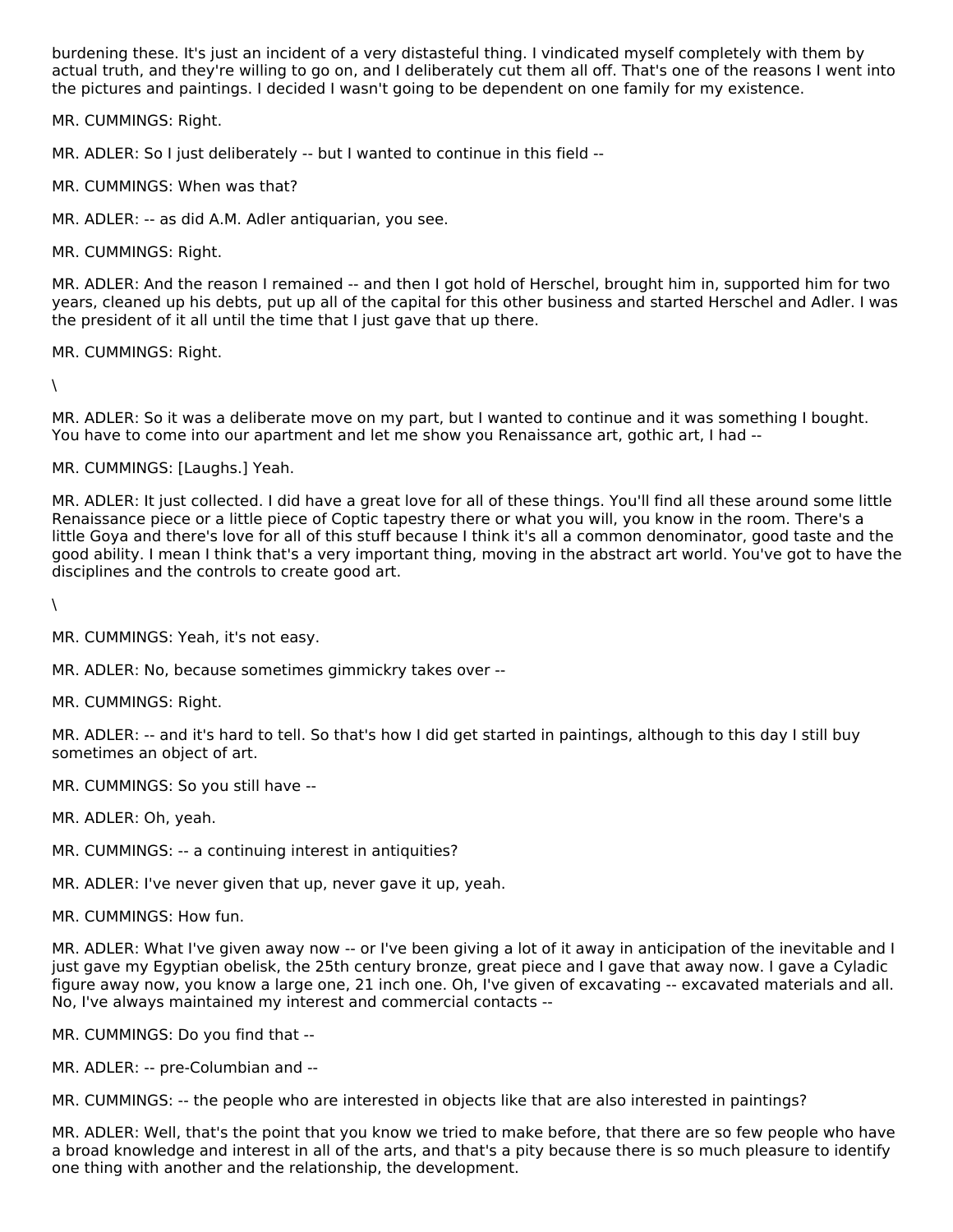burdening these. It's just an incident of a very distasteful thing. I vindicated myself completely with them by actual truth, and they're willing to go on, and I deliberately cut them all off. That's one of the reasons I went into the pictures and paintings. I decided I wasn't going to be dependent on one family for my existence.

MR. CUMMINGS: Right.

MR. ADLER: So I just deliberately -- but I wanted to continue in this field --

MR. CUMMINGS: When was that?

MR. ADLER: -- as did A.M. Adler antiquarian, you see.

MR. CUMMINGS: Right.

MR. ADLER: And the reason I remained -- and then I got hold of Herschel, brought him in, supported him for two years, cleaned up his debts, put up all of the capital for this other business and started Herschel and Adler. I was the president of it all until the time that I just gave that up there.

MR. CUMMINGS: Right.

\

MR. ADLER: So it was a deliberate move on my part, but I wanted to continue and it was something I bought. You have to come into our apartment and let me show you Renaissance art, gothic art, I had --

MR. CUMMINGS: [Laughs.] Yeah.

MR. ADLER: It just collected. I did have a great love for all of these things. You'll find all these around some little Renaissance piece or a little piece of Coptic tapestry there or what you will, you know in the room. There's a little Goya and there's love for all of this stuff because I think it's all a common denominator, good taste and the good ability. I mean I think that's a very important thing, moving in the abstract art world. You've got to have the disciplines and the controls to create good art.

\

MR. CUMMINGS: Yeah, it's not easy.

MR. ADLER: No, because sometimes gimmickry takes over --

MR. CUMMINGS: Right.

MR. ADLER: -- and it's hard to tell. So that's how I did get started in paintings, although to this day I still buy sometimes an object of art.

MR. CUMMINGS: So you still have --

MR. ADLER: Oh, yeah.

MR. CUMMINGS: -- a continuing interest in antiquities?

MR. ADLER: I've never given that up, never gave it up, yeah.

MR. CUMMINGS: How fun.

MR. ADLER: What I've given away now -- or I've been giving a lot of it away in anticipation of the inevitable and I just gave my Egyptian obelisk, the 25th century bronze, great piece and I gave that away now. I gave a Cyladic figure away now, you know a large one, 21 inch one. Oh, I've given of excavating -- excavated materials and all. No, I've always maintained my interest and commercial contacts --

MR. CUMMINGS: Do you find that --

MR. ADLER: -- pre-Columbian and --

MR. CUMMINGS: -- the people who are interested in objects like that are also interested in paintings?

MR. ADLER: Well, that's the point that you know we tried to make before, that there are so few people who have a broad knowledge and interest in all of the arts, and that's a pity because there is so much pleasure to identify one thing with another and the relationship, the development.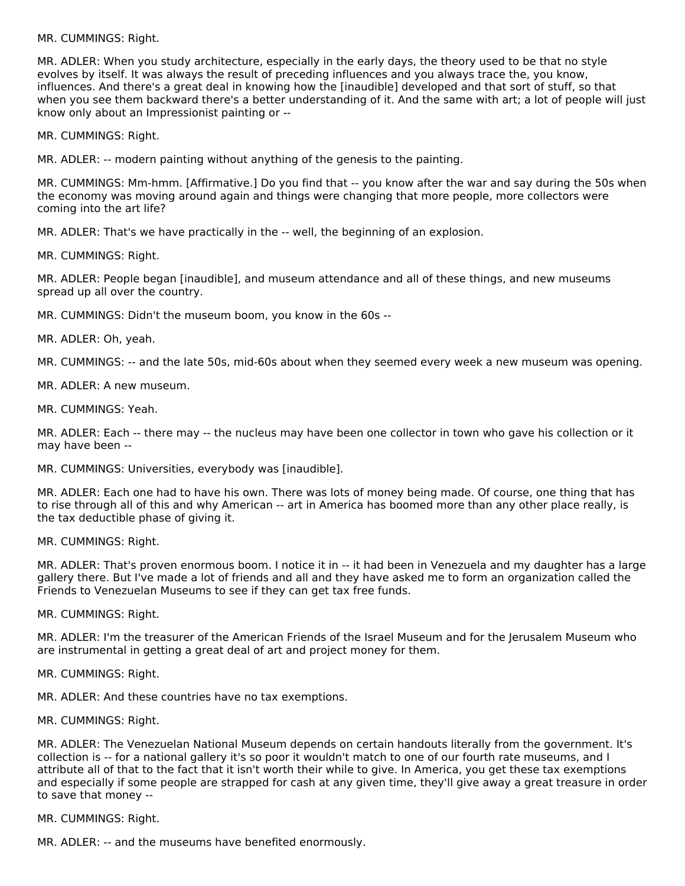MR. CUMMINGS: Right.

MR. ADLER: When you study architecture, especially in the early days, the theory used to be that no style evolves by itself. It was always the result of preceding influences and you always trace the, you know, influences. And there's a great deal in knowing how the [inaudible] developed and that sort of stuff, so that when you see them backward there's a better understanding of it. And the same with art; a lot of people will just know only about an Impressionist painting or --

MR. CUMMINGS: Right.

MR. ADLER: -- modern painting without anything of the genesis to the painting.

MR. CUMMINGS: Mm-hmm. [Affirmative.] Do you find that -- you know after the war and say during the 50s when the economy was moving around again and things were changing that more people, more collectors were coming into the art life?

MR. ADLER: That's we have practically in the -- well, the beginning of an explosion.

MR. CUMMINGS: Right.

MR. ADLER: People began [inaudible], and museum attendance and all of these things, and new museums spread up all over the country.

MR. CUMMINGS: Didn't the museum boom, you know in the 60s --

MR. ADLER: Oh, yeah.

MR. CUMMINGS: -- and the late 50s, mid-60s about when they seemed every week a new museum was opening.

MR. ADLER: A new museum.

MR. CUMMINGS: Yeah.

MR. ADLER: Each -- there may -- the nucleus may have been one collector in town who gave his collection or it may have been --

MR. CUMMINGS: Universities, everybody was [inaudible].

MR. ADLER: Each one had to have his own. There was lots of money being made. Of course, one thing that has to rise through all of this and why American -- art in America has boomed more than any other place really, is the tax deductible phase of giving it.

MR. CUMMINGS: Right.

MR. ADLER: That's proven enormous boom. I notice it in -- it had been in Venezuela and my daughter has a large gallery there. But I've made a lot of friends and all and they have asked me to form an organization called the Friends to Venezuelan Museums to see if they can get tax free funds.

MR. CUMMINGS: Right.

MR. ADLER: I'm the treasurer of the American Friends of the Israel Museum and for the Jerusalem Museum who are instrumental in getting a great deal of art and project money for them.

MR. CUMMINGS: Right.

MR. ADLER: And these countries have no tax exemptions.

MR. CUMMINGS: Right.

MR. ADLER: The Venezuelan National Museum depends on certain handouts literally from the government. It's collection is -- for a national gallery it's so poor it wouldn't match to one of our fourth rate museums, and I attribute all of that to the fact that it isn't worth their while to give. In America, you get these tax exemptions and especially if some people are strapped for cash at any given time, they'll give away a great treasure in order to save that money --

MR. CUMMINGS: Right.

MR. ADLER: -- and the museums have benefited enormously.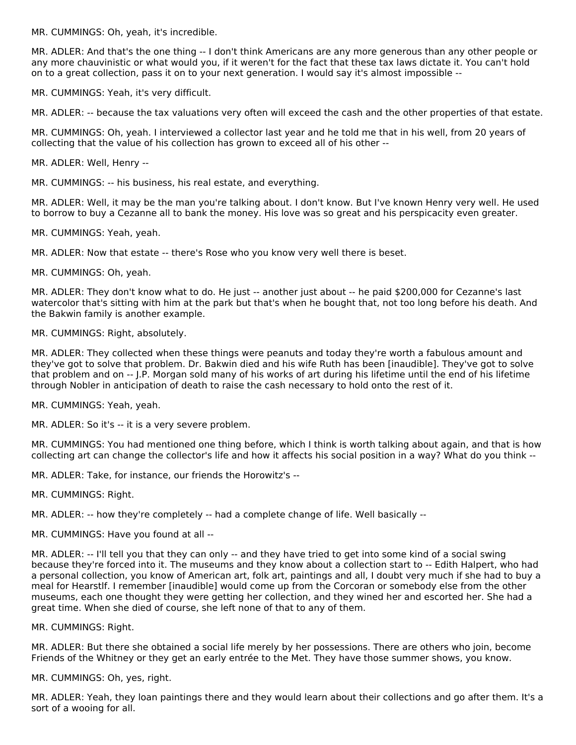MR. CUMMINGS: Oh, yeah, it's incredible.

MR. ADLER: And that's the one thing -- I don't think Americans are any more generous than any other people or any more chauvinistic or what would you, if it weren't for the fact that these tax laws dictate it. You can't hold on to a great collection, pass it on to your next generation. I would say it's almost impossible --

MR. CUMMINGS: Yeah, it's very difficult.

MR. ADLER: -- because the tax valuations very often will exceed the cash and the other properties of that estate.

MR. CUMMINGS: Oh, yeah. I interviewed a collector last year and he told me that in his well, from 20 years of collecting that the value of his collection has grown to exceed all of his other --

MR. ADLER: Well, Henry --

MR. CUMMINGS: -- his business, his real estate, and everything.

MR. ADLER: Well, it may be the man you're talking about. I don't know. But I've known Henry very well. He used to borrow to buy a Cezanne all to bank the money. His love was so great and his perspicacity even greater.

MR. CUMMINGS: Yeah, yeah.

MR. ADLER: Now that estate -- there's Rose who you know very well there is beset.

MR. CUMMINGS: Oh, yeah.

MR. ADLER: They don't know what to do. He just -- another just about -- he paid $200,000 for Cezanne's last watercolor that's sitting with him at the park but that's when he bought that, not too long before his death. And the Bakwin family is another example.

MR. CUMMINGS: Right, absolutely.

MR. ADLER: They collected when these things were peanuts and today they're worth a fabulous amount and they've got to solve that problem. Dr. Bakwin died and his wife Ruth has been [inaudible]. They've got to solve that problem and on -- J.P. Morgan sold many of his works of art during his lifetime until the end of his lifetime through Nobler in anticipation of death to raise the cash necessary to hold onto the rest of it.

MR. CUMMINGS: Yeah, yeah.

MR. ADLER: So it's -- it is a very severe problem.

MR. CUMMINGS: You had mentioned one thing before, which I think is worth talking about again, and that is how collecting art can change the collector's life and how it affects his social position in a way? What do you think --

MR. ADLER: Take, for instance, our friends the Horowitz's --

MR. CUMMINGS: Right.

MR. ADLER: -- how they're completely -- had a complete change of life. Well basically --

MR. CUMMINGS: Have you found at all --

MR. ADLER: -- I'll tell you that they can only -- and they have tried to get into some kind of a social swing because they're forced into it. The museums and they know about a collection start to -- Edith Halpert, who had a personal collection, you know of American art, folk art, paintings and all, I doubt very much if she had to buy a meal for Hearstlf. I remember [inaudible] would come up from the Corcoran or somebody else from the other museums, each one thought they were getting her collection, and they wined her and escorted her. She had a great time. When she died of course, she left none of that to any of them.

MR. CUMMINGS: Right.

MR. ADLER: But there she obtained a social life merely by her possessions. There are others who join, become Friends of the Whitney or they get an early entrée to the Met. They have those summer shows, you know.

MR. CUMMINGS: Oh, yes, right.

MR. ADLER: Yeah, they loan paintings there and they would learn about their collections and go after them. It's a sort of a wooing for all.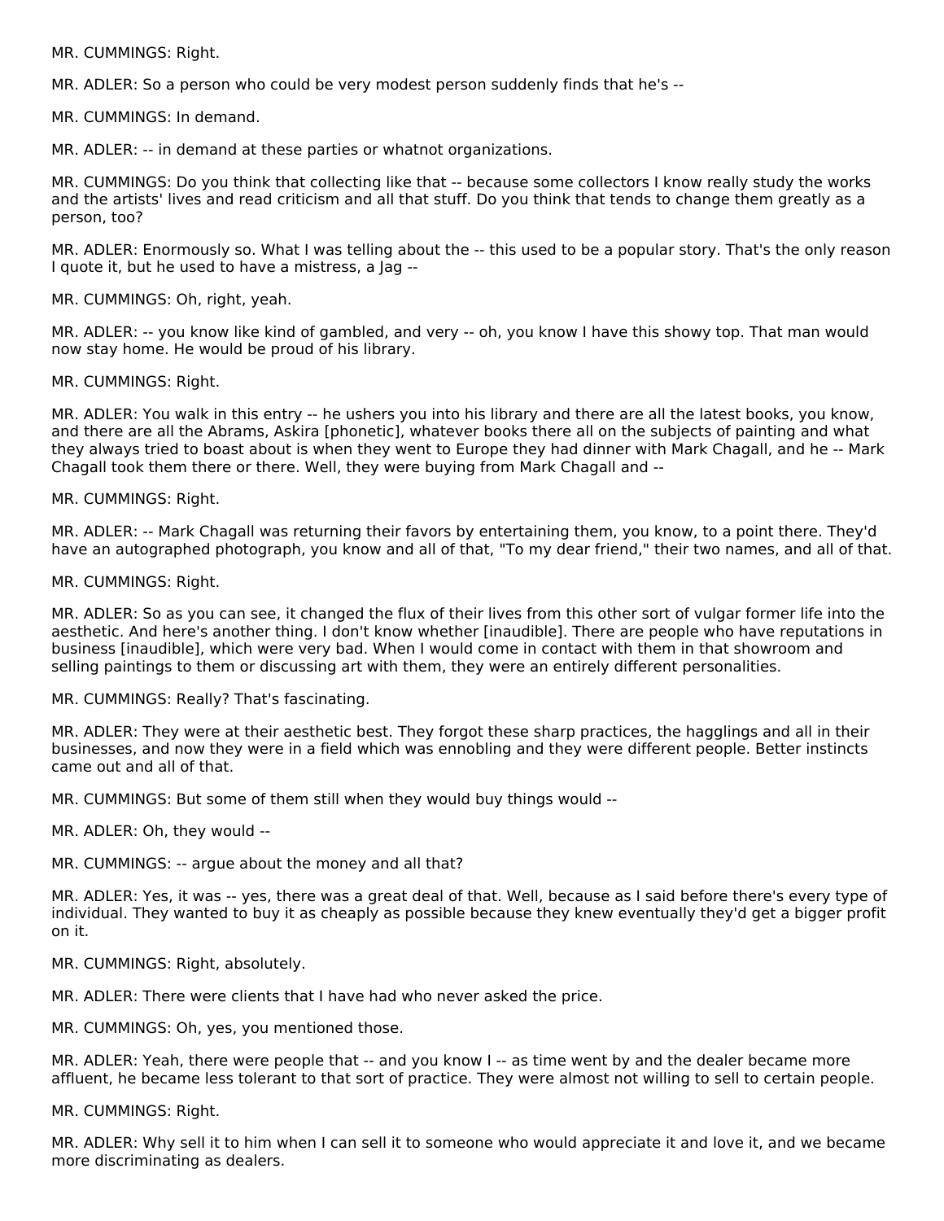MR. CUMMINGS: Right.

MR. ADLER: So a person who could be very modest person suddenly finds that he's --

MR. CUMMINGS: In demand.

MR. ADLER: -- in demand at these parties or whatnot organizations.

MR. CUMMINGS: Do you think that collecting like that -- because some collectors I know really study the works and the artists' lives and read criticism and all that stuff. Do you think that tends to change them greatly as a person, too?

MR. ADLER: Enormously so. What I was telling about the -- this used to be a popular story. That's the only reason I quote it, but he used to have a mistress, a Jag --

MR. CUMMINGS: Oh, right, yeah.

MR. ADLER: -- you know like kind of gambled, and very -- oh, you know I have this showy top. That man would now stay home. He would be proud of his library.

MR. CUMMINGS: Right.

MR. ADLER: You walk in this entry -- he ushers you into his library and there are all the latest books, you know, and there are all the Abrams, Askira [phonetic], whatever books there all on the subjects of painting and what they always tried to boast about is when they went to Europe they had dinner with Mark Chagall, and he -- Mark Chagall took them there or there. Well, they were buying from Mark Chagall and --

MR. CUMMINGS: Right.

MR. ADLER: -- Mark Chagall was returning their favors by entertaining them, you know, to a point there. They'd have an autographed photograph, you know and all of that, "To my dear friend," their two names, and all of that.

MR. CUMMINGS: Right.

MR. ADLER: So as you can see, it changed the flux of their lives from this other sort of vulgar former life into the aesthetic. And here's another thing. I don't know whether [inaudible]. There are people who have reputations in business [inaudible], which were very bad. When I would come in contact with them in that showroom and selling paintings to them or discussing art with them, they were an entirely different personalities.

MR. CUMMINGS: Really? That's fascinating.

MR. ADLER: They were at their aesthetic best. They forgot these sharp practices, the hagglings and all in their businesses, and now they were in a field which was ennobling and they were different people. Better instincts came out and all of that.

MR. CUMMINGS: But some of them still when they would buy things would --

MR. ADLER: Oh, they would --

MR. CUMMINGS: -- argue about the money and all that?

MR. ADLER: Yes, it was -- yes, there was a great deal of that. Well, because as I said before there's every type of individual. They wanted to buy it as cheaply as possible because they knew eventually they'd get a bigger profit on it.

MR. CUMMINGS: Right, absolutely.

MR. ADLER: There were clients that I have had who never asked the price.

MR. CUMMINGS: Oh, yes, you mentioned those.

MR. ADLER: Yeah, there were people that -- and you know I -- as time went by and the dealer became more affluent, he became less tolerant to that sort of practice. They were almost not willing to sell to certain people.

MR. CUMMINGS: Right.

MR. ADLER: Why sell it to him when I can sell it to someone who would appreciate it and love it, and we became more discriminating as dealers.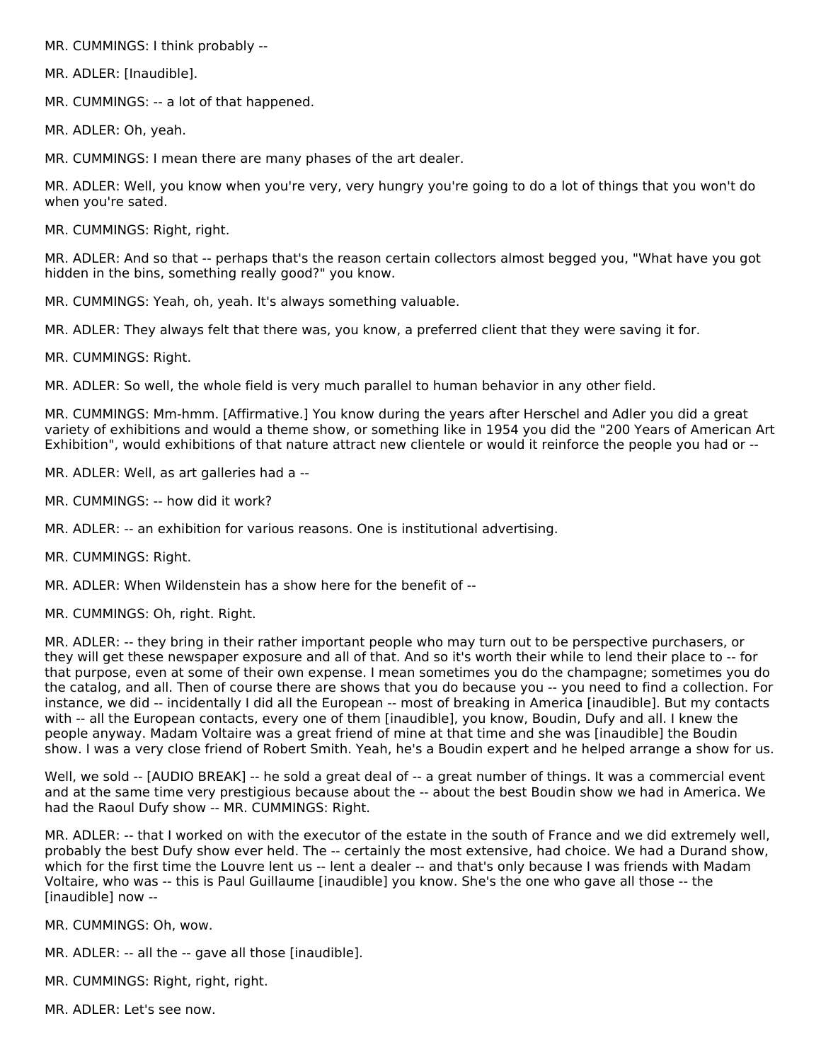MR. CUMMINGS: I think probably --

MR. ADLER: [Inaudible].

MR. CUMMINGS: -- a lot of that happened.

MR. ADLER: Oh, yeah.

MR. CUMMINGS: I mean there are many phases of the art dealer.

MR. ADLER: Well, you know when you're very, very hungry you're going to do a lot of things that you won't do when you're sated.

MR. CUMMINGS: Right, right.

MR. ADLER: And so that -- perhaps that's the reason certain collectors almost begged you, "What have you got hidden in the bins, something really good?" you know.

MR. CUMMINGS: Yeah, oh, yeah. It's always something valuable.

MR. ADLER: They always felt that there was, you know, a preferred client that they were saving it for.

MR. CUMMINGS: Right.

MR. ADLER: So well, the whole field is very much parallel to human behavior in any other field.

MR. CUMMINGS: Mm-hmm. [Affirmative.] You know during the years after Herschel and Adler you did a great variety of exhibitions and would a theme show, or something like in 1954 you did the "200 Years of American Art Exhibition", would exhibitions of that nature attract new clientele or would it reinforce the people you had or --

MR. ADLER: Well, as art galleries had a --

MR. CUMMINGS: -- how did it work?

MR. ADLER: -- an exhibition for various reasons. One is institutional advertising.

MR. CUMMINGS: Right.

MR. ADLER: When Wildenstein has a show here for the benefit of --

MR. CUMMINGS: Oh, right. Right.

MR. ADLER: -- they bring in their rather important people who may turn out to be perspective purchasers, or they will get these newspaper exposure and all of that. And so it's worth their while to lend their place to -- for that purpose, even at some of their own expense. I mean sometimes you do the champagne; sometimes you do the catalog, and all. Then of course there are shows that you do because you -- you need to find a collection. For instance, we did -- incidentally I did all the European -- most of breaking in America [inaudible]. But my contacts with -- all the European contacts, every one of them [inaudible], you know, Boudin, Dufy and all. I knew the people anyway. Madam Voltaire was a great friend of mine at that time and she was [inaudible] the Boudin show. I was a very close friend of Robert Smith. Yeah, he's a Boudin expert and he helped arrange a show for us.

Well, we sold -- [AUDIO BREAK] -- he sold a great deal of -- a great number of things. It was a commercial event and at the same time very prestigious because about the -- about the best Boudin show we had in America. We had the Raoul Dufy show -- MR. CUMMINGS: Right.

MR. ADLER: -- that I worked on with the executor of the estate in the south of France and we did extremely well, probably the best Dufy show ever held. The -- certainly the most extensive, had choice. We had a Durand show, which for the first time the Louvre lent us -- lent a dealer -- and that's only because I was friends with Madam Voltaire, who was -- this is Paul Guillaume [inaudible] you know. She's the one who gave all those -- the [inaudible] now --

MR. CUMMINGS: Oh, wow.

MR. ADLER: -- all the -- gave all those [inaudible].

MR. CUMMINGS: Right, right, right.

MR. ADLER: Let's see now.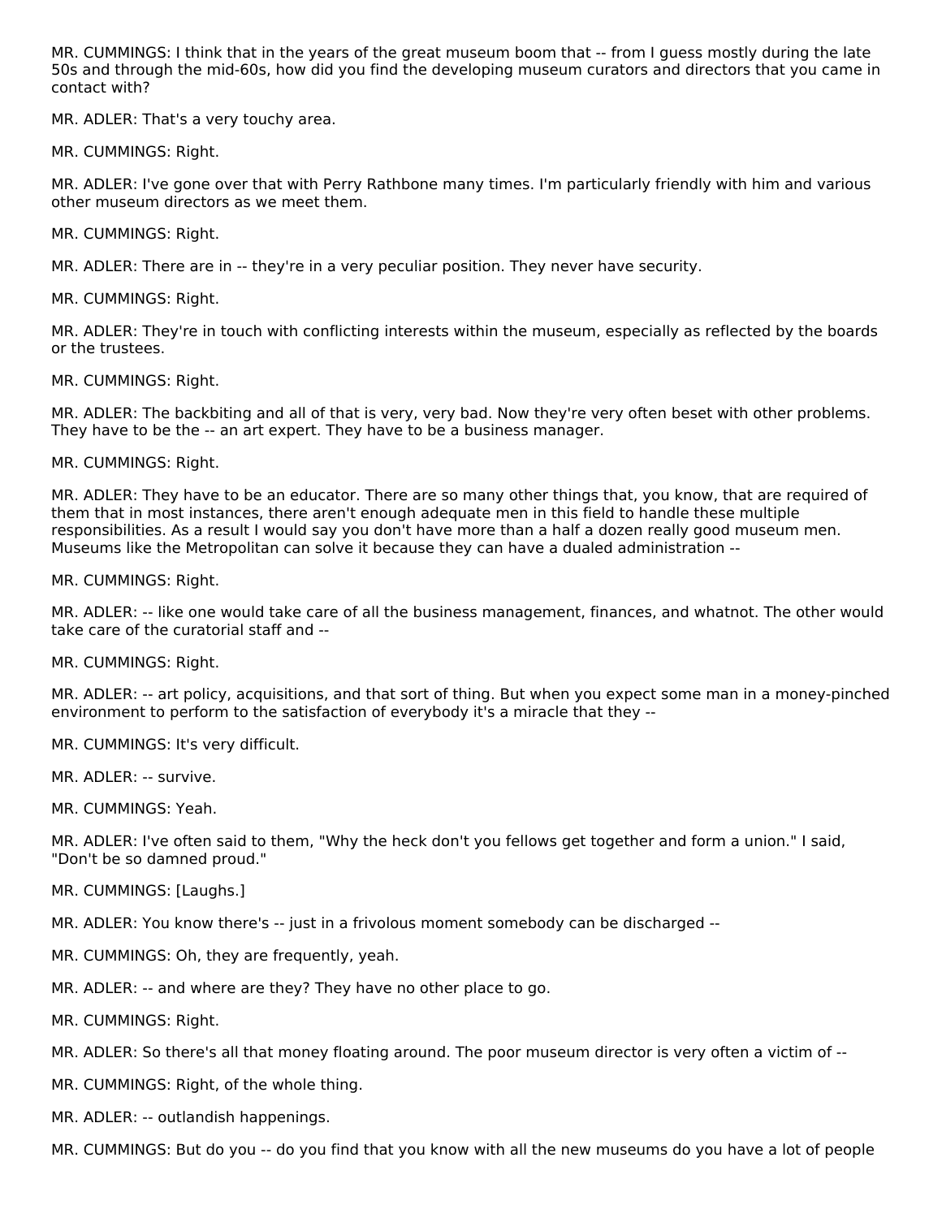MR. CUMMINGS: I think that in the years of the great museum boom that -- from I guess mostly during the late 50s and through the mid-60s, how did you find the developing museum curators and directors that you came in contact with?

MR. ADLER: That's a very touchy area.

MR. CUMMINGS: Right.

MR. ADLER: I've gone over that with Perry Rathbone many times. I'm particularly friendly with him and various other museum directors as we meet them.

MR. CUMMINGS: Right.

MR. ADLER: There are in -- they're in a very peculiar position. They never have security.

MR. CUMMINGS: Right.

MR. ADLER: They're in touch with conflicting interests within the museum, especially as reflected by the boards or the trustees.

MR. CUMMINGS: Right.

MR. ADLER: The backbiting and all of that is very, very bad. Now they're very often beset with other problems. They have to be the -- an art expert. They have to be a business manager.

MR. CUMMINGS: Right.

MR. ADLER: They have to be an educator. There are so many other things that, you know, that are required of them that in most instances, there aren't enough adequate men in this field to handle these multiple responsibilities. As a result I would say you don't have more than a half a dozen really good museum men. Museums like the Metropolitan can solve it because they can have a dualed administration --

MR. CUMMINGS: Right.

MR. ADLER: -- like one would take care of all the business management, finances, and whatnot. The other would take care of the curatorial staff and --

MR. CUMMINGS: Right.

MR. ADLER: -- art policy, acquisitions, and that sort of thing. But when you expect some man in a money-pinched environment to perform to the satisfaction of everybody it's a miracle that they --

MR. CUMMINGS: It's very difficult.

MR. ADLER: -- survive.

MR. CUMMINGS: Yeah.

MR. ADLER: I've often said to them, "Why the heck don't you fellows get together and form a union." I said, "Don't be so damned proud."

MR. CUMMINGS: [Laughs.]

MR. ADLER: You know there's -- just in a frivolous moment somebody can be discharged --

MR. CUMMINGS: Oh, they are frequently, yeah.

MR. ADLER: -- and where are they? They have no other place to go.

MR. CUMMINGS: Right.

MR. ADLER: So there's all that money floating around. The poor museum director is very often a victim of --

MR. CUMMINGS: Right, of the whole thing.

MR. ADLER: -- outlandish happenings.

MR. CUMMINGS: But do you -- do you find that you know with all the new museums do you have a lot of people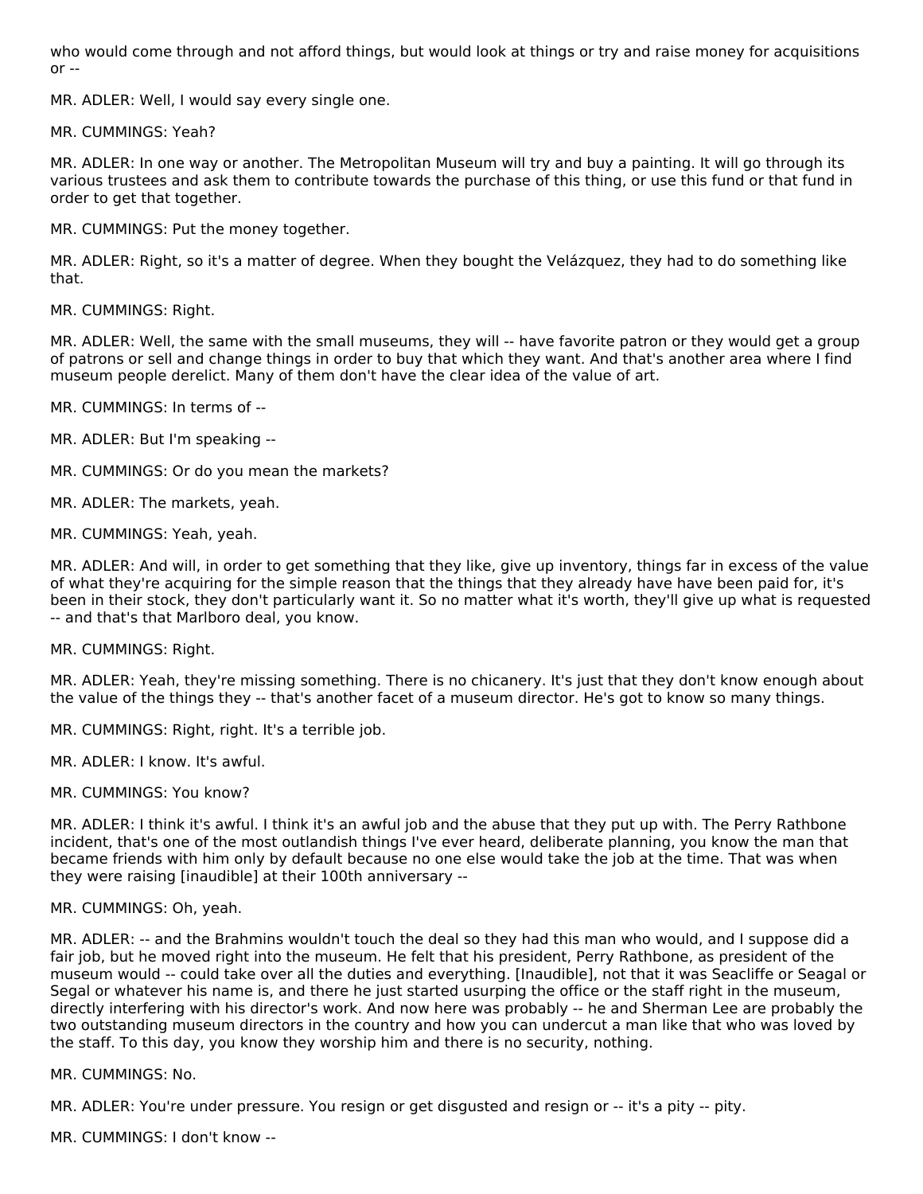who would come through and not afford things, but would look at things or try and raise money for acquisitions or --

MR. ADLER: Well, I would say every single one.

MR. CUMMINGS: Yeah?

MR. ADLER: In one way or another. The Metropolitan Museum will try and buy a painting. It will go through its various trustees and ask them to contribute towards the purchase of this thing, or use this fund or that fund in order to get that together.

MR. CUMMINGS: Put the money together.

MR. ADLER: Right, so it's a matter of degree. When they bought the Velázquez, they had to do something like that.

MR. CUMMINGS: Right.

MR. ADLER: Well, the same with the small museums, they will -- have favorite patron or they would get a group of patrons or sell and change things in order to buy that which they want. And that's another area where I find museum people derelict. Many of them don't have the clear idea of the value of art.

MR. CUMMINGS: In terms of --

MR. ADLER: But I'm speaking --

MR. CUMMINGS: Or do you mean the markets?

MR. ADLER: The markets, yeah.

MR. CUMMINGS: Yeah, yeah.

MR. ADLER: And will, in order to get something that they like, give up inventory, things far in excess of the value of what they're acquiring for the simple reason that the things that they already have have been paid for, it's been in their stock, they don't particularly want it. So no matter what it's worth, they'll give up what is requested -- and that's that Marlboro deal, you know.

MR. CUMMINGS: Right.

MR. ADLER: Yeah, they're missing something. There is no chicanery. It's just that they don't know enough about the value of the things they -- that's another facet of a museum director. He's got to know so many things.

MR. CUMMINGS: Right, right. It's a terrible job.

MR. ADLER: I know. It's awful.

MR. CUMMINGS: You know?

MR. ADLER: I think it's awful. I think it's an awful job and the abuse that they put up with. The Perry Rathbone incident, that's one of the most outlandish things I've ever heard, deliberate planning, you know the man that became friends with him only by default because no one else would take the job at the time. That was when they were raising [inaudible] at their 100th anniversary --

MR. CUMMINGS: Oh, yeah.

MR. ADLER: -- and the Brahmins wouldn't touch the deal so they had this man who would, and I suppose did a fair job, but he moved right into the museum. He felt that his president, Perry Rathbone, as president of the museum would -- could take over all the duties and everything. [Inaudible], not that it was Seacliffe or Seagal or Segal or whatever his name is, and there he just started usurping the office or the staff right in the museum, directly interfering with his director's work. And now here was probably -- he and Sherman Lee are probably the two outstanding museum directors in the country and how you can undercut a man like that who was loved by the staff. To this day, you know they worship him and there is no security, nothing.

MR. CUMMINGS: No.

MR. ADLER: You're under pressure. You resign or get disgusted and resign or -- it's a pity -- pity.

MR. CUMMINGS: I don't know --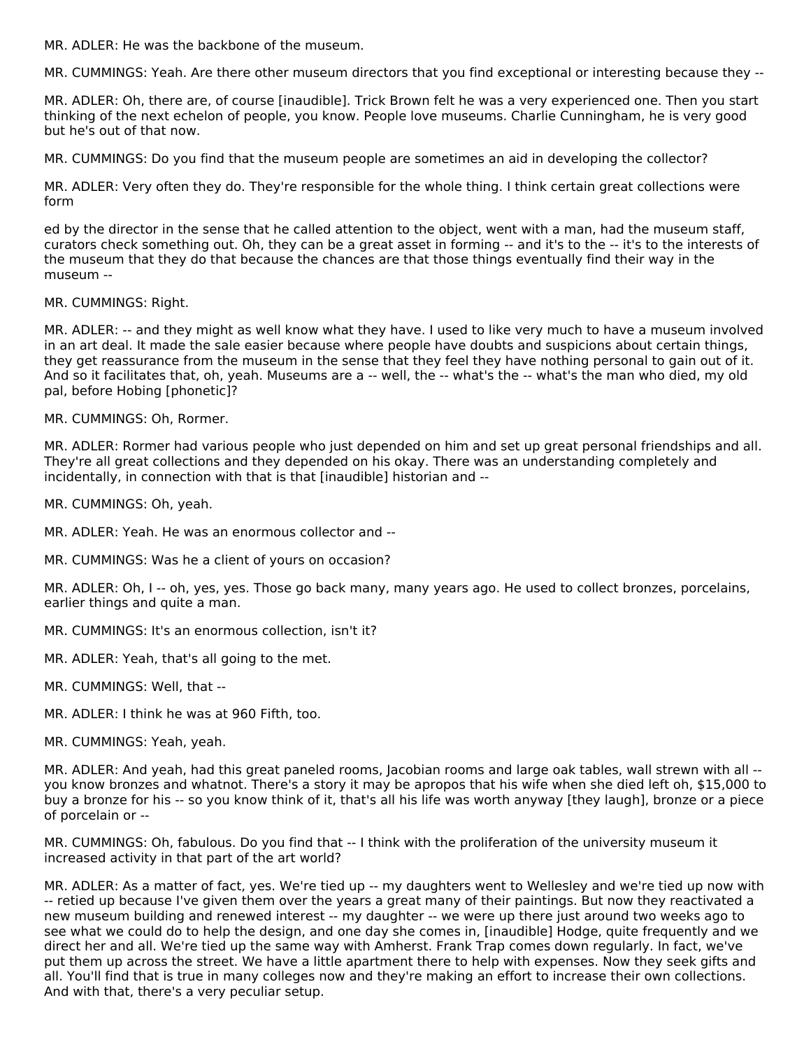MR. ADLER: He was the backbone of the museum.

MR. CUMMINGS: Yeah. Are there other museum directors that you find exceptional or interesting because they --

MR. ADLER: Oh, there are, of course [inaudible]. Trick Brown felt he was a very experienced one. Then you start thinking of the next echelon of people, you know. People love museums. Charlie Cunningham, he is very good but he's out of that now.

MR. CUMMINGS: Do you find that the museum people are sometimes an aid in developing the collector?

MR. ADLER: Very often they do. They're responsible for the whole thing. I think certain great collections were formed by the director in the sense that he called attention to the object, went with a man, had the museum staff, curators check something out. Oh, they can be a great asset in forming -- and it's to the -- it's to the interests of the museum that they do that because the chances are that those things eventually find their way in the museum --

MR. CUMMINGS: Right.

MR. ADLER: -- and they might as well know what they have. I used to like very much to have a museum involved in an art deal. It made the sale easier because where people have doubts and suspicions about certain things, they get reassurance from the museum in the sense that they feel they have nothing personal to gain out of it. And so it facilitates that, oh, yeah. Museums are a -- well, the -- what's the -- what's the man who died, my old pal, before Hobing [phonetic]?

MR. CUMMINGS: Oh, Rormer.

MR. ADLER: Rormer had various people who just depended on him and set up great personal friendships and all. They're all great collections and they depended on his okay. There was an understanding completely and incidentally, in connection with that is that [inaudible] historian and --

MR. CUMMINGS: Oh, yeah.

MR. ADLER: Yeah. He was an enormous collector and --

MR. CUMMINGS: Was he a client of yours on occasion?

MR. ADLER: Oh, I -- oh, yes, yes. Those go back many, many years ago. He used to collect bronzes, porcelains, earlier things and quite a man.

MR. CUMMINGS: It's an enormous collection, isn't it?

MR. ADLER: Yeah, that's all going to the met.

MR. CUMMINGS: Well, that --

MR. ADLER: I think he was at 960 Fifth, too.

MR. CUMMINGS: Yeah, yeah.

MR. ADLER: And yeah, had this great paneled rooms, Jacobian rooms and large oak tables, wall strewn with all -- you know bronzes and whatnot. There's a story it may be apropos that his wife when she died left oh, $15,000 to buy a bronze for his -- so you know think of it, that's all his life was worth anyway [they laugh], bronze or a piece of porcelain or --

MR. CUMMINGS: Oh, fabulous. Do you find that -- I think with the proliferation of the university museum it increased activity in that part of the art world?

MR. ADLER: As a matter of fact, yes. We're tied up -- my daughters went to Wellesley and we're tied up now with -- retied up because I've given them over the years a great many of their paintings. But now they reactivated a new museum building and renewed interest -- my daughter -- we were up there just around two weeks ago to see what we could do to help the design, and one day she comes in, [inaudible] Hodge, quite frequently and we direct her and all. We're tied up the same way with Amherst. Frank Trap comes down regularly. In fact, we've put them up across the street. We have a little apartment there to help with expenses. Now they seek gifts and all. You'll find that is true in many colleges now and they're making an effort to increase their own collections. And with that, there's a very peculiar setup.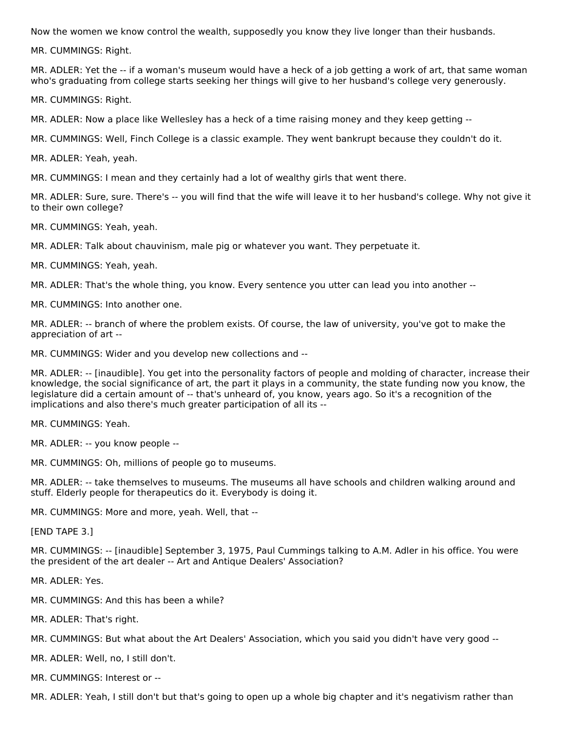Now the women we know control the wealth, supposedly you know they live longer than their husbands.

MR. CUMMINGS: Right.

MR. ADLER: Yet the -- if a woman's museum would have a heck of a job getting a work of art, that same woman who's graduating from college starts seeking her things will give to her husband's college very generously.

MR. CUMMINGS: Right.

MR. ADLER: Now a place like Wellesley has a heck of a time raising money and they keep getting --

MR. CUMMINGS: Well, Finch College is a classic example. They went bankrupt because they couldn't do it.

MR. ADLER: Yeah, yeah.

MR. CUMMINGS: I mean and they certainly had a lot of wealthy girls that went there.

MR. ADLER: Sure, sure. There's -- you will find that the wife will leave it to her husband's college. Why not give it to their own college?

MR. CUMMINGS: Yeah, yeah.

MR. ADLER: Talk about chauvinism, male pig or whatever you want. They perpetuate it.

MR. CUMMINGS: Yeah, yeah.

MR. ADLER: That's the whole thing, you know. Every sentence you utter can lead you into another --

MR. CUMMINGS: Into another one.

MR. ADLER: -- branch of where the problem exists. Of course, the law of university, you've got to make the appreciation of art --

MR. CUMMINGS: Wider and you develop new collections and --

MR. ADLER: -- [inaudible]. You get into the personality factors of people and molding of character, increase their knowledge, the social significance of art, the part it plays in a community, the state funding now you know, the legislature did a certain amount of -- that's unheard of, you know, years ago. So it's a recognition of the implications and also there's much greater participation of all its --

MR. CUMMINGS: Yeah.

MR. ADLER: -- you know people --

MR. CUMMINGS: Oh, millions of people go to museums.

MR. ADLER: -- take themselves to museums. The museums all have schools and children walking around and stuff. Elderly people for therapeutics do it. Everybody is doing it.

MR. CUMMINGS: More and more, yeah. Well, that --

[END TAPE 3.]

MR. CUMMINGS: -- [inaudible] September 3, 1975, Paul Cummings talking to A.M. Adler in his office. You were the president of the art dealer -- Art and Antique Dealers' Association?

MR. ADLER: Yes.

MR. CUMMINGS: And this has been a while?

MR. ADLER: That's right.

MR. CUMMINGS: But what about the Art Dealers' Association, which you said you didn't have very good --

MR. ADLER: Well, no, I still don't.

MR. CUMMINGS: Interest or --

MR. ADLER: Yeah, I still don't but that's going to open up a whole big chapter and it's negativism rather than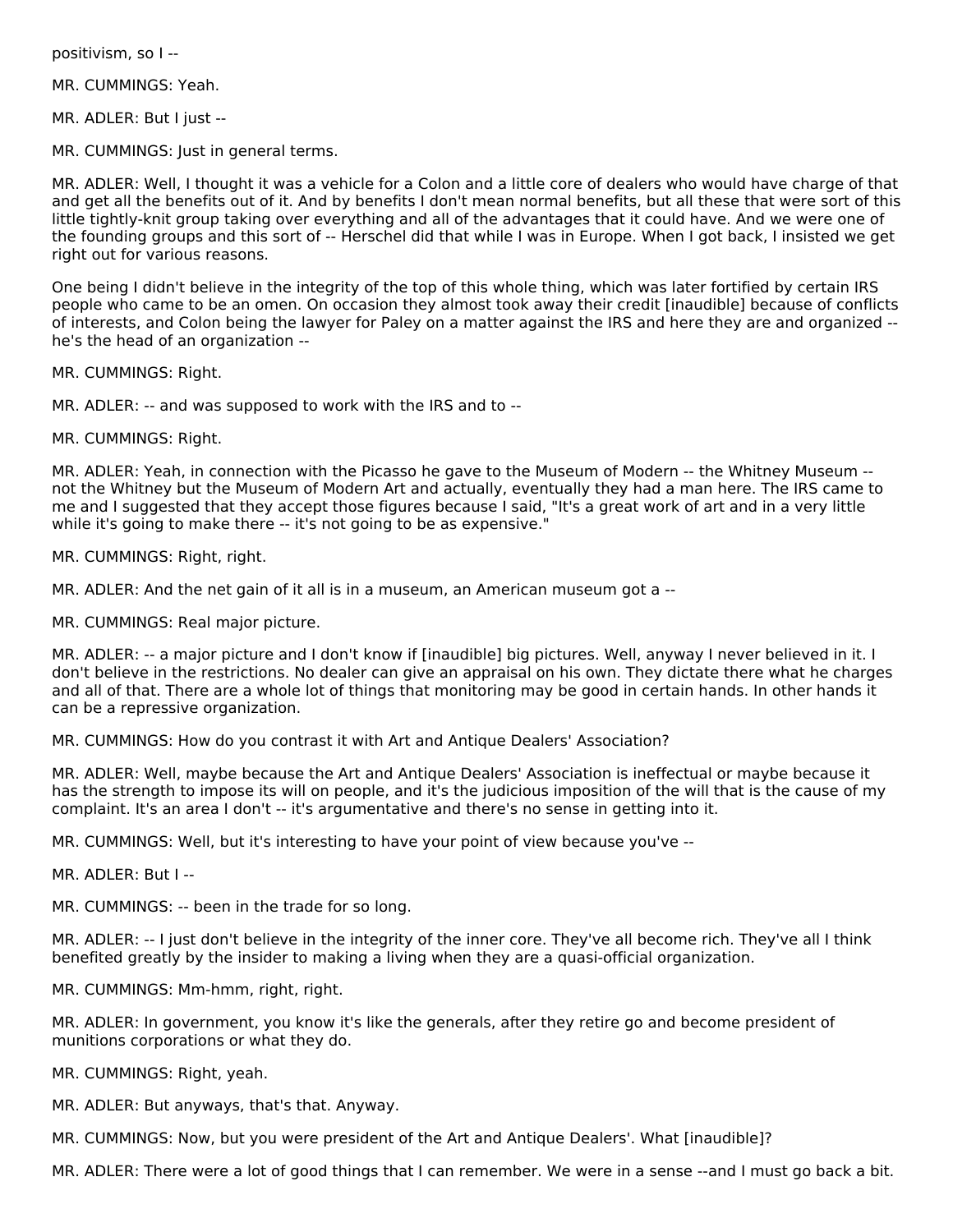positivism, so I --

MR. CUMMINGS: Yeah.

MR. ADLER: But I just --

MR. CUMMINGS: Just in general terms.

MR. ADLER: Well, I thought it was a vehicle for a Colon and a little core of dealers who would have charge of that and get all the benefits out of it. And by benefits I don't mean normal benefits, but all these that were sort of this little tightly-knit group taking over everything and all of the advantages that it could have. And we were one of the founding groups and this sort of -- Herschel did that while I was in Europe. When I got back, I insisted we get right out for various reasons.

One being I didn't believe in the integrity of the top of this whole thing, which was later fortified by certain IRS people who came to be an omen. On occasion they almost took away their credit [inaudible] because of conflicts of interests, and Colon being the lawyer for Paley on a matter against the IRS and here they are and organized -- he's the head of an organization --

MR. CUMMINGS: Right.

MR. ADLER: -- and was supposed to work with the IRS and to --

MR. CUMMINGS: Right.

MR. ADLER: Yeah, in connection with the Picasso he gave to the Museum of Modern -- the Whitney Museum -- not the Whitney but the Museum of Modern Art and actually, eventually they had a man here. The IRS came to me and I suggested that they accept those figures because I said, "It's a great work of art and in a very little while it's going to make there -- it's not going to be as expensive."

MR. CUMMINGS: Right, right.

MR. ADLER: And the net gain of it all is in a museum, an American museum got a --

MR. CUMMINGS: Real major picture.

MR. ADLER: -- a major picture and I don't know if [inaudible] big pictures. Well, anyway I never believed in it. I don't believe in the restrictions. No dealer can give an appraisal on his own. They dictate there what he charges and all of that. There are a whole lot of things that monitoring may be good in certain hands. In other hands it can be a repressive organization.

MR. CUMMINGS: How do you contrast it with Art and Antique Dealers' Association?

MR. ADLER: Well, maybe because the Art and Antique Dealers' Association is ineffectual or maybe because it has the strength to impose its will on people, and it's the judicious imposition of the will that is the cause of my complaint. It's an area I don't -- it's argumentative and there's no sense in getting into it.

MR. CUMMINGS: Well, but it's interesting to have your point of view because you've --

MR. ADLER: But I --

MR. CUMMINGS: -- been in the trade for so long.

MR. ADLER: -- I just don't believe in the integrity of the inner core. They've all become rich. They've all I think benefited greatly by the insider to making a living when they are a quasi-official organization.

MR. CUMMINGS: Mm-hmm, right, right.

MR. ADLER: In government, you know it's like the generals, after they retire go and become president of munitions corporations or what they do.

MR. CUMMINGS: Right, yeah.

MR. ADLER: But anyways, that's that. Anyway.

MR. CUMMINGS: Now, but you were president of the Art and Antique Dealers'. What [inaudible]?

MR. ADLER: There were a lot of good things that I can remember. We were in a sense --and I must go back a bit.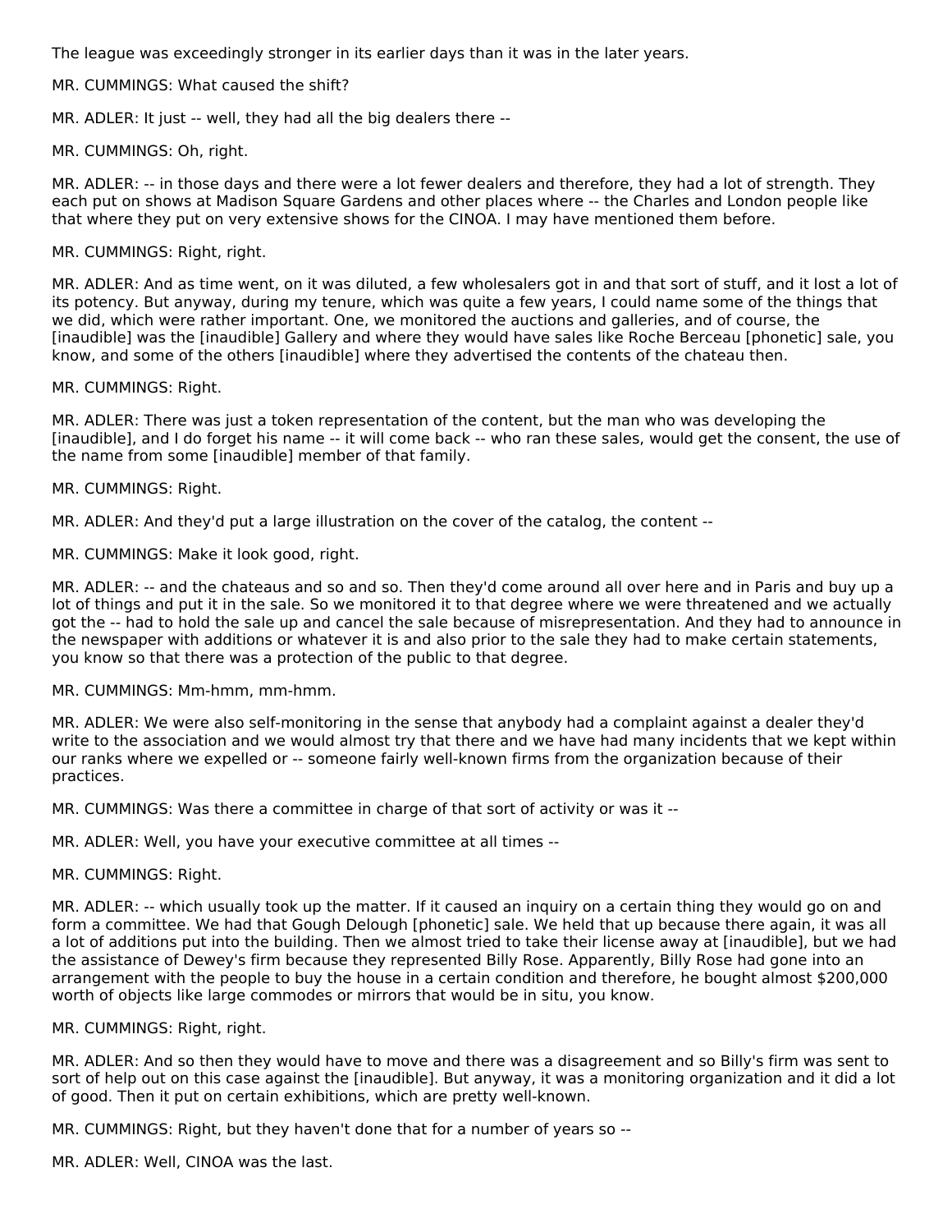The league was exceedingly stronger in its earlier days than it was in the later years.

MR. CUMMINGS: What caused the shift?

MR. ADLER: It just -- well, they had all the big dealers there --

MR. CUMMINGS: Oh, right.

MR. ADLER: -- in those days and there were a lot fewer dealers and therefore, they had a lot of strength. They each put on shows at Madison Square Gardens and other places where -- the Charles and London people like that where they put on very extensive shows for the CINOA. I may have mentioned them before.

MR. CUMMINGS: Right, right.

MR. ADLER: And as time went, on it was diluted, a few wholesalers got in and that sort of stuff, and it lost a lot of its potency. But anyway, during my tenure, which was quite a few years, I could name some of the things that we did, which were rather important. One, we monitored the auctions and galleries, and of course, the [inaudible] was the [inaudible] Gallery and where they would have sales like Roche Berceau [phonetic] sale, you know, and some of the others [inaudible] where they advertised the contents of the chateau then.

MR. CUMMINGS: Right.

MR. ADLER: There was just a token representation of the content, but the man who was developing the [inaudible], and I do forget his name -- it will come back -- who ran these sales, would get the consent, the use of the name from some [inaudible] member of that family.

MR. CUMMINGS: Right.

MR. ADLER: And they'd put a large illustration on the cover of the catalog, the content --

MR. CUMMINGS: Make it look good, right.

MR. ADLER: -- and the chateaus and so and so. Then they'd come around all over here and in Paris and buy up a lot of things and put it in the sale. So we monitored it to that degree where we were threatened and we actually got the -- had to hold the sale up and cancel the sale because of misrepresentation. And they had to announce in the newspaper with additions or whatever it is and also prior to the sale they had to make certain statements, you know so that there was a protection of the public to that degree.

MR. CUMMINGS: Mm-hmm, mm-hmm.

MR. ADLER: We were also self-monitoring in the sense that anybody had a complaint against a dealer they'd write to the association and we would almost try that there and we have had many incidents that we kept within our ranks where we expelled or -- someone fairly well-known firms from the organization because of their practices.

MR. CUMMINGS: Was there a committee in charge of that sort of activity or was it --

MR. ADLER: Well, you have your executive committee at all times --

MR. CUMMINGS: Right.

MR. ADLER: -- which usually took up the matter. If it caused an inquiry on a certain thing they would go on and form a committee. We had that Gough Delough [phonetic] sale. We held that up because there again, it was all a lot of additions put into the building. Then we almost tried to take their license away at [inaudible], but we had the assistance of Dewey's firm because they represented Billy Rose. Apparently, Billy Rose had gone into an arrangement with the people to buy the house in a certain condition and therefore, he bought almost $200,000 worth of objects like large commodes or mirrors that would be in situ, you know.

MR. CUMMINGS: Right, right.

MR. ADLER: And so then they would have to move and there was a disagreement and so Billy's firm was sent to sort of help out on this case against the [inaudible]. But anyway, it was a monitoring organization and it did a lot of good. Then it put on certain exhibitions, which are pretty well-known.

MR. CUMMINGS: Right, but they haven't done that for a number of years so --

MR. ADLER: Well, CINOA was the last.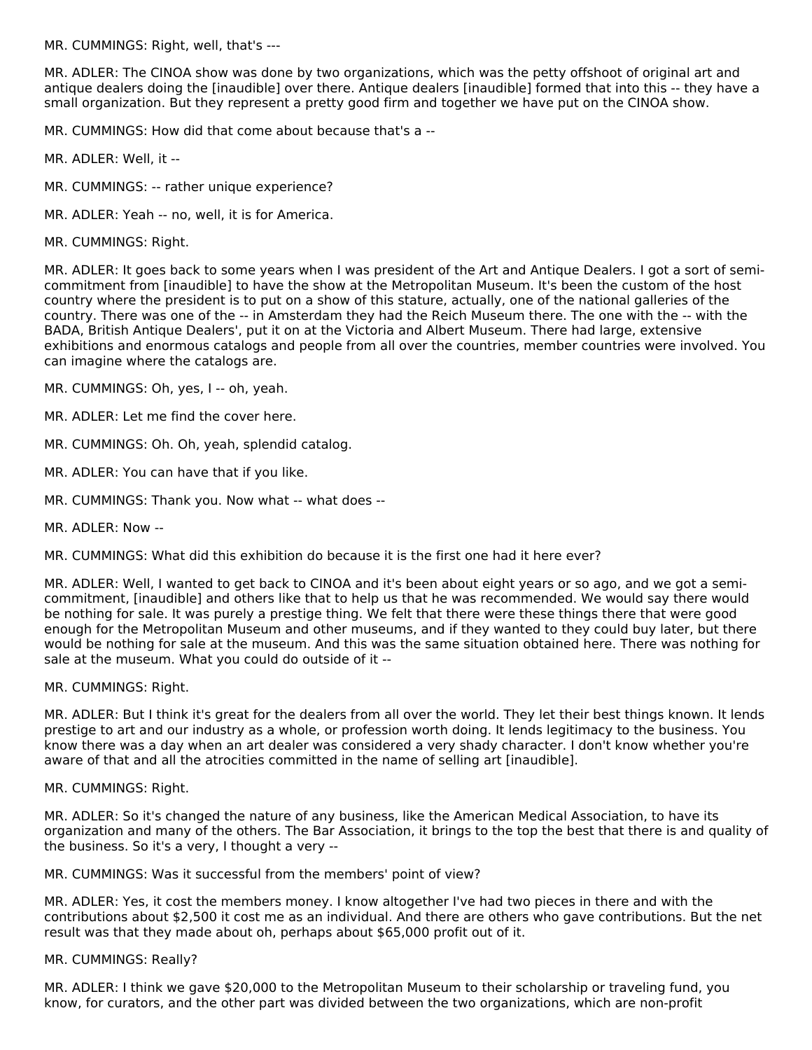MR. CUMMINGS: Right, well, that's ---

MR. ADLER: The CINOA show was done by two organizations, which was the petty offshoot of original art and antique dealers doing the [inaudible] over there. Antique dealers [inaudible] formed that into this -- they have a small organization. But they represent a pretty good firm and together we have put on the CINOA show.

MR. CUMMINGS: How did that come about because that's a --

MR. ADLER: Well, it --

MR. CUMMINGS: -- rather unique experience?

MR. ADLER: Yeah -- no, well, it is for America.

MR. CUMMINGS: Right.

MR. ADLER: It goes back to some years when I was president of the Art and Antique Dealers. I got a sort of semi-commitment from [inaudible] to have the show at the Metropolitan Museum. It's been the custom of the host country where the president is to put on a show of this stature, actually, one of the national galleries of the country. There was one of the -- in Amsterdam they had the Reich Museum there. The one with the -- with the BADA, British Antique Dealers', put it on at the Victoria and Albert Museum. There had large, extensive exhibitions and enormous catalogs and people from all over the countries, member countries were involved. You can imagine where the catalogs are.

MR. CUMMINGS: Oh, yes, I -- oh, yeah.

MR. ADLER: Let me find the cover here.

MR. CUMMINGS: Oh. Oh, yeah, splendid catalog.

MR. ADLER: You can have that if you like.

MR. CUMMINGS: Thank you. Now what -- what does --

MR. ADLER: Now --

MR. CUMMINGS: What did this exhibition do because it is the first one had it here ever?

MR. ADLER: Well, I wanted to get back to CINOA and it's been about eight years or so ago, and we got a semi-commitment, [inaudible] and others like that to help us that he was recommended. We would say there would be nothing for sale. It was purely a prestige thing. We felt that there were these things there that were good enough for the Metropolitan Museum and other museums, and if they wanted to they could buy later, but there would be nothing for sale at the museum. And this was the same situation obtained here. There was nothing for sale at the museum. What you could do outside of it --

MR. CUMMINGS: Right.

MR. ADLER: But I think it's great for the dealers from all over the world. They let their best things known. It lends prestige to art and our industry as a whole, or profession worth doing. It lends legitimacy to the business. You know there was a day when an art dealer was considered a very shady character. I don't know whether you're aware of that and all the atrocities committed in the name of selling art [inaudible].

MR. CUMMINGS: Right.

MR. ADLER: So it's changed the nature of any business, like the American Medical Association, to have its organization and many of the others. The Bar Association, it brings to the top the best that there is and quality of the business. So it's a very, I thought a very --

MR. CUMMINGS: Was it successful from the members' point of view?

MR. ADLER: Yes, it cost the members money. I know altogether I've had two pieces in there and with the contributions about $2,500 it cost me as an individual. And there are others who gave contributions. But the net result was that they made about oh, perhaps about $65,000 profit out of it.

MR. CUMMINGS: Really?

MR. ADLER: I think we gave $20,000 to the Metropolitan Museum to their scholarship or traveling fund, you know, for curators, and the other part was divided between the two organizations, which are non-profit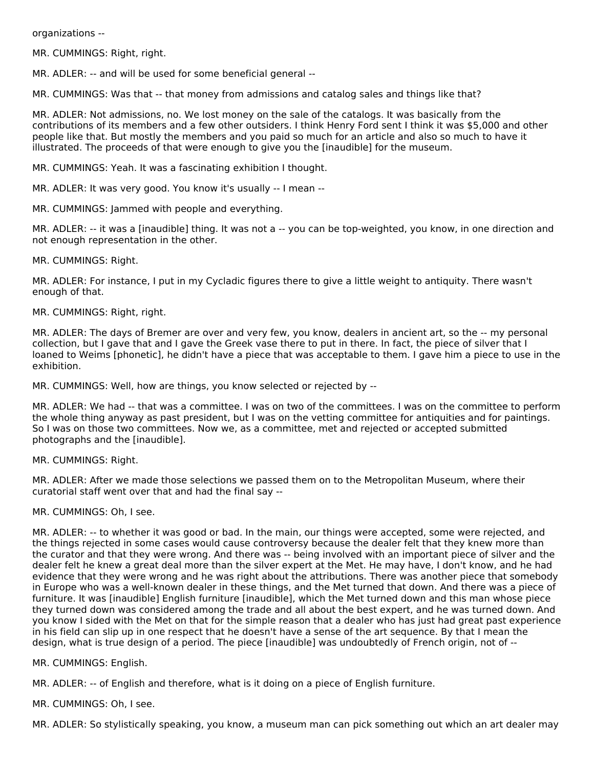organizations --

MR. CUMMINGS: Right, right.

MR. ADLER: -- and will be used for some beneficial general --

MR. CUMMINGS: Was that -- that money from admissions and catalog sales and things like that?

MR. ADLER: Not admissions, no. We lost money on the sale of the catalogs. It was basically from the contributions of its members and a few other outsiders. I think Henry Ford sent I think it was $5,000 and other people like that. But mostly the members and you paid so much for an article and also so much to have it illustrated. The proceeds of that were enough to give you the [inaudible] for the museum.

MR. CUMMINGS: Yeah. It was a fascinating exhibition I thought.

MR. ADLER: It was very good. You know it's usually -- I mean --

MR. CUMMINGS: Jammed with people and everything.

MR. ADLER: -- it was a [inaudible] thing. It was not a -- you can be top-weighted, you know, in one direction and not enough representation in the other.

MR. CUMMINGS: Right.

MR. ADLER: For instance, I put in my Cycladic figures there to give a little weight to antiquity. There wasn't enough of that.

MR. CUMMINGS: Right, right.

MR. ADLER: The days of Bremer are over and very few, you know, dealers in ancient art, so the -- my personal collection, but I gave that and I gave the Greek vase there to put in there. In fact, the piece of silver that I loaned to Weims [phonetic], he didn't have a piece that was acceptable to them. I gave him a piece to use in the exhibition.

MR. CUMMINGS: Well, how are things, you know selected or rejected by --

MR. ADLER: We had -- that was a committee. I was on two of the committees. I was on the committee to perform the whole thing anyway as past president, but I was on the vetting committee for antiquities and for paintings. So I was on those two committees. Now we, as a committee, met and rejected or accepted submitted photographs and the [inaudible].

MR. CUMMINGS: Right.

MR. ADLER: After we made those selections we passed them on to the Metropolitan Museum, where their curatorial staff went over that and had the final say --

MR. CUMMINGS: Oh, I see.

MR. ADLER: -- to whether it was good or bad. In the main, our things were accepted, some were rejected, and the things rejected in some cases would cause controversy because the dealer felt that they knew more than the curator and that they were wrong. And there was -- being involved with an important piece of silver and the dealer felt he knew a great deal more than the silver expert at the Met. He may have, I don't know, and he had evidence that they were wrong and he was right about the attributions. There was another piece that somebody in Europe who was a well-known dealer in these things, and the Met turned that down. And there was a piece of furniture. It was [inaudible] English furniture [inaudible], which the Met turned down and this man whose piece they turned down was considered among the trade and all about the best expert, and he was turned down. And you know I sided with the Met on that for the simple reason that a dealer who has just had great past experience in his field can slip up in one respect that he doesn't have a sense of the art sequence. By that I mean the design, what is true design of a period. The piece [inaudible] was undoubtedly of French origin, not of --

MR. CUMMINGS: English.

MR. ADLER: -- of English and therefore, what is it doing on a piece of English furniture.

MR. CUMMINGS: Oh, I see.

MR. ADLER: So stylistically speaking, you know, a museum man can pick something out which an art dealer may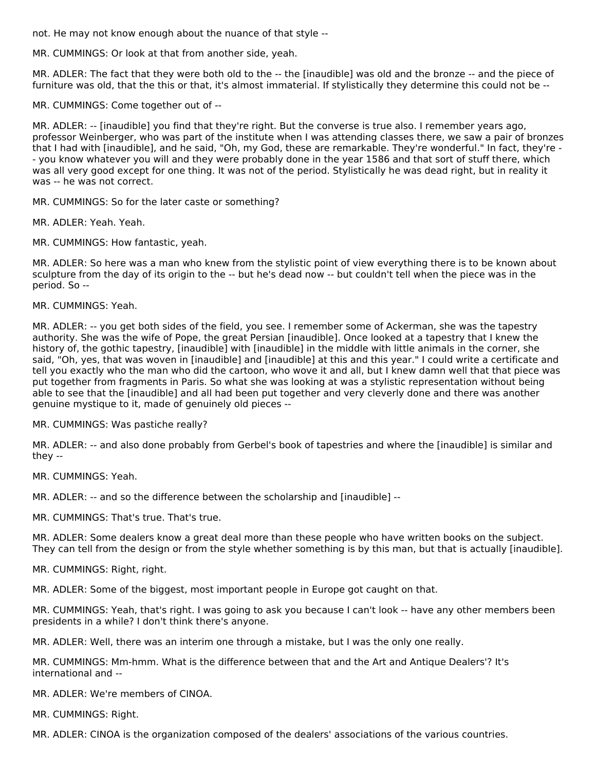not. He may not know enough about the nuance of that style --

MR. CUMMINGS: Or look at that from another side, yeah.

MR. ADLER: The fact that they were both old to the -- the [inaudible] was old and the bronze -- and the piece of furniture was old, that the this or that, it's almost immaterial. If stylistically they determine this could not be --

MR. CUMMINGS: Come together out of --

MR. ADLER: -- [inaudible] you find that they're right. But the converse is true also. I remember years ago, professor Weinberger, who was part of the institute when I was attending classes there, we saw a pair of bronzes that I had with [inaudible], and he said, "Oh, my God, these are remarkable. They're wonderful." In fact, they're -- you know whatever you will and they were probably done in the year 1586 and that sort of stuff there, which was all very good except for one thing. It was not of the period. Stylistically he was dead right, but in reality it was -- he was not correct.

MR. CUMMINGS: So for the later caste or something?

MR. ADLER: Yeah. Yeah.

MR. CUMMINGS: How fantastic, yeah.

MR. ADLER: So here was a man who knew from the stylistic point of view everything there is to be known about sculpture from the day of its origin to the -- but he's dead now -- but couldn't tell when the piece was in the period. So --

MR. CUMMINGS: Yeah.

MR. ADLER: -- you get both sides of the field, you see. I remember some of Ackerman, she was the tapestry authority. She was the wife of Pope, the great Persian [inaudible]. Once looked at a tapestry that I knew the history of, the gothic tapestry, [inaudible] with [inaudible] in the middle with little animals in the corner, she said, "Oh, yes, that was woven in [inaudible] and [inaudible] at this and this year." I could write a certificate and tell you exactly who the man who did the cartoon, who wove it and all, but I knew damn well that that piece was put together from fragments in Paris. So what she was looking at was a stylistic representation without being able to see that the [inaudible] and all had been put together and very cleverly done and there was another genuine mystique to it, made of genuinely old pieces --

MR. CUMMINGS: Was pastiche really?

MR. ADLER: -- and also done probably from Gerbel's book of tapestries and where the [inaudible] is similar and they --

MR. CUMMINGS: Yeah.

MR. ADLER: -- and so the difference between the scholarship and [inaudible] --

MR. CUMMINGS: That's true. That's true.

MR. ADLER: Some dealers know a great deal more than these people who have written books on the subject. They can tell from the design or from the style whether something is by this man, but that is actually [inaudible].

MR. CUMMINGS: Right, right.

MR. ADLER: Some of the biggest, most important people in Europe got caught on that.

MR. CUMMINGS: Yeah, that's right. I was going to ask you because I can't look -- have any other members been presidents in a while? I don't think there's anyone.

MR. ADLER: Well, there was an interim one through a mistake, but I was the only one really.

MR. CUMMINGS: Mm-hmm. What is the difference between that and the Art and Antique Dealers'? It's international and --

MR. ADLER: We're members of CINOA.

MR. CUMMINGS: Right.

MR. ADLER: CINOA is the organization composed of the dealers' associations of the various countries.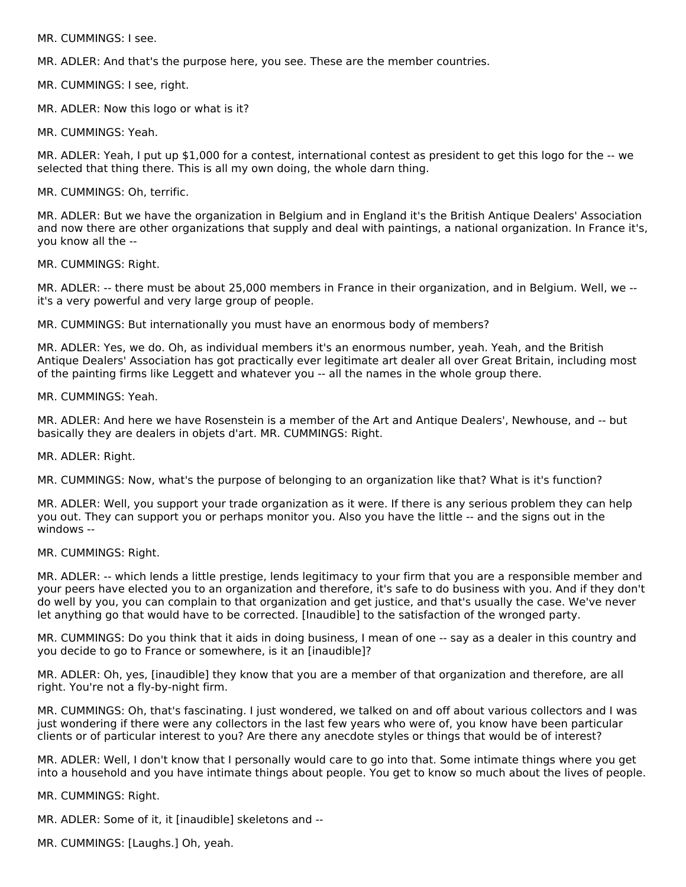MR. CUMMINGS: I see.

MR. ADLER: And that's the purpose here, you see. These are the member countries.

MR. CUMMINGS: I see, right.

MR. ADLER: Now this logo or what is it?

MR. CUMMINGS: Yeah.

MR. ADLER: Yeah, I put up $1,000 for a contest, international contest as president to get this logo for the -- we selected that thing there. This is all my own doing, the whole darn thing.

MR. CUMMINGS: Oh, terrific.

MR. ADLER: But we have the organization in Belgium and in England it's the British Antique Dealers' Association and now there are other organizations that supply and deal with paintings, a national organization. In France it's, you know all the --

MR. CUMMINGS: Right.

MR. ADLER: -- there must be about 25,000 members in France in their organization, and in Belgium. Well, we -- it's a very powerful and very large group of people.

MR. CUMMINGS: But internationally you must have an enormous body of members?

MR. ADLER: Yes, we do. Oh, as individual members it's an enormous number, yeah. Yeah, and the British Antique Dealers' Association has got practically ever legitimate art dealer all over Great Britain, including most of the painting firms like Leggett and whatever you -- all the names in the whole group there.

MR. CUMMINGS: Yeah.

MR. ADLER: And here we have Rosenstein is a member of the Art and Antique Dealers', Newhouse, and -- but basically they are dealers in objets d'art. MR. CUMMINGS: Right.

MR. ADLER: Right.

MR. CUMMINGS: Now, what's the purpose of belonging to an organization like that? What is it's function?

MR. ADLER: Well, you support your trade organization as it were. If there is any serious problem they can help you out. They can support you or perhaps monitor you. Also you have the little -- and the signs out in the windows --

MR. CUMMINGS: Right.

MR. ADLER: -- which lends a little prestige, lends legitimacy to your firm that you are a responsible member and your peers have elected you to an organization and therefore, it's safe to do business with you. And if they don't do well by you, you can complain to that organization and get justice, and that's usually the case. We've never let anything go that would have to be corrected. [Inaudible] to the satisfaction of the wronged party.

MR. CUMMINGS: Do you think that it aids in doing business, I mean of one -- say as a dealer in this country and you decide to go to France or somewhere, is it an [inaudible]?

MR. ADLER: Oh, yes, [inaudible] they know that you are a member of that organization and therefore, are all right. You're not a fly-by-night firm.

MR. CUMMINGS: Oh, that's fascinating. I just wondered, we talked on and off about various collectors and I was just wondering if there were any collectors in the last few years who were of, you know have been particular clients or of particular interest to you? Are there any anecdote styles or things that would be of interest?

MR. ADLER: Well, I don't know that I personally would care to go into that. Some intimate things where you get into a household and you have intimate things about people. You get to know so much about the lives of people.

MR. CUMMINGS: Right.

MR. ADLER: Some of it, it [inaudible] skeletons and --

MR. CUMMINGS: [Laughs.] Oh, yeah.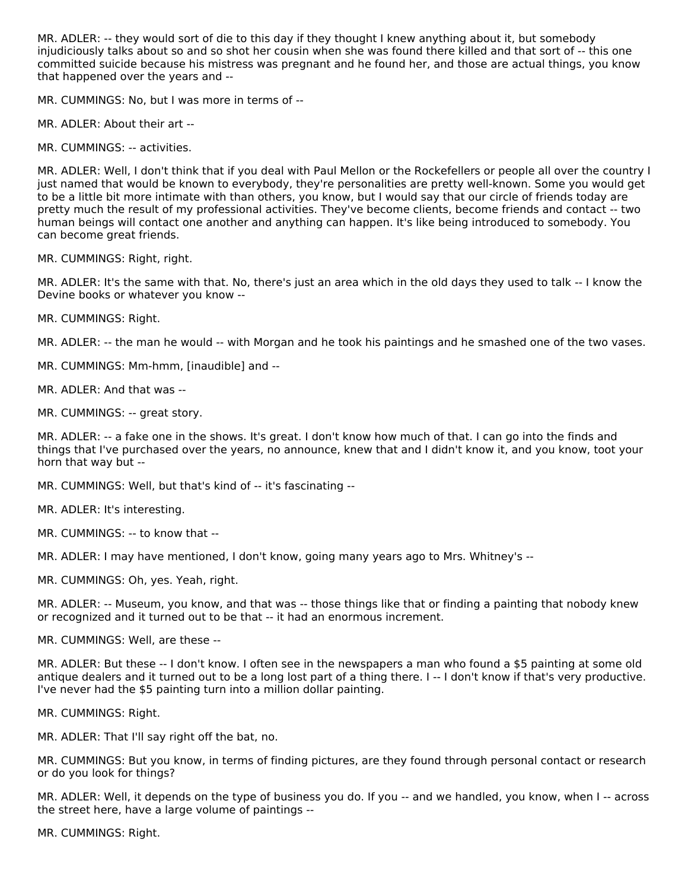MR. ADLER: -- they would sort of die to this day if they thought I knew anything about it, but somebody injudiciously talks about so and so shot her cousin when she was found there killed and that sort of -- this one committed suicide because his mistress was pregnant and he found her, and those are actual things, you know that happened over the years and --

MR. CUMMINGS: No, but I was more in terms of --

MR. ADLER: About their art --

MR. CUMMINGS: -- activities.

MR. ADLER: Well, I don't think that if you deal with Paul Mellon or the Rockefellers or people all over the country I just named that would be known to everybody, they're personalities are pretty well-known. Some you would get to be a little bit more intimate with than others, you know, but I would say that our circle of friends today are pretty much the result of my professional activities. They've become clients, become friends and contact -- two human beings will contact one another and anything can happen. It's like being introduced to somebody. You can become great friends.

MR. CUMMINGS: Right, right.

MR. ADLER: It's the same with that. No, there's just an area which in the old days they used to talk -- I know the Devine books or whatever you know --

MR. CUMMINGS: Right.

MR. ADLER: -- the man he would -- with Morgan and he took his paintings and he smashed one of the two vases.

MR. CUMMINGS: Mm-hmm, [inaudible] and --

MR. ADLER: And that was --

MR. CUMMINGS: -- great story.

MR. ADLER: -- a fake one in the shows. It's great. I don't know how much of that. I can go into the finds and things that I've purchased over the years, no announce, knew that and I didn't know it, and you know, toot your horn that way but --

MR. CUMMINGS: Well, but that's kind of -- it's fascinating --

MR. ADLER: It's interesting.

MR. CUMMINGS: -- to know that --

MR. ADLER: I may have mentioned, I don't know, going many years ago to Mrs. Whitney's --

MR. CUMMINGS: Oh, yes. Yeah, right.

MR. ADLER: -- Museum, you know, and that was -- those things like that or finding a painting that nobody knew or recognized and it turned out to be that -- it had an enormous increment.

MR. CUMMINGS: Well, are these --

MR. ADLER: But these -- I don't know. I often see in the newspapers a man who found a $5 painting at some old antique dealers and it turned out to be a long lost part of a thing there. I -- I don't know if that's very productive. I've never had the $5 painting turn into a million dollar painting.

MR. CUMMINGS: Right.

MR. ADLER: That I'll say right off the bat, no.

MR. CUMMINGS: But you know, in terms of finding pictures, are they found through personal contact or research or do you look for things?

MR. ADLER: Well, it depends on the type of business you do. If you -- and we handled, you know, when I -- across the street here, have a large volume of paintings --

MR. CUMMINGS: Right.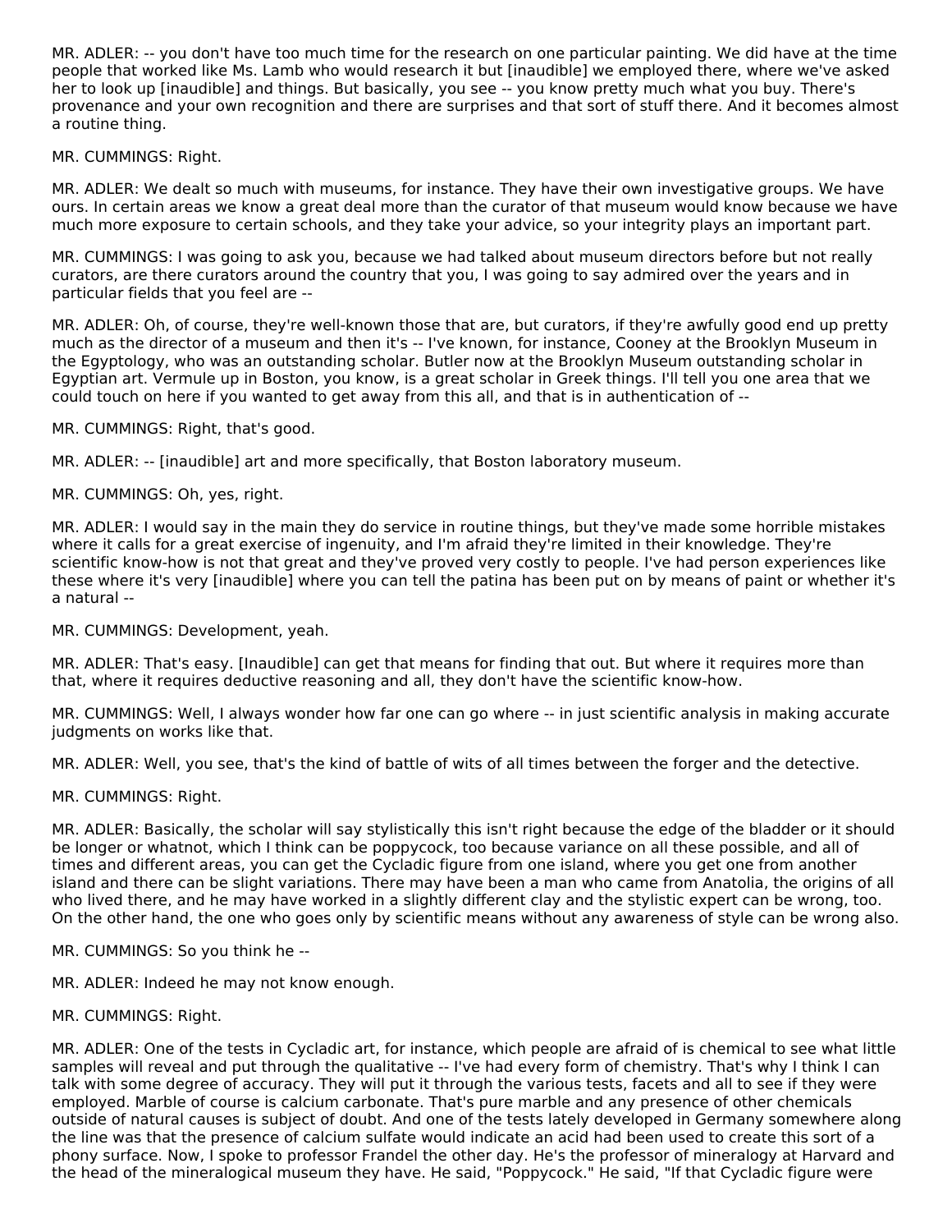MR. ADLER: -- you don't have too much time for the research on one particular painting. We did have at the time people that worked like Ms. Lamb who would research it but [inaudible] we employed there, where we've asked her to look up [inaudible] and things. But basically, you see -- you know pretty much what you buy. There's provenance and your own recognition and there are surprises and that sort of stuff there. And it becomes almost a routine thing.

MR. CUMMINGS: Right.

MR. ADLER: We dealt so much with museums, for instance. They have their own investigative groups. We have ours. In certain areas we know a great deal more than the curator of that museum would know because we have much more exposure to certain schools, and they take your advice, so your integrity plays an important part.

MR. CUMMINGS: I was going to ask you, because we had talked about museum directors before but not really curators, are there curators around the country that you, I was going to say admired over the years and in particular fields that you feel are --

MR. ADLER: Oh, of course, they're well-known those that are, but curators, if they're awfully good end up pretty much as the director of a museum and then it's -- I've known, for instance, Cooney at the Brooklyn Museum in the Egyptology, who was an outstanding scholar. Butler now at the Brooklyn Museum outstanding scholar in Egyptian art. Vermule up in Boston, you know, is a great scholar in Greek things. I'll tell you one area that we could touch on here if you wanted to get away from this all, and that is in authentication of --

MR. CUMMINGS: Right, that's good.

MR. ADLER: -- [inaudible] art and more specifically, that Boston laboratory museum.

MR. CUMMINGS: Oh, yes, right.

MR. ADLER: I would say in the main they do service in routine things, but they've made some horrible mistakes where it calls for a great exercise of ingenuity, and I'm afraid they're limited in their knowledge. They're scientific know-how is not that great and they've proved very costly to people. I've had person experiences like these where it's very [inaudible] where you can tell the patina has been put on by means of paint or whether it's a natural --

MR. CUMMINGS: Development, yeah.

MR. ADLER: That's easy. [Inaudible] can get that means for finding that out. But where it requires more than that, where it requires deductive reasoning and all, they don't have the scientific know-how.

MR. CUMMINGS: Well, I always wonder how far one can go where -- in just scientific analysis in making accurate judgments on works like that.

MR. ADLER: Well, you see, that's the kind of battle of wits of all times between the forger and the detective.

MR. CUMMINGS: Right.

MR. ADLER: Basically, the scholar will say stylistically this isn't right because the edge of the bladder or it should be longer or whatnot, which I think can be poppycock, too because variance on all these possible, and all of times and different areas, you can get the Cycladic figure from one island, where you get one from another island and there can be slight variations. There may have been a man who came from Anatolia, the origins of all who lived there, and he may have worked in a slightly different clay and the stylistic expert can be wrong, too. On the other hand, the one who goes only by scientific means without any awareness of style can be wrong also.

MR. CUMMINGS: So you think he --

MR. ADLER: Indeed he may not know enough.

MR. CUMMINGS: Right.

MR. ADLER: One of the tests in Cycladic art, for instance, which people are afraid of is chemical to see what little samples will reveal and put through the qualitative -- I've had every form of chemistry. That's why I think I can talk with some degree of accuracy. They will put it through the various tests, facets and all to see if they were employed. Marble of course is calcium carbonate. That's pure marble and any presence of other chemicals outside of natural causes is subject of doubt. And one of the tests lately developed in Germany somewhere along the line was that the presence of calcium sulfate would indicate an acid had been used to create this sort of a phony surface. Now, I spoke to professor Frandel the other day. He's the professor of mineralogy at Harvard and the head of the mineralogical museum they have. He said, "Poppycock." He said, "If that Cycladic figure were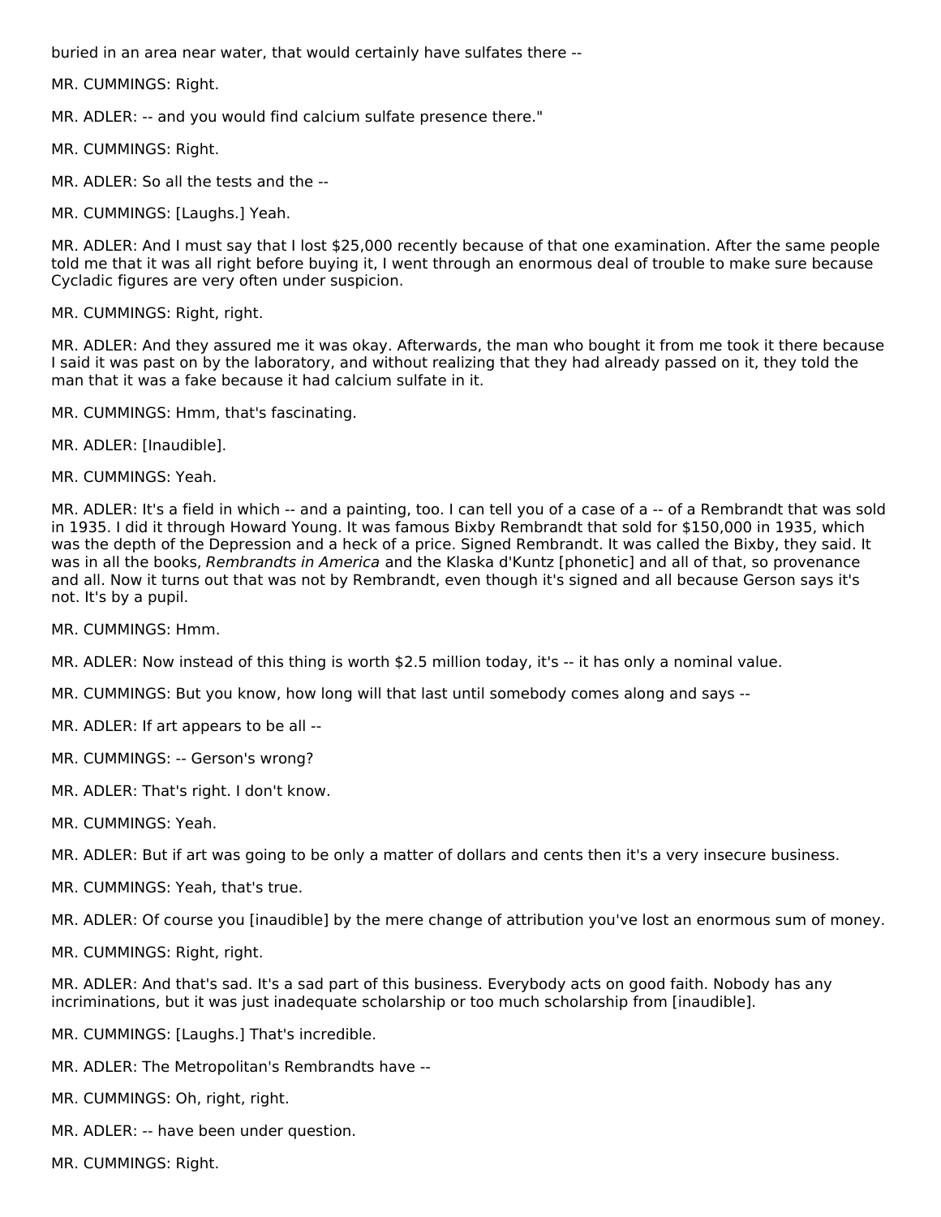buried in an area near water, that would certainly have sulfates there --

MR. CUMMINGS: Right.

MR. ADLER: -- and you would find calcium sulfate presence there."

MR. CUMMINGS: Right.

MR. ADLER: So all the tests and the --

MR. CUMMINGS: [Laughs.] Yeah.

MR. ADLER: And I must say that I lost $25,000 recently because of that one examination. After the same people told me that it was all right before buying it, I went through an enormous deal of trouble to make sure because Cycladic figures are very often under suspicion.

MR. CUMMINGS: Right, right.

MR. ADLER: And they assured me it was okay. Afterwards, the man who bought it from me took it there because I said it was past on by the laboratory, and without realizing that they had already passed on it, they told the man that it was a fake because it had calcium sulfate in it.

MR. CUMMINGS: Hmm, that's fascinating.

MR. ADLER: [Inaudible].

MR. CUMMINGS: Yeah.

MR. ADLER: It's a field in which -- and a painting, too. I can tell you of a case of a -- of a Rembrandt that was sold in 1935. I did it through Howard Young. It was famous Bixby Rembrandt that sold for $150,000 in 1935, which was the depth of the Depression and a heck of a price. Signed Rembrandt. It was called the Bixby, they said. It was in all the books, *Rembrandts in America* and the Klaska d'Kuntz [phonetic] and all of that, so provenance and all. Now it turns out that was not by Rembrandt, even though it's signed and all because Gerson says it's not. It's by a pupil.

MR. CUMMINGS: Hmm.

MR. ADLER: Now instead of this thing is worth $2.5 million today, it's -- it has only a nominal value.

MR. CUMMINGS: But you know, how long will that last until somebody comes along and says --

MR. ADLER: If art appears to be all --

MR. CUMMINGS: -- Gerson's wrong?

MR. ADLER: That's right. I don't know.

MR. CUMMINGS: Yeah.

MR. ADLER: But if art was going to be only a matter of dollars and cents then it's a very insecure business.

MR. CUMMINGS: Yeah, that's true.

MR. ADLER: Of course you [inaudible] by the mere change of attribution you've lost an enormous sum of money.

MR. CUMMINGS: Right, right.

MR. ADLER: And that's sad. It's a sad part of this business. Everybody acts on good faith. Nobody has any incriminations, but it was just inadequate scholarship or too much scholarship from [inaudible].

MR. CUMMINGS: [Laughs.] That's incredible.

MR. ADLER: The Metropolitan's Rembrandts have --

MR. CUMMINGS: Oh, right, right.

MR. ADLER: -- have been under question.

MR. CUMMINGS: Right.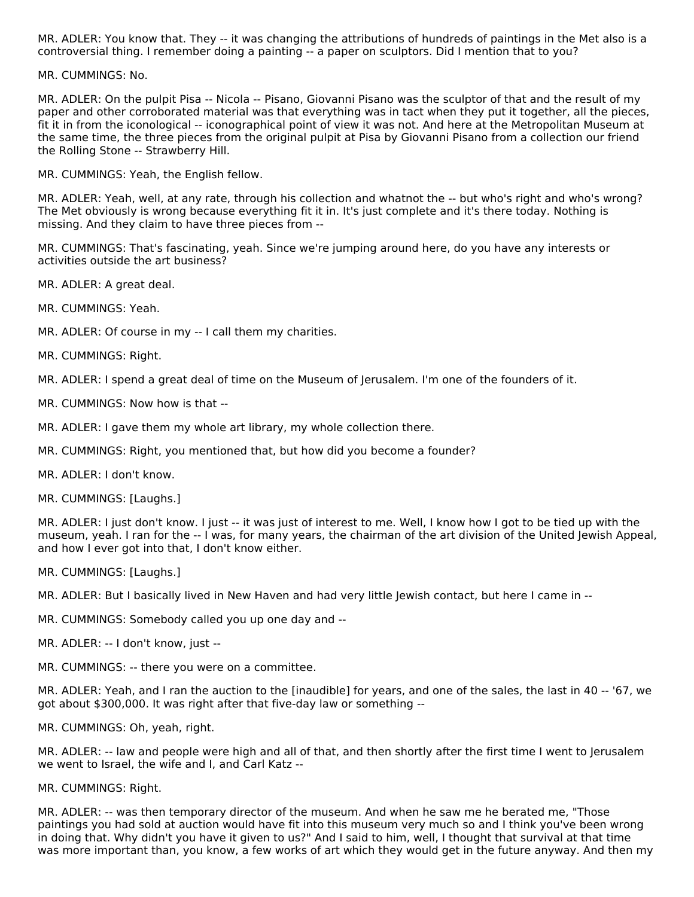MR. ADLER: You know that. They -- it was changing the attributions of hundreds of paintings in the Met also is a controversial thing. I remember doing a painting -- a paper on sculptors. Did I mention that to you?

MR. CUMMINGS: No.

MR. ADLER: On the pulpit Pisa -- Nicola -- Pisano, Giovanni Pisano was the sculptor of that and the result of my paper and other corroborated material was that everything was in tact when they put it together, all the pieces, fit it in from the iconological -- iconographical point of view it was not. And here at the Metropolitan Museum at the same time, the three pieces from the original pulpit at Pisa by Giovanni Pisano from a collection our friend the Rolling Stone -- Strawberry Hill.

MR. CUMMINGS: Yeah, the English fellow.

MR. ADLER: Yeah, well, at any rate, through his collection and whatnot the -- but who's right and who's wrong? The Met obviously is wrong because everything fit it in. It's just complete and it's there today. Nothing is missing. And they claim to have three pieces from --

MR. CUMMINGS: That's fascinating, yeah. Since we're jumping around here, do you have any interests or activities outside the art business?

MR. ADLER: A great deal.

MR. CUMMINGS: Yeah.

MR. ADLER: Of course in my -- I call them my charities.

MR. CUMMINGS: Right.

MR. ADLER: I spend a great deal of time on the Museum of Jerusalem. I'm one of the founders of it.

MR. CUMMINGS: Now how is that --

MR. ADLER: I gave them my whole art library, my whole collection there.

MR. CUMMINGS: Right, you mentioned that, but how did you become a founder?

MR. ADLER: I don't know.

MR. CUMMINGS: [Laughs.]

MR. ADLER: I just don't know. I just -- it was just of interest to me. Well, I know how I got to be tied up with the museum, yeah. I ran for the -- I was, for many years, the chairman of the art division of the United Jewish Appeal, and how I ever got into that, I don't know either.

MR. CUMMINGS: [Laughs.]

MR. ADLER: But I basically lived in New Haven and had very little Jewish contact, but here I came in --

MR. CUMMINGS: Somebody called you up one day and --

MR. ADLER: -- I don't know, just --

MR. CUMMINGS: -- there you were on a committee.

MR. ADLER: Yeah, and I ran the auction to the [inaudible] for years, and one of the sales, the last in 40 -- '67, we got about $300,000. It was right after that five-day law or something --

MR. CUMMINGS: Oh, yeah, right.

MR. ADLER: -- law and people were high and all of that, and then shortly after the first time I went to Jerusalem we went to Israel, the wife and I, and Carl Katz --

MR. CUMMINGS: Right.

MR. ADLER: -- was then temporary director of the museum. And when he saw me he berated me, "Those paintings you had sold at auction would have fit into this museum very much so and I think you've been wrong in doing that. Why didn't you have it given to us?" And I said to him, well, I thought that survival at that time was more important than, you know, a few works of art which they would get in the future anyway. And then my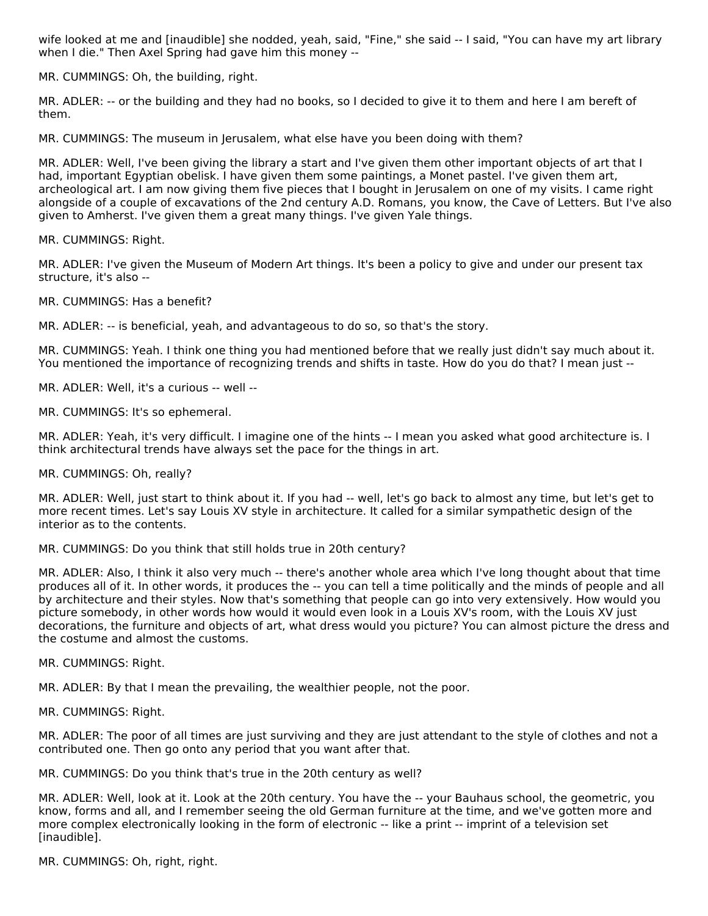wife looked at me and [inaudible] she nodded, yeah, said, "Fine," she said -- I said, "You can have my art library when I die." Then Axel Spring had gave him this money --

MR. CUMMINGS: Oh, the building, right.

MR. ADLER: -- or the building and they had no books, so I decided to give it to them and here I am bereft of them.

MR. CUMMINGS: The museum in Jerusalem, what else have you been doing with them?

MR. ADLER: Well, I've been giving the library a start and I've given them other important objects of art that I had, important Egyptian obelisk. I have given them some paintings, a Monet pastel. I've given them art, archeological art. I am now giving them five pieces that I bought in Jerusalem on one of my visits. I came right alongside of a couple of excavations of the 2nd century A.D. Romans, you know, the Cave of Letters. But I've also given to Amherst. I've given them a great many things. I've given Yale things.

MR. CUMMINGS: Right.

MR. ADLER: I've given the Museum of Modern Art things. It's been a policy to give and under our present tax structure, it's also --

MR. CUMMINGS: Has a benefit?

MR. ADLER: -- is beneficial, yeah, and advantageous to do so, so that's the story.

MR. CUMMINGS: Yeah. I think one thing you had mentioned before that we really just didn't say much about it. You mentioned the importance of recognizing trends and shifts in taste. How do you do that? I mean just --

MR. ADLER: Well, it's a curious -- well --

MR. CUMMINGS: It's so ephemeral.

MR. ADLER: Yeah, it's very difficult. I imagine one of the hints -- I mean you asked what good architecture is. I think architectural trends have always set the pace for the things in art.

MR. CUMMINGS: Oh, really?

MR. ADLER: Well, just start to think about it. If you had -- well, let's go back to almost any time, but let's get to more recent times. Let's say Louis XV style in architecture. It called for a similar sympathetic design of the interior as to the contents.

MR. CUMMINGS: Do you think that still holds true in 20th century?

MR. ADLER: Also, I think it also very much -- there's another whole area which I've long thought about that time produces all of it. In other words, it produces the -- you can tell a time politically and the minds of people and all by architecture and their styles. Now that's something that people can go into very extensively. How would you picture somebody, in other words how would it would even look in a Louis XV's room, with the Louis XV just decorations, the furniture and objects of art, what dress would you picture? You can almost picture the dress and the costume and almost the customs.

MR. CUMMINGS: Right.

MR. ADLER: By that I mean the prevailing, the wealthier people, not the poor.

MR. CUMMINGS: Right.

MR. ADLER: The poor of all times are just surviving and they are just attendant to the style of clothes and not a contributed one. Then go onto any period that you want after that.

MR. CUMMINGS: Do you think that's true in the 20th century as well?

MR. ADLER: Well, look at it. Look at the 20th century. You have the -- your Bauhaus school, the geometric, you know, forms and all, and I remember seeing the old German furniture at the time, and we've gotten more and more complex electronically looking in the form of electronic -- like a print -- imprint of a television set [inaudible].

MR. CUMMINGS: Oh, right, right.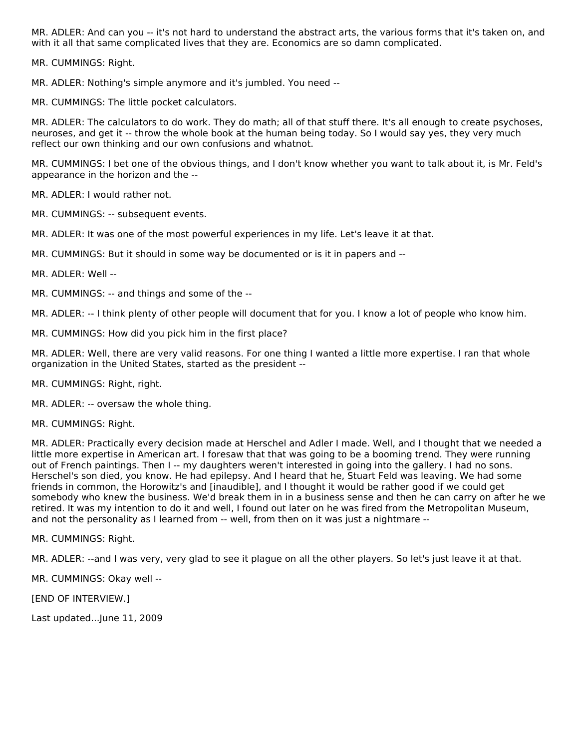MR. ADLER: And can you -- it's not hard to understand the abstract arts, the various forms that it's taken on, and with it all that same complicated lives that they are. Economics are so damn complicated.

MR. CUMMINGS: Right.

MR. ADLER: Nothing's simple anymore and it's jumbled. You need --

MR. CUMMINGS: The little pocket calculators.

MR. ADLER: The calculators to do work. They do math; all of that stuff there. It's all enough to create psychoses, neuroses, and get it -- throw the whole book at the human being today. So I would say yes, they very much reflect our own thinking and our own confusions and whatnot.

MR. CUMMINGS: I bet one of the obvious things, and I don't know whether you want to talk about it, is Mr. Feld's appearance in the horizon and the --

MR. ADLER: I would rather not.

MR. CUMMINGS: -- subsequent events.

MR. ADLER: It was one of the most powerful experiences in my life. Let's leave it at that.

MR. CUMMINGS: But it should in some way be documented or is it in papers and --

MR. ADLER: Well --

MR. CUMMINGS: -- and things and some of the --

MR. ADLER: -- I think plenty of other people will document that for you. I know a lot of people who know him.

MR. CUMMINGS: How did you pick him in the first place?

MR. ADLER: Well, there are very valid reasons. For one thing I wanted a little more expertise. I ran that whole organization in the United States, started as the president --

MR. CUMMINGS: Right, right.

MR. ADLER: -- oversaw the whole thing.

MR. CUMMINGS: Right.

MR. ADLER: Practically every decision made at Herschel and Adler I made. Well, and I thought that we needed a little more expertise in American art. I foresaw that that was going to be a booming trend. They were running out of French paintings. Then I -- my daughters weren't interested in going into the gallery. I had no sons. Herschel's son died, you know. He had epilepsy. And I heard that he, Stuart Feld was leaving. We had some friends in common, the Horowitz's and [inaudible], and I thought it would be rather good if we could get somebody who knew the business. We'd break them in in a business sense and then he can carry on after he we retired. It was my intention to do it and well, I found out later on he was fired from the Metropolitan Museum, and not the personality as I learned from -- well, from then on it was just a nightmare --

MR. CUMMINGS: Right.

MR. ADLER: --and I was very, very glad to see it plague on all the other players. So let's just leave it at that.

MR. CUMMINGS: Okay well --

[END OF INTERVIEW.]

Last updated...June 11, 2009